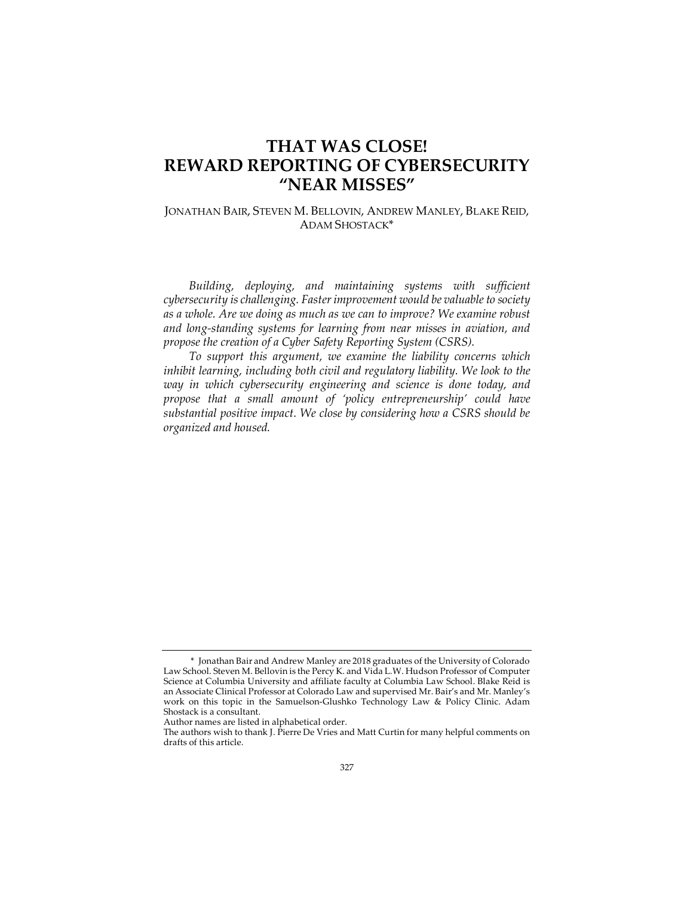# THAT WAS CLOSE! REWARD REPORTING OF CYBERSECURITY "NEAR MISSES"

JONATHAN BAIR, STEVEN M. BELLOVIN, ANDREW MANLEY, BLAKE REID, ADAM SHOSTACK*

*Building, deploying, and maintaining systems with sufficient cybersecurity is challenging. Faster improvement would be valuable to society as a whole. Are we doing as much as we can to improve? We examine robust and long-standing systems for learning from near misses in aviation, and propose the creation of a Cyber Safety Reporting System (CSRS).*

*To support this argument, we examine the liability concerns which inhibit learning, including both civil and regulatory liability. We look to the way in which cybersecurity engineering and science is done today, and propose that a small amount of 'policy entrepreneurship' could have substantial positive impact. We close by considering how a CSRS should be organized and housed.*

---

\* Jonathan Bair and Andrew Manley are 2018 graduates of the University of Colorado Law School. Steven M. Bellovin is the Percy K. and Vida L.W. Hudson Professor of Computer Science at Columbia University and affiliate faculty at Columbia Law School. Blake Reid is an Associate Clinical Professor at Colorado Law and supervised Mr. Bair's and Mr. Manley's work on this topic in the Samuelson-Glushko Technology Law & Policy Clinic. Adam Shostack is a consultant.

Author names are listed in alphabetical order.

The authors wish to thank J. Pierre De Vries and Matt Curtin for many helpful comments on drafts of this article.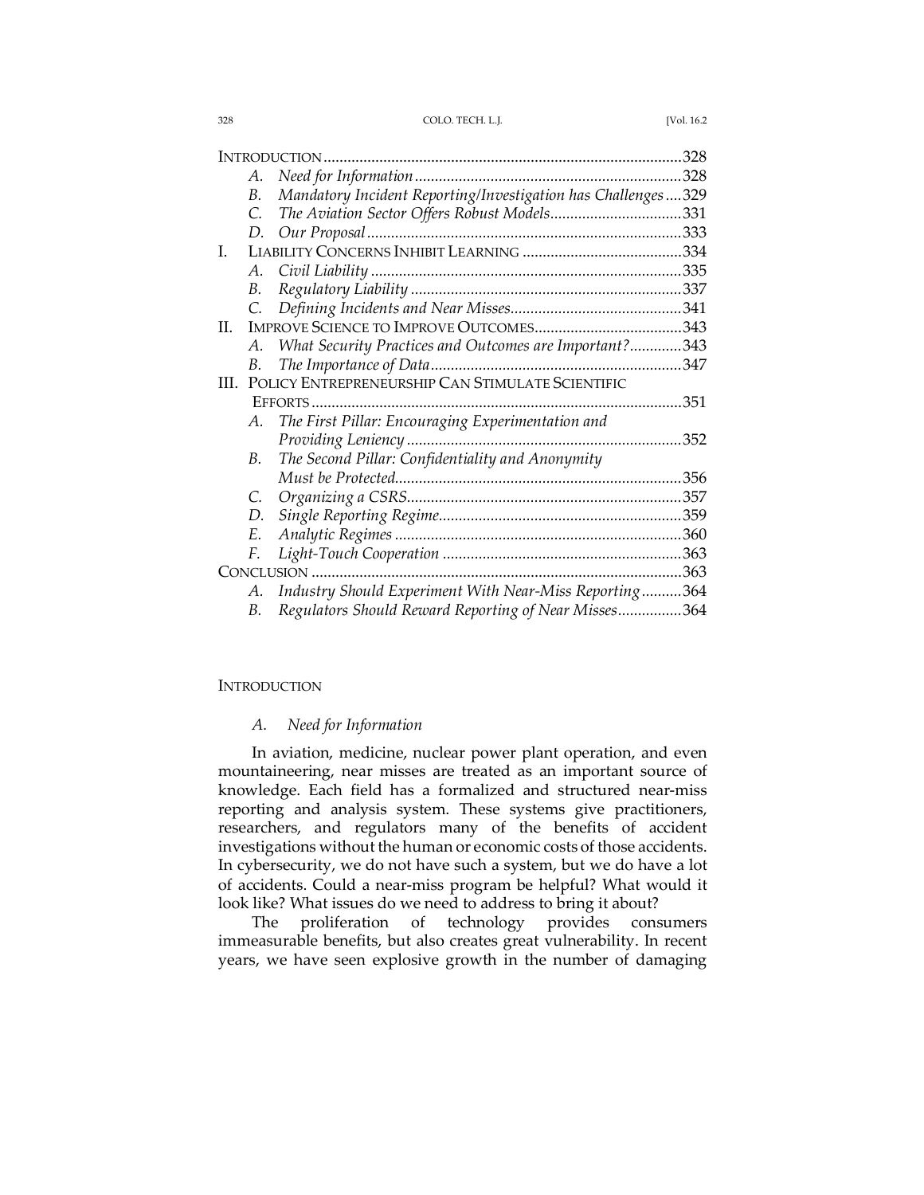- INTRODUCTION .......... 328
  - A. *Need for Information* .......... 328
  - B. *Mandatory Incident Reporting/Investigation has Challenges* .......... 329
  - C. *The Aviation Sector Offers Robust Models* .......... 331
  - D. *Our Proposal* .......... 333
- I. LIABILITY CONCERNS INHIBIT LEARNING .......... 334
  - A. *Civil Liability* .......... 335
  - B. *Regulatory Liability* .......... 337
  - C. *Defining Incidents and Near Misses* .......... 341
- II. IMPROVE SCIENCE TO IMPROVE OUTCOMES .......... 343
  - A. *What Security Practices and Outcomes are Important?* .......... 343
  - B. *The Importance of Data* .......... 347
- III. POLICY ENTREPRENEURSHIP CAN STIMULATE SCIENTIFIC EFFORTS .......... 351
  - A. *The First Pillar: Encouraging Experimentation and Providing Leniency* .......... 352
  - B. *The Second Pillar: Confidentiality and Anonymity Must be Protected* .......... 356
  - C. *Organizing a CSRS* .......... 357
  - D. *Single Reporting Regime* .......... 359
  - E. *Analytic Regimes* .......... 360
  - F. *Light-Touch Cooperation* .......... 363
- CONCLUSION .......... 363
  - A. *Industry Should Experiment With Near-Miss Reporting* .......... 364
  - B. *Regulators Should Reward Reporting of Near Misses* .......... 364

## INTRODUCTION

### *A. Need for Information*

In aviation, medicine, nuclear power plant operation, and even mountaineering, near misses are treated as an important source of knowledge. Each field has a formalized and structured near-miss reporting and analysis system. These systems give practitioners, researchers, and regulators many of the benefits of accident investigations without the human or economic costs of those accidents. In cybersecurity, we do not have such a system, but we do have a lot of accidents. Could a near-miss program be helpful? What would it look like? What issues do we need to address to bring it about?

The proliferation of technology provides consumers immeasurable benefits, but also creates great vulnerability. In recent years, we have seen explosive growth in the number of damaging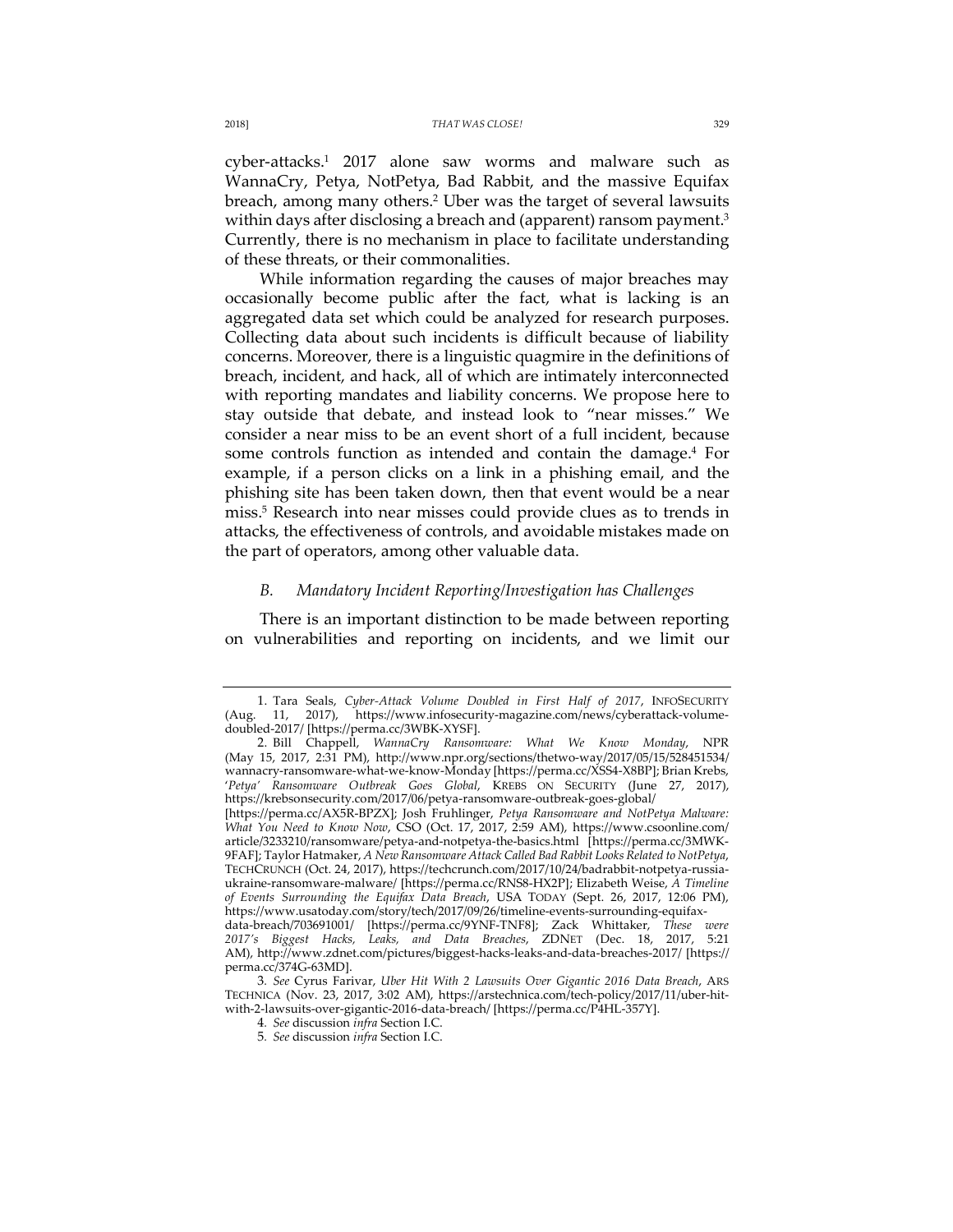cyber-attacks.[1] 2017 alone saw worms and malware such as WannaCry, Petya, NotPetya, Bad Rabbit, and the massive Equifax breach, among many others.[2] Uber was the target of several lawsuits within days after disclosing a breach and (apparent) ransom payment.[3] Currently, there is no mechanism in place to facilitate understanding of these threats, or their commonalities.

While information regarding the causes of major breaches may occasionally become public after the fact, what is lacking is an aggregated data set which could be analyzed for research purposes. Collecting data about such incidents is difficult because of liability concerns. Moreover, there is a linguistic quagmire in the definitions of breach, incident, and hack, all of which are intimately interconnected with reporting mandates and liability concerns. We propose here to stay outside that debate, and instead look to "near misses." We consider a near miss to be an event short of a full incident, because some controls function as intended and contain the damage.[4] For example, if a person clicks on a link in a phishing email, and the phishing site has been taken down, then that event would be a near miss.[5] Research into near misses could provide clues as to trends in attacks, the effectiveness of controls, and avoidable mistakes made on the part of operators, among other valuable data.

### *B. Mandatory Incident Reporting/Investigation has Challenges*

There is an important distinction to be made between reporting on vulnerabilities and reporting on incidents, and we limit our

---

1. Tara Seals, *Cyber-Attack Volume Doubled in First Half of 2017*, INFOSECURITY (Aug. 11, 2017), https://www.infosecurity-magazine.com/news/cyberattack-volume-doubled-2017/ [https://perma.cc/3WBK-XYSF].

2. Bill Chappell, *WannaCry Ransomware: What We Know Monday*, NPR (May 15, 2017, 2:31 PM), http://www.npr.org/sections/thetwo-way/2017/05/15/528451534/wannacry-ransomware-what-we-know-Monday [https://perma.cc/XSS4-X8BP]; Brian Krebs, '*Petya' Ransomware Outbreak Goes Global*, KREBS ON SECURITY (June 27, 2017), https://krebsonsecurity.com/2017/06/petya-ransomware-outbreak-goes-global/ [https://perma.cc/AX5R-BPZX]; Josh Fruhlinger, *Petya Ransomware and NotPetya Malware: What You Need to Know Now*, CSO (Oct. 17, 2017, 2:59 AM), https://www.csoonline.com/article/3233210/ransomware/petya-and-notpetya-the-basics.html [https://perma.cc/3MWK-9FAF]; Taylor Hatmaker, *A New Ransomware Attack Called Bad Rabbit Looks Related to NotPetya*, TECHCRUNCH (Oct. 24, 2017), https://techcrunch.com/2017/10/24/badrabbit-notpetya-russia-ukraine-ransomware-malware/ [https://perma.cc/RNS8-HX2P]; Elizabeth Weise, *A Timeline of Events Surrounding the Equifax Data Breach*, USA TODAY (Sept. 26, 2017, 12:06 PM), https://www.usatoday.com/story/tech/2017/09/26/timeline-events-surrounding-equifax-data-breach/703691001/ [https://perma.cc/9YNF-TNF8]; Zack Whittaker, *These were 2017's Biggest Hacks, Leaks, and Data Breaches*, ZDNET (Dec. 18, 2017, 5:21 AM), http://www.zdnet.com/pictures/biggest-hacks-leaks-and-data-breaches-2017/ [https://perma.cc/374G-63MD].

3. *See* Cyrus Farivar, *Uber Hit With 2 Lawsuits Over Gigantic 2016 Data Breach*, ARS TECHNICA (Nov. 23, 2017, 3:02 AM), https://arstechnica.com/tech-policy/2017/11/uber-hit-with-2-lawsuits-over-gigantic-2016-data-breach/ [https://perma.cc/P4HL-357Y].

4. *See* discussion *infra* Section I.C.

5. *See* discussion *infra* Section I.C.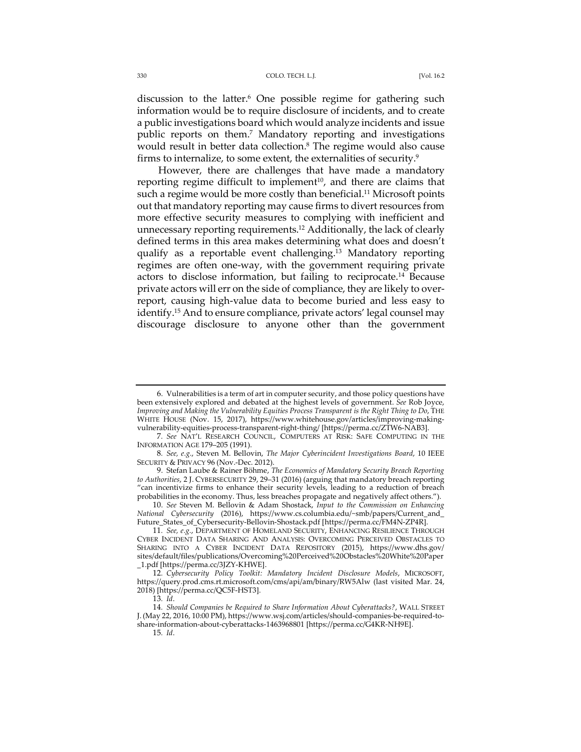discussion to the latter.[6] One possible regime for gathering such information would be to require disclosure of incidents, and to create a public investigations board which would analyze incidents and issue public reports on them.[7] Mandatory reporting and investigations would result in better data collection.[8] The regime would also cause firms to internalize, to some extent, the externalities of security.[9]

However, there are challenges that have made a mandatory reporting regime difficult to implement[10], and there are claims that such a regime would be more costly than beneficial.[11] Microsoft points out that mandatory reporting may cause firms to divert resources from more effective security measures to complying with inefficient and unnecessary reporting requirements.[12] Additionally, the lack of clearly defined terms in this area makes determining what does and doesn't qualify as a reportable event challenging.[13] Mandatory reporting regimes are often one-way, with the government requiring private actors to disclose information, but failing to reciprocate.[14] Because private actors will err on the side of compliance, they are likely to over-report, causing high-value data to become buried and less easy to identify.[15] And to ensure compliance, private actors' legal counsel may discourage disclosure to anyone other than the government

---

6. Vulnerabilities is a term of art in computer security, and those policy questions have been extensively explored and debated at the highest levels of government. *See* Rob Joyce, *Improving and Making the Vulnerability Equities Process Transparent is the Right Thing to Do*, THE WHITE HOUSE (Nov. 15, 2017), https://www.whitehouse.gov/articles/improving-making-vulnerability-equities-process-transparent-right-thing/ [https://perma.cc/ZTW6-NAB3].

7. *See* NAT'L RESEARCH COUNCIL, COMPUTERS AT RISK: SAFE COMPUTING IN THE INFORMATION AGE 179–205 (1991).

8. *See, e.g.*, Steven M. Bellovin, *The Major Cyberincident Investigations Board*, 10 IEEE SECURITY & PRIVACY 96 (Nov.-Dec. 2012).

9. Stefan Laube & Rainer Böhme, *The Economics of Mandatory Security Breach Reporting to Authorities*, 2 J. CYBERSECURITY 29, 29–31 (2016) (arguing that mandatory breach reporting "can incentivize firms to enhance their security levels, leading to a reduction of breach probabilities in the economy. Thus, less breaches propagate and negatively affect others.").

10. *See* Steven M. Bellovin & Adam Shostack, *Input to the Commission on Enhancing National Cybersecurity* (2016), https://www.cs.columbia.edu/~smb/papers/Current_and_Future_States_of_Cybersecurity-Bellovin-Shostack.pdf [https://perma.cc/FM4N-ZP4R].

11. *See, e.g.*, DEPARTMENT OF HOMELAND SECURITY, ENHANCING RESILIENCE THROUGH CYBER INCIDENT DATA SHARING AND ANALYSIS: OVERCOMING PERCEIVED OBSTACLES TO SHARING INTO A CYBER INCIDENT DATA REPOSITORY (2015), https://www.dhs.gov/sites/default/files/publications/Overcoming%20Perceived%20Obstacles%20White%20Paper_1.pdf [https://perma.cc/3JZY-KHWE].

12. *Cybersecurity Policy Toolkit: Mandatory Incident Disclosure Models*, MICROSOFT, https://query.prod.cms.rt.microsoft.com/cms/api/am/binary/RW5Alw (last visited Mar. 24, 2018) [https://perma.cc/QC5F-HST3].

13. *Id*.

14. *Should Companies be Required to Share Information About Cyberattacks?*, WALL STREET J. (May 22, 2016, 10:00 PM), https://www.wsj.com/articles/should-companies-be-required-to-share-information-about-cyberattacks-1463968801 [https://perma.cc/G4KR-NH9E].

15. *Id*.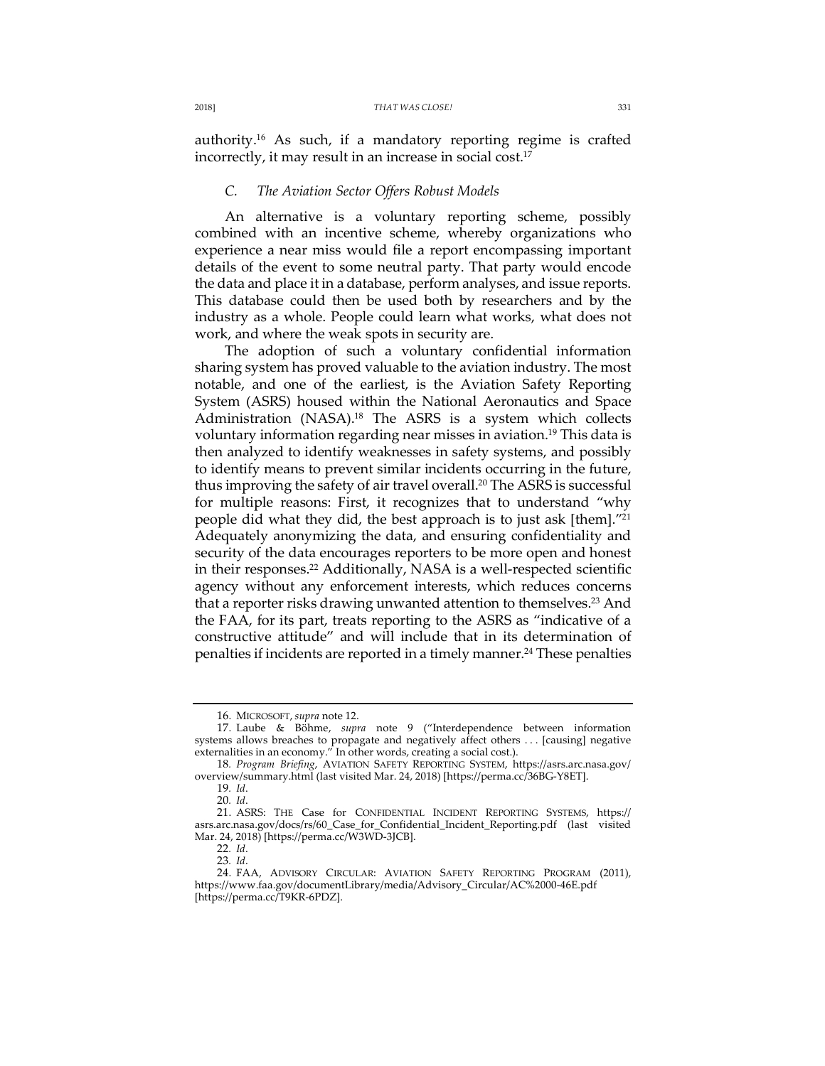authority.[16] As such, if a mandatory reporting regime is crafted incorrectly, it may result in an increase in social cost.[17]

### *C. The Aviation Sector Offers Robust Models*

An alternative is a voluntary reporting scheme, possibly combined with an incentive scheme, whereby organizations who experience a near miss would file a report encompassing important details of the event to some neutral party. That party would encode the data and place it in a database, perform analyses, and issue reports. This database could then be used both by researchers and by the industry as a whole. People could learn what works, what does not work, and where the weak spots in security are.

The adoption of such a voluntary confidential information sharing system has proved valuable to the aviation industry. The most notable, and one of the earliest, is the Aviation Safety Reporting System (ASRS) housed within the National Aeronautics and Space Administration (NASA).[18] The ASRS is a system which collects voluntary information regarding near misses in aviation.[19] This data is then analyzed to identify weaknesses in safety systems, and possibly to identify means to prevent similar incidents occurring in the future, thus improving the safety of air travel overall.[20] The ASRS is successful for multiple reasons: First, it recognizes that to understand "why people did what they did, the best approach is to just ask [them]."[21] Adequately anonymizing the data, and ensuring confidentiality and security of the data encourages reporters to be more open and honest in their responses.[22] Additionally, NASA is a well-respected scientific agency without any enforcement interests, which reduces concerns that a reporter risks drawing unwanted attention to themselves.[23] And the FAA, for its part, treats reporting to the ASRS as "indicative of a constructive attitude" and will include that in its determination of penalties if incidents are reported in a timely manner.[24] These penalties

---

16. MICROSOFT, *supra* note 12.

17. Laube & Böhme, *supra* note 9 ("Interdependence between information systems allows breaches to propagate and negatively affect others . . . [causing] negative externalities in an economy." In other words, creating a social cost.).

18. *Program Briefing*, AVIATION SAFETY REPORTING SYSTEM, https://asrs.arc.nasa.gov/overview/summary.html (last visited Mar. 24, 2018) [https://perma.cc/36BG-Y8ET].

19. *Id*.

20. *Id*.

21. ASRS: THE Case for CONFIDENTIAL INCIDENT REPORTING SYSTEMS, https://asrs.arc.nasa.gov/docs/rs/60_Case_for_Confidential_Incident_Reporting.pdf (last visited Mar. 24, 2018) [https://perma.cc/W3WD-3JCB].

22. *Id*.

23. *Id*.

24. FAA, ADVISORY CIRCULAR: AVIATION SAFETY REPORTING PROGRAM (2011), https://www.faa.gov/documentLibrary/media/Advisory_Circular/AC%2000-46E.pdf [https://perma.cc/T9KR-6PDZ].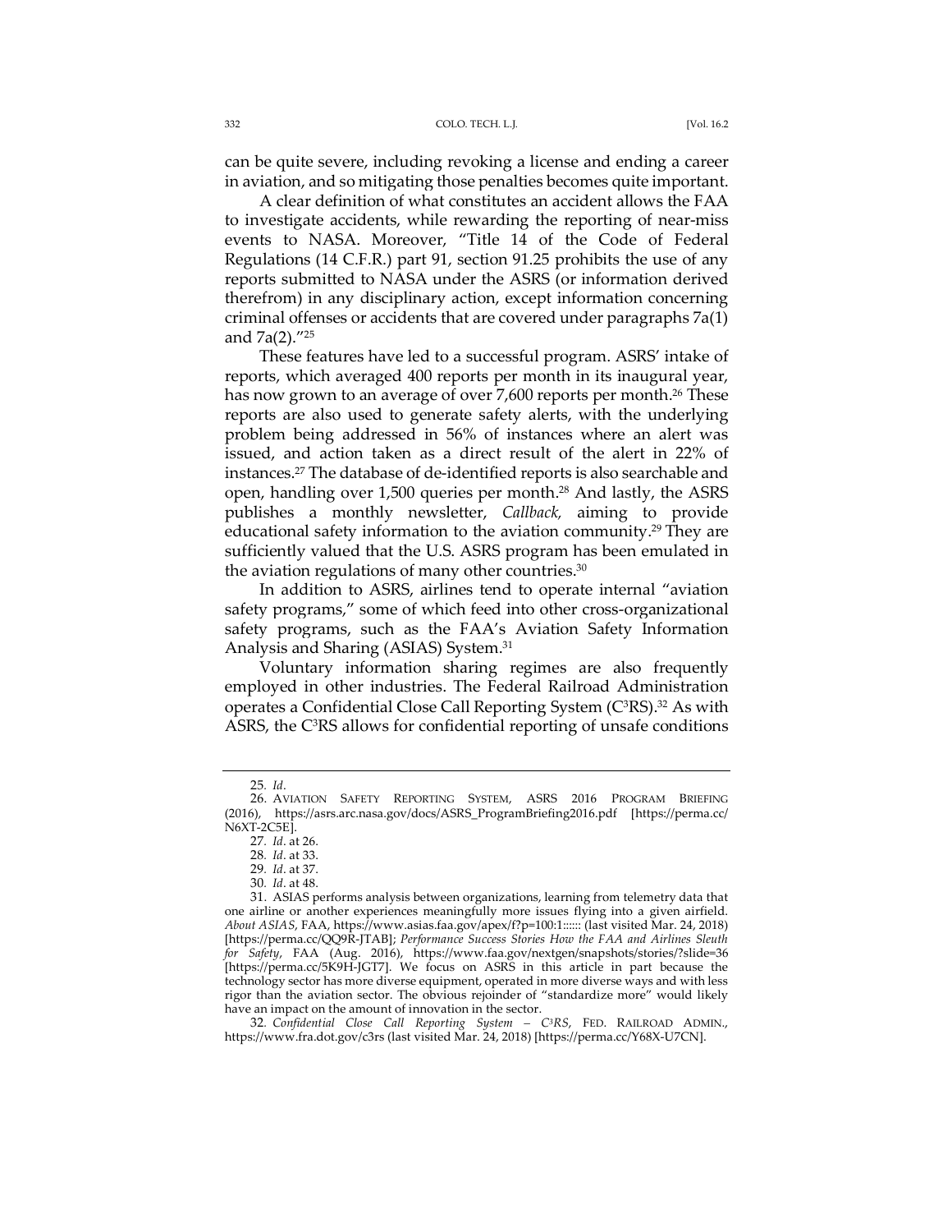can be quite severe, including revoking a license and ending a career in aviation, and so mitigating those penalties becomes quite important.

A clear definition of what constitutes an accident allows the FAA to investigate accidents, while rewarding the reporting of near-miss events to NASA. Moreover, "Title 14 of the Code of Federal Regulations (14 C.F.R.) part 91, section 91.25 prohibits the use of any reports submitted to NASA under the ASRS (or information derived therefrom) in any disciplinary action, except information concerning criminal offenses or accidents that are covered under paragraphs 7a(1) and 7a(2)."[25]

These features have led to a successful program. ASRS' intake of reports, which averaged 400 reports per month in its inaugural year, has now grown to an average of over 7,600 reports per month.[26] These reports are also used to generate safety alerts, with the underlying problem being addressed in 56% of instances where an alert was issued, and action taken as a direct result of the alert in 22% of instances.[27] The database of de-identified reports is also searchable and open, handling over 1,500 queries per month.[28] And lastly, the ASRS publishes a monthly newsletter, *Callback,* aiming to provide educational safety information to the aviation community.[29] They are sufficiently valued that the U.S. ASRS program has been emulated in the aviation regulations of many other countries.[30]

In addition to ASRS, airlines tend to operate internal "aviation safety programs," some of which feed into other cross-organizational safety programs, such as the FAA's Aviation Safety Information Analysis and Sharing (ASIAS) System.[31]

Voluntary information sharing regimes are also frequently employed in other industries. The Federal Railroad Administration operates a Confidential Close Call Reporting System ($C^3$RS).[32] As with ASRS, the $C^3$RS allows for confidential reporting of unsafe conditions

---

25. *Id*.

26. AVIATION SAFETY REPORTING SYSTEM, ASRS 2016 PROGRAM BRIEFING (2016), https://asrs.arc.nasa.gov/docs/ASRS_ProgramBriefing2016.pdf [https://perma.cc/N6XT-2C5E].

27. *Id*. at 26.

28. *Id*. at 33.

29. *Id*. at 37.

30. *Id*. at 48.

31. ASIAS performs analysis between organizations, learning from telemetry data that one airline or another experiences meaningfully more issues flying into a given airfield. *About ASIAS*, FAA, https://www.asias.faa.gov/apex/f?p=100:1::::: (last visited Mar. 24, 2018) [https://perma.cc/QQ9R-JTAB]; *Performance Success Stories How the FAA and Airlines Sleuth for Safety*, FAA (Aug. 2016), https://www.faa.gov/nextgen/snapshots/stories/?slide=36 [https://perma.cc/5K9H-JGT7]. We focus on ASRS in this article in part because the technology sector has more diverse equipment, operated in more diverse ways and with less rigor than the aviation sector. The obvious rejoinder of "standardize more" would likely have an impact on the amount of innovation in the sector.

32. *Confidential Close Call Reporting System – $C^3$RS*, FED. RAILROAD ADMIN., https://www.fra.dot.gov/c3rs (last visited Mar. 24, 2018) [https://perma.cc/Y68X-U7CN].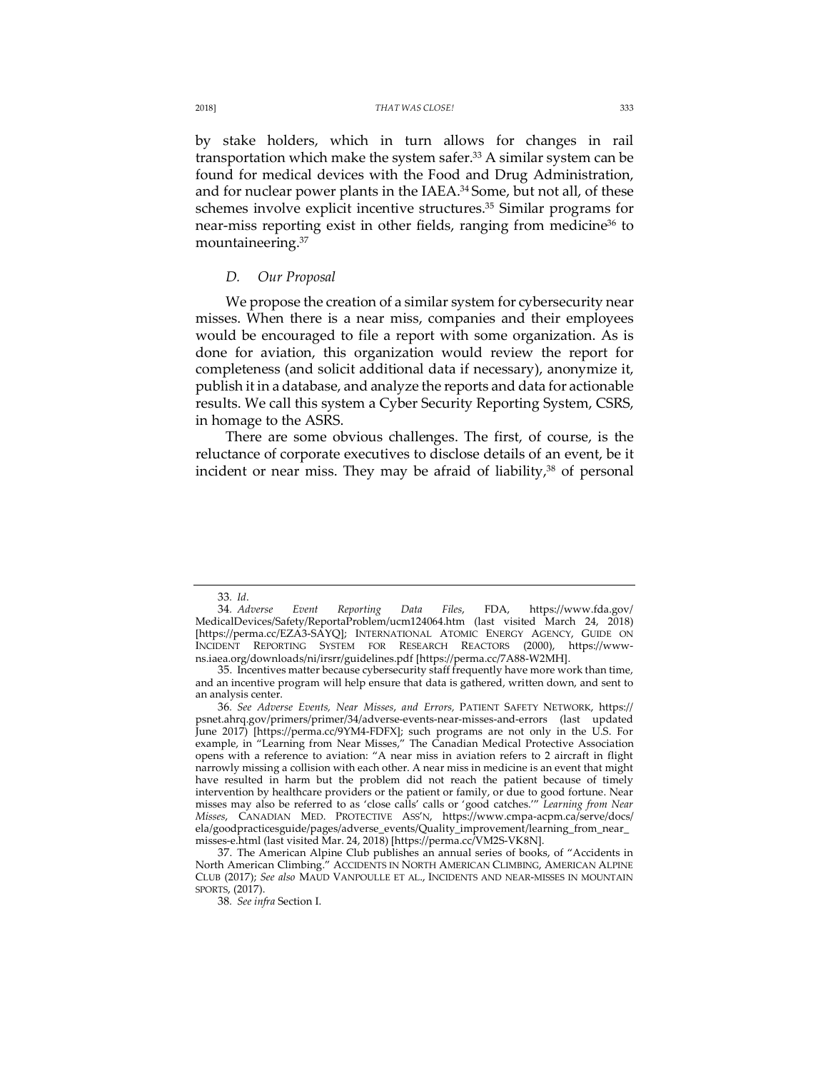by stake holders, which in turn allows for changes in rail transportation which make the system safer.[33] A similar system can be found for medical devices with the Food and Drug Administration, and for nuclear power plants in the IAEA.[34] Some, but not all, of these schemes involve explicit incentive structures.[35] Similar programs for near-miss reporting exist in other fields, ranging from medicine[36] to mountaineering.[37]

### *D. Our Proposal*

We propose the creation of a similar system for cybersecurity near misses. When there is a near miss, companies and their employees would be encouraged to file a report with some organization. As is done for aviation, this organization would review the report for completeness (and solicit additional data if necessary), anonymize it, publish it in a database, and analyze the reports and data for actionable results. We call this system a Cyber Security Reporting System, CSRS, in homage to the ASRS.

There are some obvious challenges. The first, of course, is the reluctance of corporate executives to disclose details of an event, be it incident or near miss. They may be afraid of liability,[38] of personal

---

33. *Id*.

34. *Adverse Event Reporting Data Files*, FDA, https://www.fda.gov/MedicalDevices/Safety/ReportaProblem/ucm124064.htm (last visited March 24, 2018) [https://perma.cc/EZA3-SAYQ]; INTERNATIONAL ATOMIC ENERGY AGENCY, GUIDE ON INCIDENT REPORTING SYSTEM FOR RESEARCH REACTORS (2000), https://www-ns.iaea.org/downloads/ni/irsrr/guidelines.pdf [https://perma.cc/7A88-W2MH].

35. Incentives matter because cybersecurity staff frequently have more work than time, and an incentive program will help ensure that data is gathered, written down, and sent to an analysis center.

36. *See Adverse Events, Near Misses, and Errors*, PATIENT SAFETY NETWORK, https://psnet.ahrq.gov/primers/primer/34/adverse-events-near-misses-and-errors (last updated June 2017) [https://perma.cc/9YM4-FDFX]; such programs are not only in the U.S. For example, in "Learning from Near Misses," The Canadian Medical Protective Association opens with a reference to aviation: "A near miss in aviation refers to 2 aircraft in flight narrowly missing a collision with each other. A near miss in medicine is an event that might have resulted in harm but the problem did not reach the patient because of timely intervention by healthcare providers or the patient or family, or due to good fortune. Near misses may also be referred to as 'close calls' calls or 'good catches.'" *Learning from Near Misses*, CANADIAN MED. PROTECTIVE ASS'N, https://www.cmpa-acpm.ca/serve/docs/ela/goodpracticesguide/pages/adverse_events/Quality_improvement/learning_from_near_misses-e.html (last visited Mar. 24, 2018) [https://perma.cc/VM2S-VK8N].

37. The American Alpine Club publishes an annual series of books, of "Accidents in North American Climbing." ACCIDENTS IN NORTH AMERICAN CLIMBING, AMERICAN ALPINE CLUB (2017); *See also* MAUD VANPOULLE ET AL., INCIDENTS AND NEAR-MISSES IN MOUNTAIN SPORTS, (2017).

38. *See infra* Section I.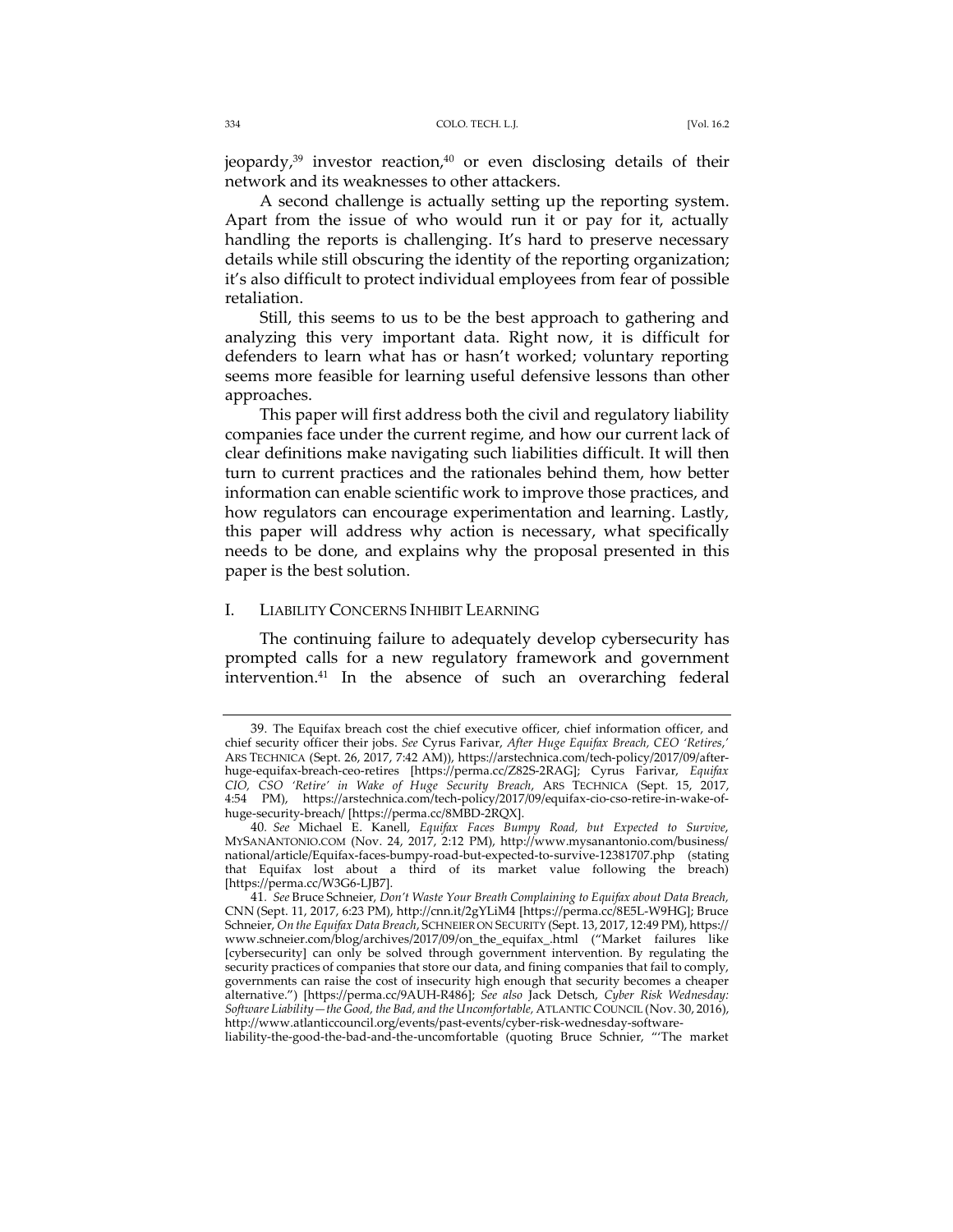jeopardy,[39] investor reaction,[40] or even disclosing details of their network and its weaknesses to other attackers.

A second challenge is actually setting up the reporting system. Apart from the issue of who would run it or pay for it, actually handling the reports is challenging. It's hard to preserve necessary details while still obscuring the identity of the reporting organization; it's also difficult to protect individual employees from fear of possible retaliation.

Still, this seems to us to be the best approach to gathering and analyzing this very important data. Right now, it is difficult for defenders to learn what has or hasn't worked; voluntary reporting seems more feasible for learning useful defensive lessons than other approaches.

This paper will first address both the civil and regulatory liability companies face under the current regime, and how our current lack of clear definitions make navigating such liabilities difficult. It will then turn to current practices and the rationales behind them, how better information can enable scientific work to improve those practices, and how regulators can encourage experimentation and learning. Lastly, this paper will address why action is necessary, what specifically needs to be done, and explains why the proposal presented in this paper is the best solution.

## I. LIABILITY CONCERNS INHIBIT LEARNING

The continuing failure to adequately develop cybersecurity has prompted calls for a new regulatory framework and government intervention.[41] In the absence of such an overarching federal

---

39. The Equifax breach cost the chief executive officer, chief information officer, and chief security officer their jobs. *See* Cyrus Farivar, *After Huge Equifax Breach, CEO 'Retires*,' ARS TECHNICA (Sept. 26, 2017, 7:42 AM)), https://arstechnica.com/tech-policy/2017/09/after-huge-equifax-breach-ceo-retires [https://perma.cc/Z82S-2RAG]; Cyrus Farivar, *Equifax CIO, CSO 'Retire' in Wake of Huge Security Breach*, ARS TECHNICA (Sept. 15, 2017, 4:54 PM), https://arstechnica.com/tech-policy/2017/09/equifax-cio-cso-retire-in-wake-of-huge-security-breach/ [https://perma.cc/8MBD-2RQX].

40. *See* Michael E. Kanell, *Equifax Faces Bumpy Road, but Expected to Survive*, MYSANANTONIO.COM (Nov. 24, 2017, 2:12 PM), http://www.mysanantonio.com/business/national/article/Equifax-faces-bumpy-road-but-expected-to-survive-12381707.php (stating that Equifax lost about a third of its market value following the breach) [https://perma.cc/W3G6-LJB7].

41. *See* Bruce Schneier, *Don't Waste Your Breath Complaining to Equifax about Data Breach*, CNN (Sept. 11, 2017, 6:23 PM), http://cnn.it/2gYLiM4 [https://perma.cc/8E5L-W9HG]; Bruce Schneier, *On the Equifax Data Breach*, SCHNEIER ON SECURITY (Sept. 13, 2017, 12:49 PM), https://www.schneier.com/blog/archives/2017/09/on_the_equifax_.html ("Market failures like [cybersecurity] can only be solved through government intervention. By regulating the security practices of companies that store our data, and fining companies that fail to comply, governments can raise the cost of insecurity high enough that security becomes a cheaper alternative.") [https://perma.cc/9AUH-R486]; *See also* Jack Detsch, *Cyber Risk Wednesday: Software Liability—the Good, the Bad, and the Uncomfortable*, ATLANTIC COUNCIL (Nov. 30, 2016), http://www.atlanticcouncil.org/events/past-events/cyber-risk-wednesday-software-liability-the-good-the-bad-and-the-uncomfortable (quoting Bruce Schnier, "'The market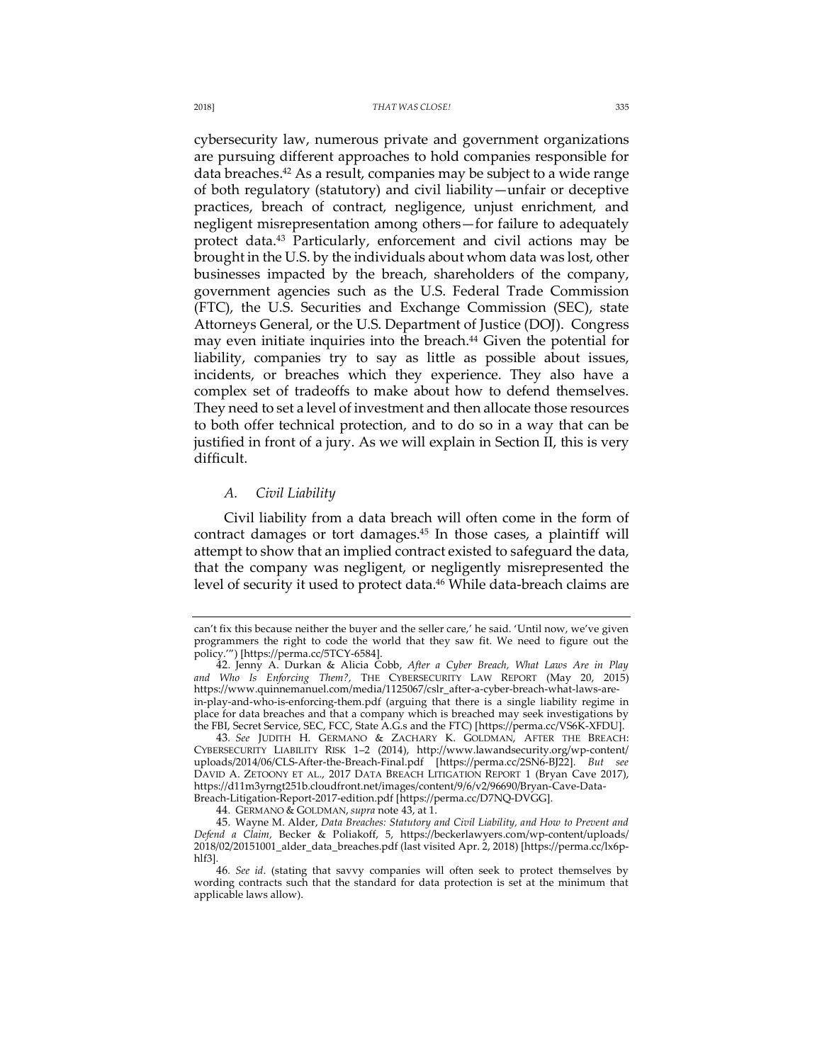cybersecurity law, numerous private and government organizations are pursuing different approaches to hold companies responsible for data breaches.[42] As a result, companies may be subject to a wide range of both regulatory (statutory) and civil liability—unfair or deceptive practices, breach of contract, negligence, unjust enrichment, and negligent misrepresentation among others—for failure to adequately protect data.[43] Particularly, enforcement and civil actions may be brought in the U.S. by the individuals about whom data was lost, other businesses impacted by the breach, shareholders of the company, government agencies such as the U.S. Federal Trade Commission (FTC), the U.S. Securities and Exchange Commission (SEC), state Attorneys General, or the U.S. Department of Justice (DOJ). Congress may even initiate inquiries into the breach.[44] Given the potential for liability, companies try to say as little as possible about issues, incidents, or breaches which they experience. They also have a complex set of tradeoffs to make about how to defend themselves. They need to set a level of investment and then allocate those resources to both offer technical protection, and to do so in a way that can be justified in front of a jury. As we will explain in Section II, this is very difficult.

### *A. Civil Liability*

Civil liability from a data breach will often come in the form of contract damages or tort damages.[45] In those cases, a plaintiff will attempt to show that an implied contract existed to safeguard the data, that the company was negligent, or negligently misrepresented the level of security it used to protect data.[46] While data-breach claims are

---

can't fix this because neither the buyer and the seller care,' he said. 'Until now, we've given programmers the right to code the world that they saw fit. We need to figure out the policy.'") [https://perma.cc/5TCY-6584].

42. Jenny A. Durkan & Alicia Cobb, *After a Cyber Breach, What Laws Are in Play and Who Is Enforcing Them?*, THE CYBERSECURITY LAW REPORT (May 20, 2015) https://www.quinnemanuel.com/media/1125067/cslr_after-a-cyber-breach-what-laws-are-in-play-and-who-is-enforcing-them.pdf (arguing that there is a single liability regime in place for data breaches and that a company which is breached may seek investigations by the FBI, Secret Service, SEC, FCC, State A.G.s and the FTC) [https://perma.cc/VS6K-XFDU].

43. *See* JUDITH H. GERMANO & ZACHARY K. GOLDMAN, AFTER THE BREACH: CYBERSECURITY LIABILITY RISK 1–2 (2014), http://www.lawandsecurity.org/wp-content/uploads/2014/06/CLS-After-the-Breach-Final.pdf [https://perma.cc/2SN6-BJ22]. *But see* DAVID A. ZETOONY ET AL., 2017 DATA BREACH LITIGATION REPORT 1 (Bryan Cave 2017), https://d11m3yrngt251b.cloudfront.net/images/content/9/6/v2/96690/Bryan-Cave-Data-Breach-Litigation-Report-2017-edition.pdf [https://perma.cc/D7NQ-DVGG].

44. GERMANO & GOLDMAN, *supra* note 43, at 1.

45. Wayne M. Alder, *Data Breaches: Statutory and Civil Liability, and How to Prevent and Defend a Claim*, Becker & Poliakoff, 5, https://beckerlawyers.com/wp-content/uploads/2018/02/20151001_alder_data_breaches.pdf (last visited Apr. 2, 2018) [https://perma.cc/lx6p-hlf3].

46. *See id*. (stating that savvy companies will often seek to protect themselves by wording contracts such that the standard for data protection is set at the minimum that applicable laws allow).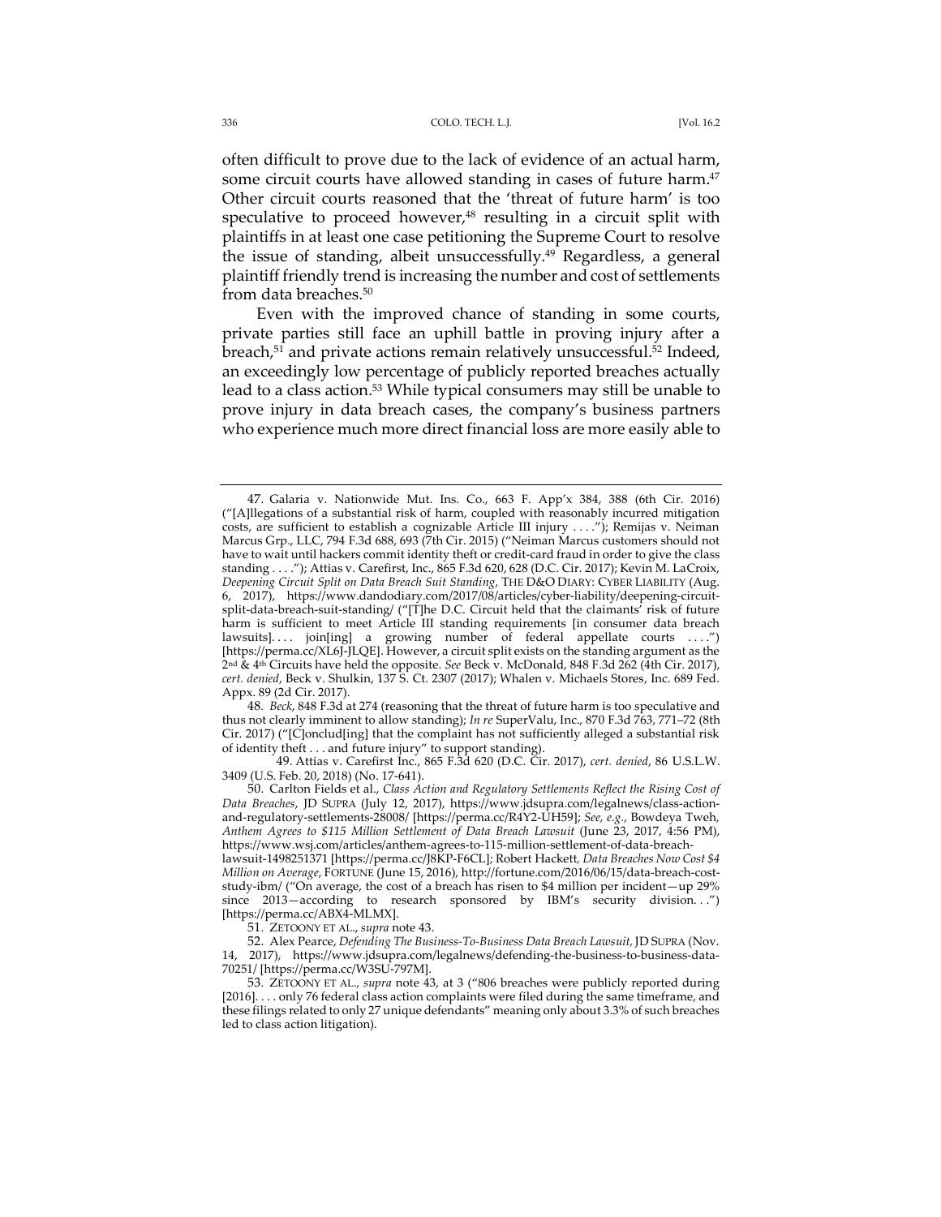often difficult to prove due to the lack of evidence of an actual harm, some circuit courts have allowed standing in cases of future harm.[47] Other circuit courts reasoned that the 'threat of future harm' is too speculative to proceed however,[48] resulting in a circuit split with plaintiffs in at least one case petitioning the Supreme Court to resolve the issue of standing, albeit unsuccessfully.[49] Regardless, a general plaintiff friendly trend is increasing the number and cost of settlements from data breaches.[50]

Even with the improved chance of standing in some courts, private parties still face an uphill battle in proving injury after a breach,[51] and private actions remain relatively unsuccessful.[52] Indeed, an exceedingly low percentage of publicly reported breaches actually lead to a class action.[53] While typical consumers may still be unable to prove injury in data breach cases, the company's business partners who experience much more direct financial loss are more easily able to

---

47. Galaria v. Nationwide Mut. Ins. Co., 663 F. App'x 384, 388 (6th Cir. 2016) ("[A]llegations of a substantial risk of harm, coupled with reasonably incurred mitigation costs, are sufficient to establish a cognizable Article III injury . . . ."); Remijas v. Neiman Marcus Grp., LLC, 794 F.3d 688, 693 (7th Cir. 2015) ("Neiman Marcus customers should not have to wait until hackers commit identity theft or credit-card fraud in order to give the class standing . . . ."); Attias v. Carefirst, Inc., 865 F.3d 620, 628 (D.C. Cir. 2017); Kevin M. LaCroix, *Deepening Circuit Split on Data Breach Suit Standing*, THE D&O DIARY: CYBER LIABILITY (Aug. 6, 2017), https://www.dandodiary.com/2017/08/articles/cyber-liability/deepening-circuit-split-data-breach-suit-standing/ ("[T]he D.C. Circuit held that the claimants' risk of future harm is sufficient to meet Article III standing requirements [in consumer data breach lawsuits]. . . . join[ing] a growing number of federal appellate courts . . . .") [https://perma.cc/XL6J-JLQE]. However, a circuit split exists on the standing argument as the 2nd & 4th Circuits have held the opposite. *See* Beck v. McDonald, 848 F.3d 262 (4th Cir. 2017), *cert. denied*, Beck v. Shulkin, 137 S. Ct. 2307 (2017); Whalen v. Michaels Stores, Inc. 689 Fed. Appx. 89 (2d Cir. 2017).

48. *Beck*, 848 F.3d at 274 (reasoning that the threat of future harm is too speculative and thus not clearly imminent to allow standing); *In re* SuperValu, Inc., 870 F.3d 763, 771–72 (8th Cir. 2017) ("[C]onclud[ing] that the complaint has not sufficiently alleged a substantial risk of identity theft . . . and future injury" to support standing).

49. Attias v. Carefirst Inc., 865 F.3d 620 (D.C. Cir. 2017), *cert. denied*, 86 U.S.L.W. 3409 (U.S. Feb. 20, 2018) (No. 17-641).

50. Carlton Fields et al., *Class Action and Regulatory Settlements Reflect the Rising Cost of Data Breaches*, JD SUPRA (July 12, 2017), https://www.jdsupra.com/legalnews/class-action-and-regulatory-settlements-28008/ [https://perma.cc/R4Y2-UH59]; *See, e.g.*, Bowdeya Tweh, *Anthem Agrees to $115 Million Settlement of Data Breach Lawsuit* (June 23, 2017, 4:56 PM), https://www.wsj.com/articles/anthem-agrees-to-115-million-settlement-of-data-breach-lawsuit-1498251371 [https://perma.cc/J8KP-F6CL]; Robert Hackett, *Data Breaches Now Cost $4 Million on Average*, FORTUNE (June 15, 2016), http://fortune.com/2016/06/15/data-breach-cost-study-ibm/ ("On average, the cost of a breach has risen to $4 million per incident—up 29% since 2013—according to research sponsored by IBM's security division. . .") [https://perma.cc/ABX4-MLMX].

51. ZETOONY ET AL., *supra* note 43.

52. Alex Pearce, *Defending The Business-To-Business Data Breach Lawsuit*, JD SUPRA (Nov. 14, 2017), https://www.jdsupra.com/legalnews/defending-the-business-to-business-data-70251/ [https://perma.cc/W3SU-797M].

53. ZETOONY ET AL., *supra* note 43, at 3 ("806 breaches were publicly reported during [2016]. . . . only 76 federal class action complaints were filed during the same timeframe, and these filings related to only 27 unique defendants" meaning only about 3.3% of such breaches led to class action litigation).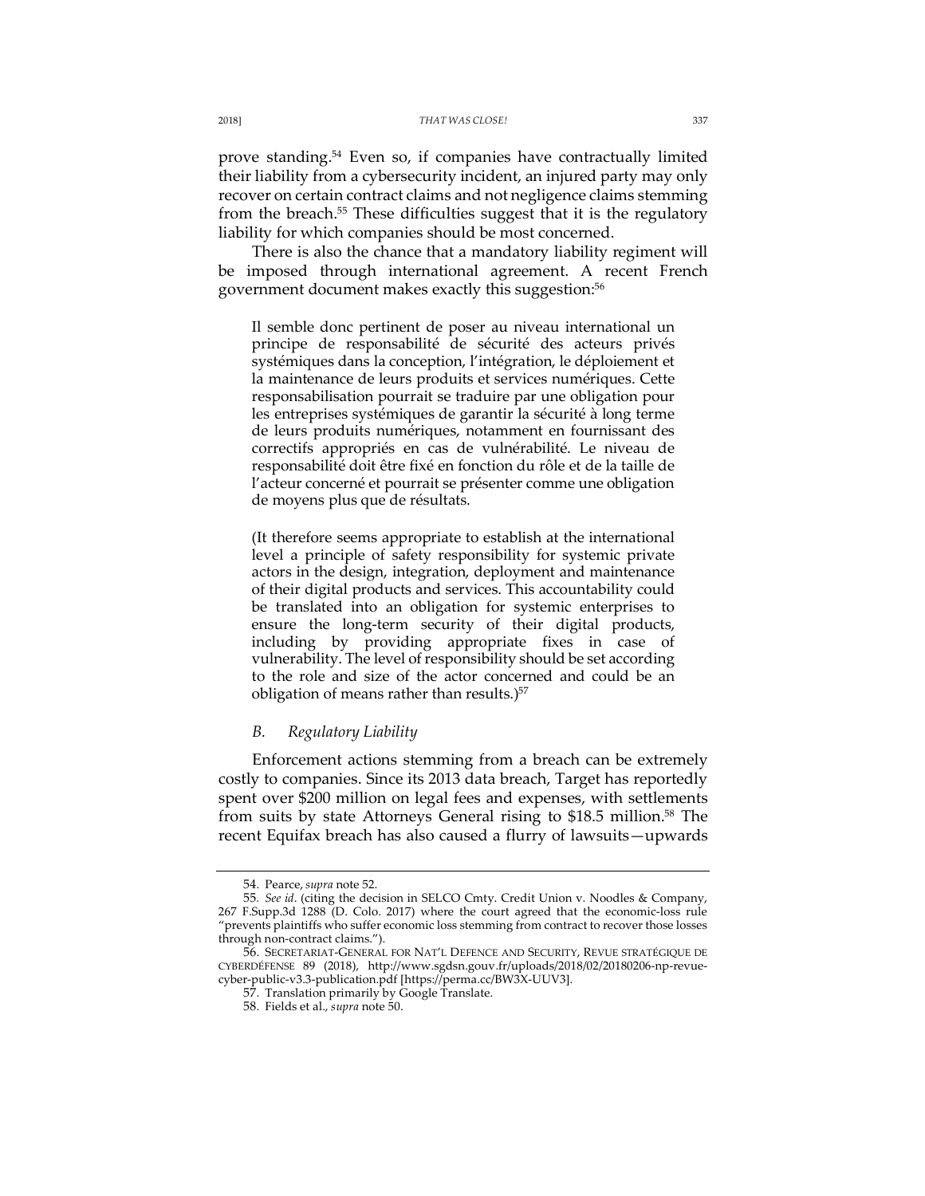prove standing.[54] Even so, if companies have contractually limited their liability from a cybersecurity incident, an injured party may only recover on certain contract claims and not negligence claims stemming from the breach.[55] These difficulties suggest that it is the regulatory liability for which companies should be most concerned.

There is also the chance that a mandatory liability regiment will be imposed through international agreement. A recent French government document makes exactly this suggestion:[56]

> Il semble donc pertinent de poser au niveau international un principe de responsabilité de sécurité des acteurs privés systémiques dans la conception, l'intégration, le déploiement et la maintenance de leurs produits et services numériques. Cette responsabilisation pourrait se traduire par une obligation pour les entreprises systémiques de garantir la sécurité à long terme de leurs produits numériques, notamment en fournissant des correctifs appropriés en cas de vulnérabilité. Le niveau de responsabilité doit être fixé en fonction du rôle et de la taille de l'acteur concerné et pourrait se présenter comme une obligation de moyens plus que de résultats.
>
> (It therefore seems appropriate to establish at the international level a principle of safety responsibility for systemic private actors in the design, integration, deployment and maintenance of their digital products and services. This accountability could be translated into an obligation for systemic enterprises to ensure the long-term security of their digital products, including by providing appropriate fixes in case of vulnerability. The level of responsibility should be set according to the role and size of the actor concerned and could be an obligation of means rather than results.)[57]

### *B. Regulatory Liability*

Enforcement actions stemming from a breach can be extremely costly to companies. Since its 2013 data breach, Target has reportedly spent over $200 million on legal fees and expenses, with settlements from suits by state Attorneys General rising to $18.5 million.[58] The recent Equifax breach has also caused a flurry of lawsuits—upwards

---

54. Pearce, *supra* note 52.

55. *See id*. (citing the decision in SELCO Cmty. Credit Union v. Noodles & Company, 267 F.Supp.3d 1288 (D. Colo. 2017) where the court agreed that the economic-loss rule "prevents plaintiffs who suffer economic loss stemming from contract to recover those losses through non-contract claims.").

56. SECRETARIAT-GENERAL FOR NAT'L DEFENCE AND SECURITY, REVUE STRATÉGIQUE DE CYBERDÉFENSE 89 (2018), http://www.sgdsn.gouv.fr/uploads/2018/02/20180206-np-revue-cyber-public-v3.3-publication.pdf [https://perma.cc/BW3X-UUV3].

57. Translation primarily by Google Translate.

58. Fields et al., *supra* note 50.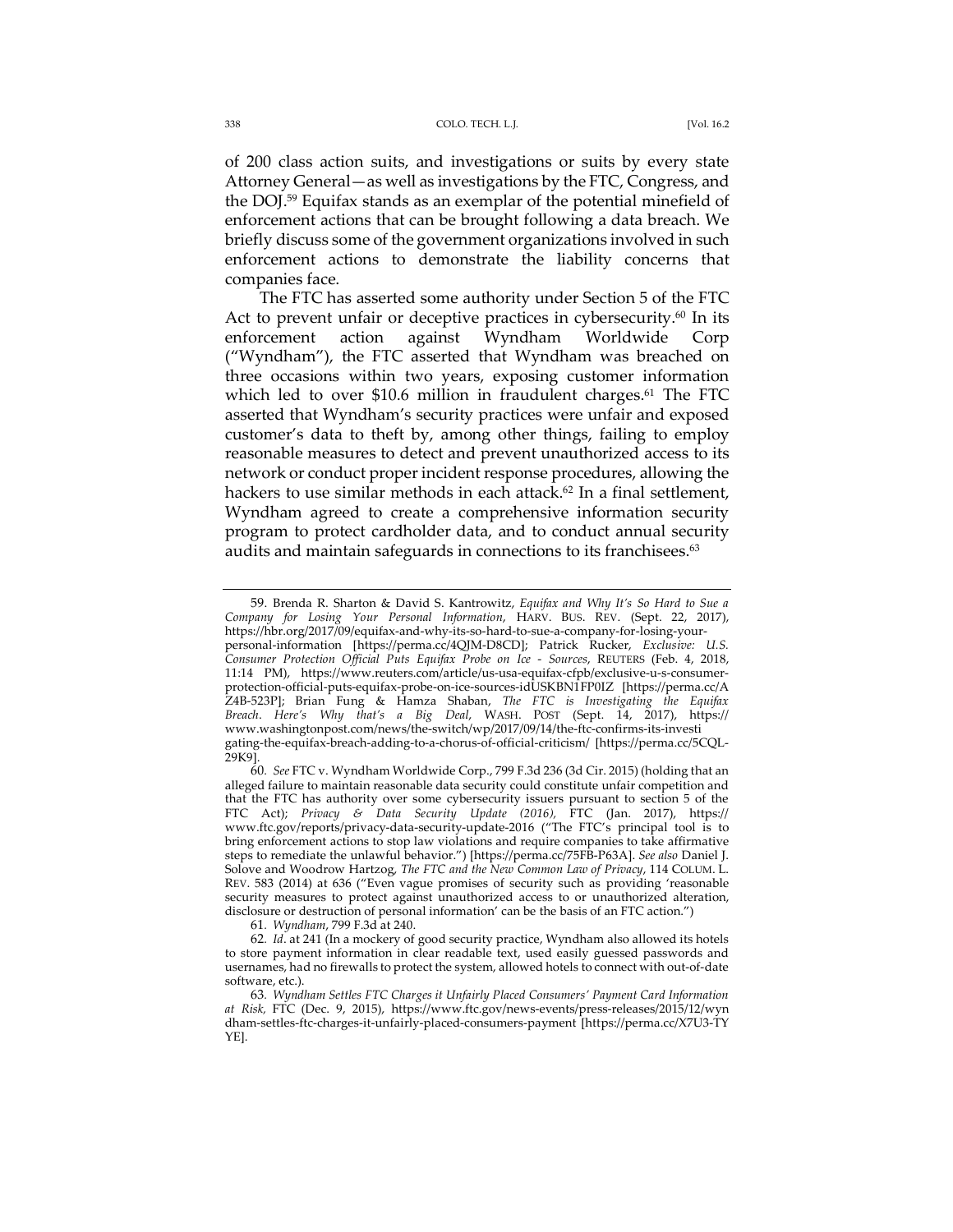of 200 class action suits, and investigations or suits by every state Attorney General—as well as investigations by the FTC, Congress, and the DOJ.[59] Equifax stands as an exemplar of the potential minefield of enforcement actions that can be brought following a data breach. We briefly discuss some of the government organizations involved in such enforcement actions to demonstrate the liability concerns that companies face.

The FTC has asserted some authority under Section 5 of the FTC Act to prevent unfair or deceptive practices in cybersecurity.[60] In its enforcement action against Wyndham Worldwide Corp ("Wyndham"), the FTC asserted that Wyndham was breached on three occasions within two years, exposing customer information which led to over $10.6 million in fraudulent charges.[61] The FTC asserted that Wyndham's security practices were unfair and exposed customer's data to theft by, among other things, failing to employ reasonable measures to detect and prevent unauthorized access to its network or conduct proper incident response procedures, allowing the hackers to use similar methods in each attack.[62] In a final settlement, Wyndham agreed to create a comprehensive information security program to protect cardholder data, and to conduct annual security audits and maintain safeguards in connections to its franchisees.[63]

---

59. Brenda R. Sharton & David S. Kantrowitz, *Equifax and Why It's So Hard to Sue a Company for Losing Your Personal Information*, HARV. BUS. REV. (Sept. 22, 2017), https://hbr.org/2017/09/equifax-and-why-its-so-hard-to-sue-a-company-for-losing-your-personal-information [https://perma.cc/4QJM-D8CD]; Patrick Rucker, *Exclusive: U.S. Consumer Protection Official Puts Equifax Probe on Ice - Sources*, REUTERS (Feb. 4, 2018, 11:14 PM), https://www.reuters.com/article/us-usa-equifax-cfpb/exclusive-u-s-consumer-protection-official-puts-equifax-probe-on-ice-sources-idUSKBN1FP0IZ [https://perma.cc/AZ4B-523P]; Brian Fung & Hamza Shaban, *The FTC is Investigating the Equifax Breach. Here's Why that's a Big Deal*, WASH. POST (Sept. 14, 2017), https://www.washingtonpost.com/news/the-switch/wp/2017/09/14/the-ftc-confirms-its-investigating-the-equifax-breach-adding-to-a-chorus-of-official-criticism/ [https://perma.cc/5CQL-29K9].

60. *See* FTC v. Wyndham Worldwide Corp., 799 F.3d 236 (3d Cir. 2015) (holding that an alleged failure to maintain reasonable data security could constitute unfair competition and that the FTC has authority over some cybersecurity issuers pursuant to section 5 of the FTC Act); *Privacy & Data Security Update (2016)*, FTC (Jan. 2017), https://www.ftc.gov/reports/privacy-data-security-update-2016 ("The FTC's principal tool is to bring enforcement actions to stop law violations and require companies to take affirmative steps to remediate the unlawful behavior.") [https://perma.cc/75FB-P63A]. *See also* Daniel J. Solove and Woodrow Hartzog, *The FTC and the New Common Law of Privacy*, 114 COLUM. L. REV. 583 (2014) at 636 ("Even vague promises of security such as providing 'reasonable security measures to protect against unauthorized access to or unauthorized alteration, disclosure or destruction of personal information' can be the basis of an FTC action.")

61. *Wyndham*, 799 F.3d at 240.

62. *Id*. at 241 (In a mockery of good security practice, Wyndham also allowed its hotels to store payment information in clear readable text, used easily guessed passwords and usernames, had no firewalls to protect the system, allowed hotels to connect with out-of-date software, etc.).

63. *Wyndham Settles FTC Charges it Unfairly Placed Consumers' Payment Card Information at Risk*, FTC (Dec. 9, 2015), https://www.ftc.gov/news-events/press-releases/2015/12/wyndham-settles-ftc-charges-it-unfairly-placed-consumers-payment [https://perma.cc/X7U3-TYYE].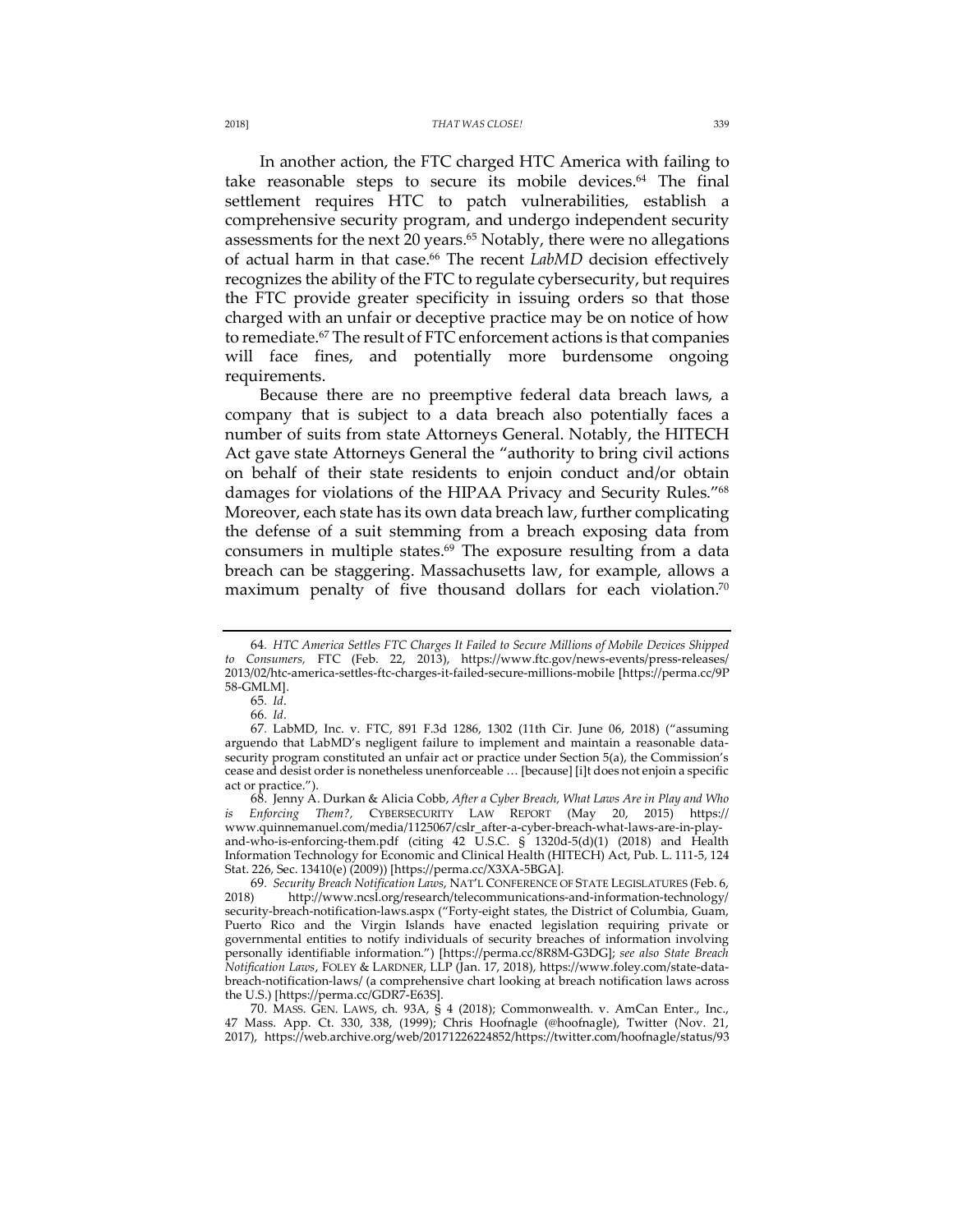In another action, the FTC charged HTC America with failing to take reasonable steps to secure its mobile devices.[64] The final settlement requires HTC to patch vulnerabilities, establish a comprehensive security program, and undergo independent security assessments for the next 20 years.[65] Notably, there were no allegations of actual harm in that case.[66] The recent *LabMD* decision effectively recognizes the ability of the FTC to regulate cybersecurity, but requires the FTC provide greater specificity in issuing orders so that those charged with an unfair or deceptive practice may be on notice of how to remediate.[67] The result of FTC enforcement actions is that companies will face fines, and potentially more burdensome ongoing requirements.

Because there are no preemptive federal data breach laws, a company that is subject to a data breach also potentially faces a number of suits from state Attorneys General. Notably, the HITECH Act gave state Attorneys General the "authority to bring civil actions on behalf of their state residents to enjoin conduct and/or obtain damages for violations of the HIPAA Privacy and Security Rules."[68] Moreover, each state has its own data breach law, further complicating the defense of a suit stemming from a breach exposing data from consumers in multiple states.[69] The exposure resulting from a data breach can be staggering. Massachusetts law, for example, allows a maximum penalty of five thousand dollars for each violation.[70]

---

64. *HTC America Settles FTC Charges It Failed to Secure Millions of Mobile Devices Shipped to Consumers*, FTC (Feb. 22, 2013), https://www.ftc.gov/news-events/press-releases/2013/02/htc-america-settles-ftc-charges-it-failed-secure-millions-mobile [https://perma.cc/9P58-GMLM].

65. *Id*.

66. *Id*.

67. LabMD, Inc. v. FTC, 891 F.3d 1286, 1302 (11th Cir. June 06, 2018) ("assuming arguendo that LabMD's negligent failure to implement and maintain a reasonable data-security program constituted an unfair act or practice under Section 5(a), the Commission's cease and desist order is nonetheless unenforceable … [because] [i]t does not enjoin a specific act or practice.").

68. Jenny A. Durkan & Alicia Cobb, *After a Cyber Breach, What Laws Are in Play and Who is Enforcing Them?*, CYBERSECURITY LAW REPORT (May 20, 2015) https://www.quinnemanuel.com/media/1125067/cslr_after-a-cyber-breach-what-laws-are-in-play-and-who-is-enforcing-them.pdf (citing 42 U.S.C. § 1320d-5(d)(1) (2018) and Health Information Technology for Economic and Clinical Health (HITECH) Act, Pub. L. 111-5, 124 Stat. 226, Sec. 13410(e) (2009)) [https://perma.cc/X3XA-5BGA].

69. *Security Breach Notification Laws*, NAT'L CONFERENCE OF STATE LEGISLATURES (Feb. 6, 2018) http://www.ncsl.org/research/telecommunications-and-information-technology/security-breach-notification-laws.aspx ("Forty-eight states, the District of Columbia, Guam, Puerto Rico and the Virgin Islands have enacted legislation requiring private or governmental entities to notify individuals of security breaches of information involving personally identifiable information.") [https://perma.cc/8R8M-G3DG]; *see also State Breach Notification Laws*, FOLEY & LARDNER, LLP (Jan. 17, 2018), https://www.foley.com/state-data-breach-notification-laws/ (a comprehensive chart looking at breach notification laws across the U.S.) [https://perma.cc/GDR7-E63S].

70. MASS. GEN. LAWS, ch. 93A, § 4 (2018); Commonwealth. v. AmCan Enter., Inc., 47 Mass. App. Ct. 330, 338, (1999); Chris Hoofnagle (@hoofnagle), Twitter (Nov. 21, 2017), https://web.archive.org/web/20171226224852/https://twitter.com/hoofnagle/status/93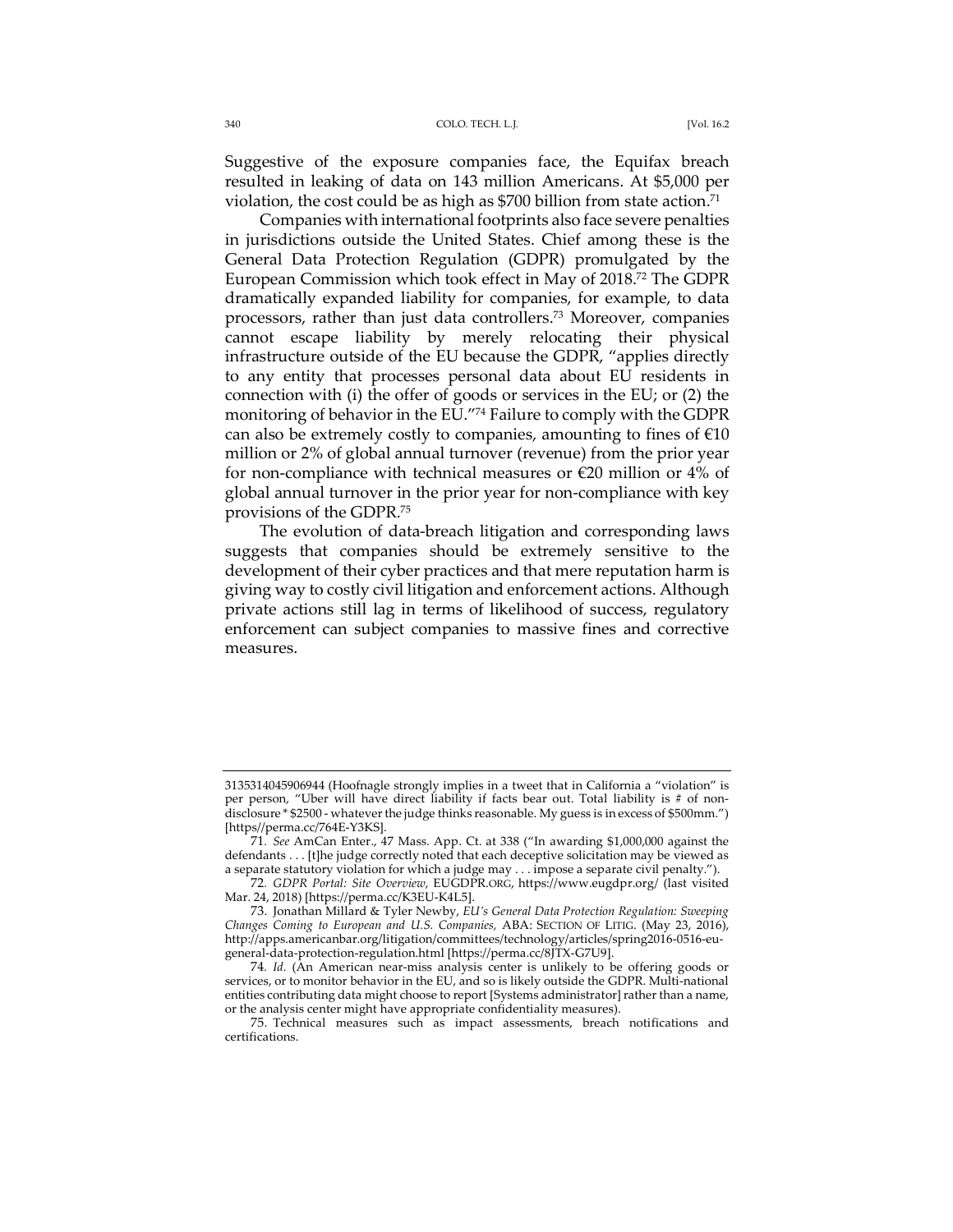Suggestive of the exposure companies face, the Equifax breach resulted in leaking of data on 143 million Americans. At $5,000 per violation, the cost could be as high as $700 billion from state action.[71]

Companies with international footprints also face severe penalties in jurisdictions outside the United States. Chief among these is the General Data Protection Regulation (GDPR) promulgated by the European Commission which took effect in May of 2018.[72] The GDPR dramatically expanded liability for companies, for example, to data processors, rather than just data controllers.[73] Moreover, companies cannot escape liability by merely relocating their physical infrastructure outside of the EU because the GDPR, "applies directly to any entity that processes personal data about EU residents in connection with (i) the offer of goods or services in the EU; or (2) the monitoring of behavior in the EU."[74] Failure to comply with the GDPR can also be extremely costly to companies, amounting to fines of €10 million or 2% of global annual turnover (revenue) from the prior year for non-compliance with technical measures or €20 million or 4% of global annual turnover in the prior year for non-compliance with key provisions of the GDPR.[75]

The evolution of data-breach litigation and corresponding laws suggests that companies should be extremely sensitive to the development of their cyber practices and that mere reputation harm is giving way to costly civil litigation and enforcement actions. Although private actions still lag in terms of likelihood of success, regulatory enforcement can subject companies to massive fines and corrective measures.

---

3135314045906944 (Hoofnagle strongly implies in a tweet that in California a "violation" is per person, "Uber will have direct liability if facts bear out. Total liability is # of non-disclosure * $2500 - whatever the judge thinks reasonable. My guess is in excess of $500mm.") [https//perma.cc/764E-Y3KS].

71. *See* AmCan Enter., 47 Mass. App. Ct. at 338 ("In awarding $1,000,000 against the defendants . . . [t]he judge correctly noted that each deceptive solicitation may be viewed as a separate statutory violation for which a judge may . . . impose a separate civil penalty.").

72. *GDPR Portal: Site Overview*, EUGDPR.ORG, https://www.eugdpr.org/ (last visited Mar. 24, 2018) [https://perma.cc/K3EU-K4L5].

73. Jonathan Millard & Tyler Newby, *EU's General Data Protection Regulation: Sweeping Changes Coming to European and U.S. Companies*, ABA: SECTION OF LITIG. (May 23, 2016), http://apps.americanbar.org/litigation/committees/technology/articles/spring2016-0516-eu-general-data-protection-regulation.html [https://perma.cc/8JTX-G7U9].

74. *Id.* (An American near-miss analysis center is unlikely to be offering goods or services, or to monitor behavior in the EU, and so is likely outside the GDPR. Multi-national entities contributing data might choose to report [Systems administrator] rather than a name, or the analysis center might have appropriate confidentiality measures).

75. Technical measures such as impact assessments, breach notifications and certifications.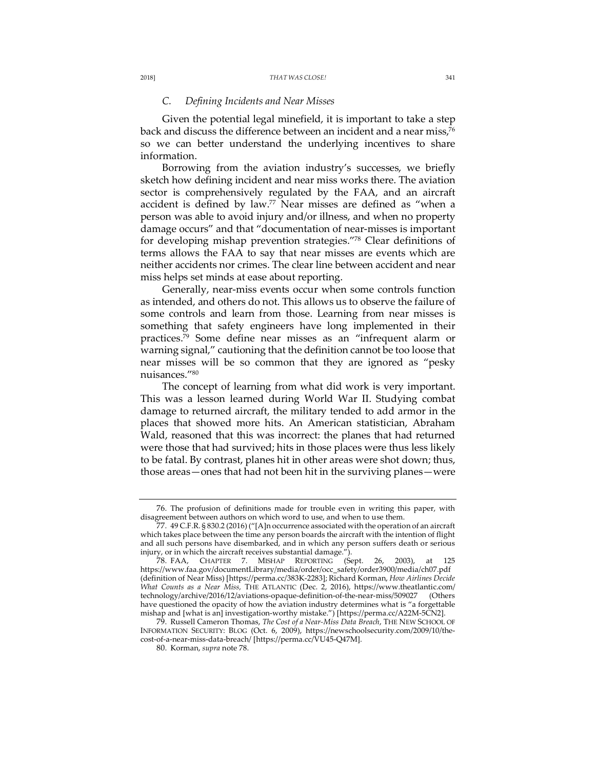### *C. Defining Incidents and Near Misses*

Given the potential legal minefield, it is important to take a step back and discuss the difference between an incident and a near miss,[76] so we can better understand the underlying incentives to share information.

Borrowing from the aviation industry's successes, we briefly sketch how defining incident and near miss works there. The aviation sector is comprehensively regulated by the FAA, and an aircraft accident is defined by law.[77] Near misses are defined as "when a person was able to avoid injury and/or illness, and when no property damage occurs" and that "documentation of near-misses is important for developing mishap prevention strategies."[78] Clear definitions of terms allows the FAA to say that near misses are events which are neither accidents nor crimes. The clear line between accident and near miss helps set minds at ease about reporting.

Generally, near-miss events occur when some controls function as intended, and others do not. This allows us to observe the failure of some controls and learn from those. Learning from near misses is something that safety engineers have long implemented in their practices.[79] Some define near misses as an "infrequent alarm or warning signal," cautioning that the definition cannot be too loose that near misses will be so common that they are ignored as "pesky nuisances."[80]

The concept of learning from what did work is very important. This was a lesson learned during World War II. Studying combat damage to returned aircraft, the military tended to add armor in the places that showed more hits. An American statistician, Abraham Wald, reasoned that this was incorrect: the planes that had returned were those that had survived; hits in those places were thus less likely to be fatal. By contrast, planes hit in other areas were shot down; thus, those areas—ones that had not been hit in the surviving planes—were

---

76. The profusion of definitions made for trouble even in writing this paper, with disagreement between authors on which word to use, and when to use them.

77. 49 C.F.R. § 830.2 (2016) ("[A]n occurrence associated with the operation of an aircraft which takes place between the time any person boards the aircraft with the intention of flight and all such persons have disembarked, and in which any person suffers death or serious injury, or in which the aircraft receives substantial damage.").

78. FAA, CHAPTER 7. MISHAP REPORTING (Sept. 26, 2003), at 125 https://www.faa.gov/documentLibrary/media/order/occ_safety/order3900/media/ch07.pdf (definition of Near Miss) [https://perma.cc/383K-2283]; Richard Korman, *How Airlines Decide What Counts as a Near Miss*, THE ATLANTIC (Dec. 2, 2016), https://www.theatlantic.com/technology/archive/2016/12/aviations-opaque-definition-of-the-near-miss/509027 (Others have questioned the opacity of how the aviation industry determines what is "a forgettable mishap and [what is an] investigation-worthy mistake.") [https://perma.cc/A22M-5CN2].

79. Russell Cameron Thomas, *The Cost of a Near-Miss Data Breach*, THE NEW SCHOOL OF INFORMATION SECURITY: BLOG (Oct. 6, 2009), https://newschoolsecurity.com/2009/10/the-cost-of-a-near-miss-data-breach/ [https://perma.cc/VU45-Q47M].

80. Korman, *supra* note 78.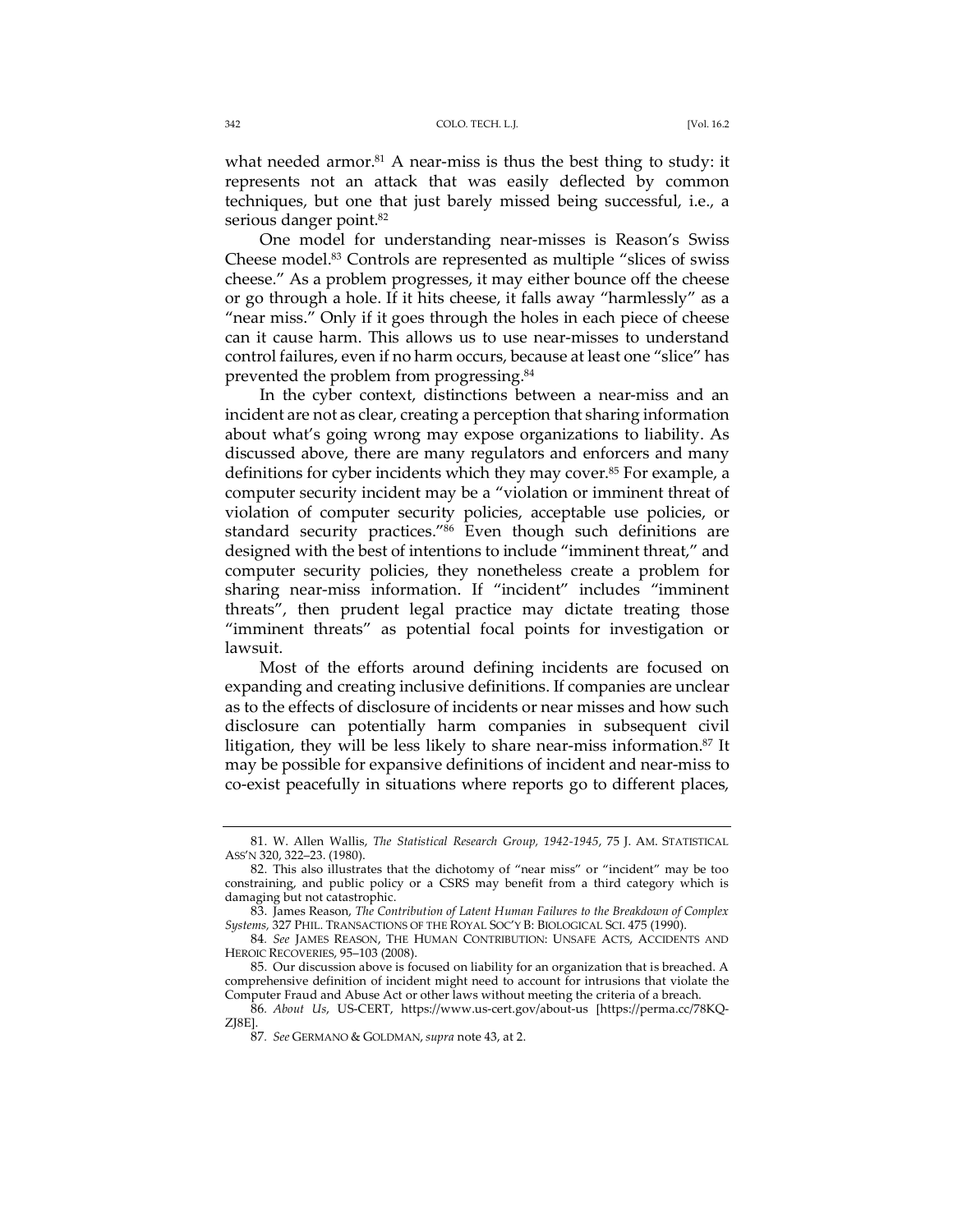what needed armor.[81] A near-miss is thus the best thing to study: it represents not an attack that was easily deflected by common techniques, but one that just barely missed being successful, i.e., a serious danger point.[82]

One model for understanding near-misses is Reason's Swiss Cheese model.[83] Controls are represented as multiple "slices of swiss cheese." As a problem progresses, it may either bounce off the cheese or go through a hole. If it hits cheese, it falls away "harmlessly" as a "near miss." Only if it goes through the holes in each piece of cheese can it cause harm. This allows us to use near-misses to understand control failures, even if no harm occurs, because at least one "slice" has prevented the problem from progressing.[84]

In the cyber context, distinctions between a near-miss and an incident are not as clear, creating a perception that sharing information about what's going wrong may expose organizations to liability. As discussed above, there are many regulators and enforcers and many definitions for cyber incidents which they may cover.[85] For example, a computer security incident may be a "violation or imminent threat of violation of computer security policies, acceptable use policies, or standard security practices."[86] Even though such definitions are designed with the best of intentions to include "imminent threat," and computer security policies, they nonetheless create a problem for sharing near-miss information. If "incident" includes "imminent threats", then prudent legal practice may dictate treating those "imminent threats" as potential focal points for investigation or lawsuit.

Most of the efforts around defining incidents are focused on expanding and creating inclusive definitions. If companies are unclear as to the effects of disclosure of incidents or near misses and how such disclosure can potentially harm companies in subsequent civil litigation, they will be less likely to share near-miss information.[87] It may be possible for expansive definitions of incident and near-miss to co-exist peacefully in situations where reports go to different places,

---

81. W. Allen Wallis, *The Statistical Research Group, 1942-1945*, 75 J. AM. STATISTICAL ASS'N 320, 322–23. (1980).

82. This also illustrates that the dichotomy of "near miss" or "incident" may be too constraining, and public policy or a CSRS may benefit from a third category which is damaging but not catastrophic.

83. James Reason, *The Contribution of Latent Human Failures to the Breakdown of Complex Systems*, 327 PHIL. TRANSACTIONS OF THE ROYAL SOC'Y B: BIOLOGICAL SCI. 475 (1990).

84. *See* JAMES REASON, THE HUMAN CONTRIBUTION: UNSAFE ACTS, ACCIDENTS AND HEROIC RECOVERIES, 95–103 (2008).

85. Our discussion above is focused on liability for an organization that is breached. A comprehensive definition of incident might need to account for intrusions that violate the Computer Fraud and Abuse Act or other laws without meeting the criteria of a breach.

86. *About Us*, US-CERT, https://www.us-cert.gov/about-us [https://perma.cc/78KQ-ZJ8E].

87. *See* GERMANO & GOLDMAN, *supra* note 43, at 2.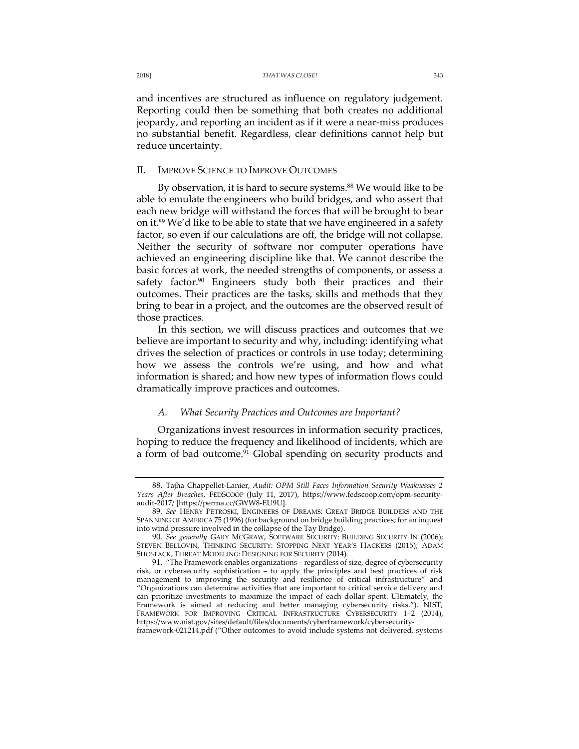and incentives are structured as influence on regulatory judgement. Reporting could then be something that both creates no additional jeopardy, and reporting an incident as if it were a near-miss produces no substantial benefit. Regardless, clear definitions cannot help but reduce uncertainty.

## II. IMPROVE SCIENCE TO IMPROVE OUTCOMES

By observation, it is hard to secure systems.[88] We would like to be able to emulate the engineers who build bridges, and who assert that each new bridge will withstand the forces that will be brought to bear on it.[89] We'd like to be able to state that we have engineered in a safety factor, so even if our calculations are off, the bridge will not collapse. Neither the security of software nor computer operations have achieved an engineering discipline like that. We cannot describe the basic forces at work, the needed strengths of components, or assess a safety factor.[90] Engineers study both their practices and their outcomes. Their practices are the tasks, skills and methods that they bring to bear in a project, and the outcomes are the observed result of those practices.

In this section, we will discuss practices and outcomes that we believe are important to security and why, including: identifying what drives the selection of practices or controls in use today; determining how we assess the controls we're using, and how and what information is shared; and how new types of information flows could dramatically improve practices and outcomes.

### *A. What Security Practices and Outcomes are Important?*

Organizations invest resources in information security practices, hoping to reduce the frequency and likelihood of incidents, which are a form of bad outcome.[91] Global spending on security products and

---

88. Tajha Chappellet-Lanier, *Audit: OPM Still Faces Information Security Weaknesses 2 Years After Breaches*, FEDSCOOP (July 11, 2017), https://www.fedscoop.com/opm-security-audit-2017/ [https://perma.cc/GWW8-EU9U].

89. *See* HENRY PETROSKI, ENGINEERS OF DREAMS: GREAT BRIDGE BUILDERS AND THE SPANNING OF AMERICA 75 (1996) (for background on bridge building practices; for an inquest into wind pressure involved in the collapse of the Tay Bridge).

90. *See generally* GARY MCGRAW, SOFTWARE SECURITY: BUILDING SECURITY IN (2006); STEVEN BELLOVIN, THINKING SECURITY: STOPPING NEXT YEAR'S HACKERS (2015); ADAM SHOSTACK, THREAT MODELING: DESIGNING FOR SECURITY (2014).

91. "The Framework enables organizations – regardless of size, degree of cybersecurity risk, or cybersecurity sophistication – to apply the principles and best practices of risk management to improving the security and resilience of critical infrastructure" and "Organizations can determine activities that are important to critical service delivery and can prioritize investments to maximize the impact of each dollar spent. Ultimately, the Framework is aimed at reducing and better managing cybersecurity risks."). NIST, FRAMEWORK FOR IMPROVING CRITICAL INFRASTRUCTURE CYBERSECURITY 1–2 (2014), https://www.nist.gov/sites/default/files/documents/cyberframework/cybersecurity-framework-021214.pdf ("Other outcomes to avoid include systems not delivered, systems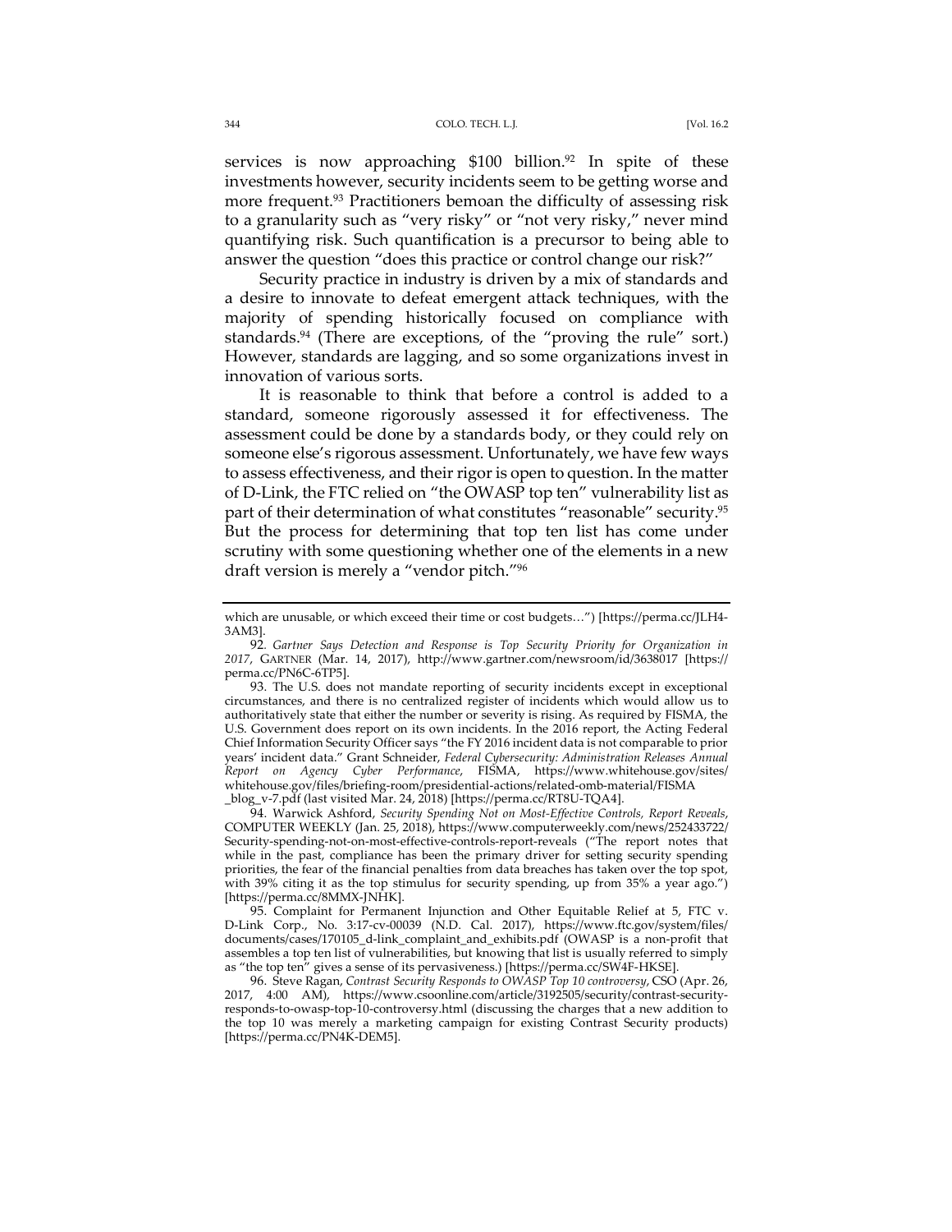services is now approaching $100 billion.[92] In spite of these investments however, security incidents seem to be getting worse and more frequent.[93] Practitioners bemoan the difficulty of assessing risk to a granularity such as "very risky" or "not very risky," never mind quantifying risk. Such quantification is a precursor to being able to answer the question "does this practice or control change our risk?"

Security practice in industry is driven by a mix of standards and a desire to innovate to defeat emergent attack techniques, with the majority of spending historically focused on compliance with standards.[94] (There are exceptions, of the "proving the rule" sort.) However, standards are lagging, and so some organizations invest in innovation of various sorts.

It is reasonable to think that before a control is added to a standard, someone rigorously assessed it for effectiveness. The assessment could be done by a standards body, or they could rely on someone else's rigorous assessment. Unfortunately, we have few ways to assess effectiveness, and their rigor is open to question. In the matter of D-Link, the FTC relied on "the OWASP top ten" vulnerability list as part of their determination of what constitutes "reasonable" security.[95] But the process for determining that top ten list has come under scrutiny with some questioning whether one of the elements in a new draft version is merely a "vendor pitch."[96]

---

which are unusable, or which exceed their time or cost budgets…") [https://perma.cc/JLH4-3AM3].

92. *Gartner Says Detection and Response is Top Security Priority for Organization in 2017*, GARTNER (Mar. 14, 2017), http://www.gartner.com/newsroom/id/3638017 [https://perma.cc/PN6C-6TP5].

93. The U.S. does not mandate reporting of security incidents except in exceptional circumstances, and there is no centralized register of incidents which would allow us to authoritatively state that either the number or severity is rising. As required by FISMA, the U.S. Government does report on its own incidents. In the 2016 report, the Acting Federal Chief Information Security Officer says "the FY 2016 incident data is not comparable to prior years' incident data." Grant Schneider, *Federal Cybersecurity: Administration Releases Annual Report on Agency Cyber Performance*, FISMA, https://www.whitehouse.gov/sites/whitehouse.gov/files/briefing-room/presidential-actions/related-omb-material/FISMA_blog_v-7.pdf (last visited Mar. 24, 2018) [https://perma.cc/RT8U-TQA4].

94. Warwick Ashford, *Security Spending Not on Most-Effective Controls, Report Reveals*, COMPUTER WEEKLY (Jan. 25, 2018), https://www.computerweekly.com/news/252433722/Security-spending-not-on-most-effective-controls-report-reveals ("The report notes that while in the past, compliance has been the primary driver for setting security spending priorities, the fear of the financial penalties from data breaches has taken over the top spot, with 39% citing it as the top stimulus for security spending, up from 35% a year ago.") [https://perma.cc/8MMX-JNHK].

95. Complaint for Permanent Injunction and Other Equitable Relief at 5, FTC v. D-Link Corp., No. 3:17-cv-00039 (N.D. Cal. 2017), https://www.ftc.gov/system/files/documents/cases/170105_d-link_complaint_and_exhibits.pdf (OWASP is a non-profit that assembles a top ten list of vulnerabilities, but knowing that list is usually referred to simply as "the top ten" gives a sense of its pervasiveness.) [https://perma.cc/SW4F-HKSE].

96. Steve Ragan, *Contrast Security Responds to OWASP Top 10 controversy*, CSO (Apr. 26, 2017, 4:00 AM), https://www.csoonline.com/article/3192505/security/contrast-security-responds-to-owasp-top-10-controversy.html (discussing the charges that a new addition to the top 10 was merely a marketing campaign for existing Contrast Security products) [https://perma.cc/PN4K-DEM5].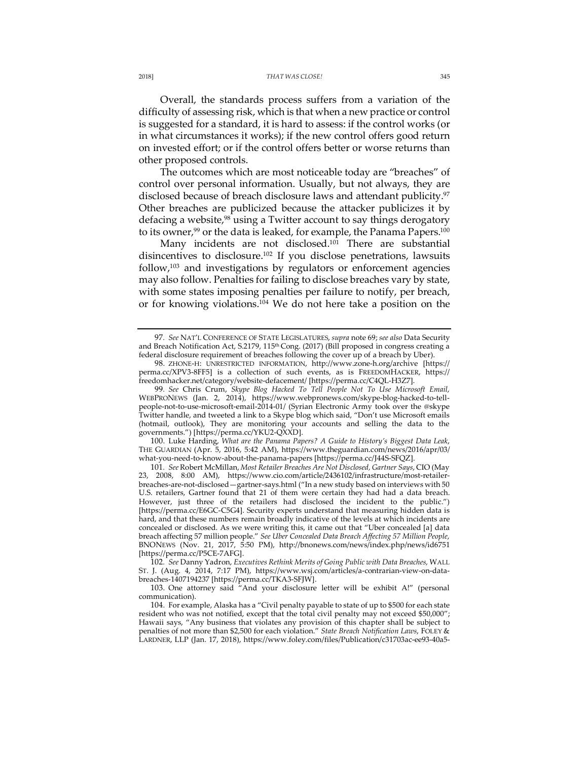Overall, the standards process suffers from a variation of the difficulty of assessing risk, which is that when a new practice or control is suggested for a standard, it is hard to assess: if the control works (or in what circumstances it works); if the new control offers good return on invested effort; or if the control offers better or worse returns than other proposed controls.

The outcomes which are most noticeable today are "breaches" of control over personal information. Usually, but not always, they are disclosed because of breach disclosure laws and attendant publicity.[97] Other breaches are publicized because the attacker publicizes it by defacing a website,[98] using a Twitter account to say things derogatory to its owner,[99] or the data is leaked, for example, the Panama Papers.[100]

Many incidents are not disclosed.[101] There are substantial disincentives to disclosure.[102] If you disclose penetrations, lawsuits follow,[103] and investigations by regulators or enforcement agencies may also follow. Penalties for failing to disclose breaches vary by state, with some states imposing penalties per failure to notify, per breach, or for knowing violations.[104] We do not here take a position on the

---

97. *See* NAT'L CONFERENCE OF STATE LEGISLATURES, *supra* note 69; *see also* Data Security and Breach Notification Act, S.2179, 115th Cong. (2017) (Bill proposed in congress creating a federal disclosure requirement of breaches following the cover up of a breach by Uber).

98. ZHONE-H: UNRESTRICTED INFORMATION, http://www.zone-h.org/archive [https://perma.cc/XPV3-8FF5] is a collection of such events, as is FREEDOMHACKER, https://freedomhacker.net/category/website-defacement/ [https://perma.cc/C4QL-H3Z7].

99. *See* Chris Crum, *Skype Blog Hacked To Tell People Not To Use Microsoft Email*, WEBPRONEWS (Jan. 2, 2014), https://www.webpronews.com/skype-blog-hacked-to-tell-people-not-to-use-microsoft-email-2014-01/ (Syrian Electronic Army took over the @skype Twitter handle, and tweeted a link to a Skype blog which said, "Don't use Microsoft emails (hotmail, outlook), They are monitoring your accounts and selling the data to the governments.") [https://perma.cc/YKU2-QXXD].

100. Luke Harding, *What are the Panama Papers? A Guide to History's Biggest Data Leak*, THE GUARDIAN (Apr. 5, 2016, 5:42 AM), https://www.theguardian.com/news/2016/apr/03/what-you-need-to-know-about-the-panama-papers [https://perma.cc/J44S-SFQZ].

101. *See* Robert McMillan, *Most Retailer Breaches Are Not Disclosed, Gartner Says*, CIO (May 23, 2008, 8:00 AM), https://www.cio.com/article/2436102/infrastructure/most-retailer-breaches-are-not-disclosed—gartner-says.html ("In a new study based on interviews with 50 U.S. retailers, Gartner found that 21 of them were certain they had had a data breach. However, just three of the retailers had disclosed the incident to the public.") [https://perma.cc/E6GC-C5G4]. Security experts understand that measuring hidden data is hard, and that these numbers remain broadly indicative of the levels at which incidents are concealed or disclosed. As we were writing this, it came out that "Uber concealed [a] data breach affecting 57 million people." *See Uber Concealed Data Breach Affecting 57 Million People*, BNONEWS (Nov. 21, 2017, 5:50 PM), http://bnonews.com/news/index.php/news/id6751 [https://perma.cc/P5CE-7AFG].

102. *See* Danny Yadron, *Executives Rethink Merits of Going Public with Data Breaches*, WALL ST. J. (Aug. 4, 2014, 7:17 PM), https://www.wsj.com/articles/a-contrarian-view-on-data-breaches-1407194237 [https://perma.cc/TKA3-SFJW].

103. One attorney said "And your disclosure letter will be exhibit A!" (personal communication).

104. For example, Alaska has a "Civil penalty payable to state of up to $500 for each state resident who was not notified, except that the total civil penalty may not exceed $50,000"; Hawaii says, "Any business that violates any provision of this chapter shall be subject to penalties of not more than $2,500 for each violation." *State Breach Notification Laws*, FOLEY & LARDNER, LLP (Jan. 17, 2018), https://www.foley.com/files/Publication/c31703ac-ee93-40a5-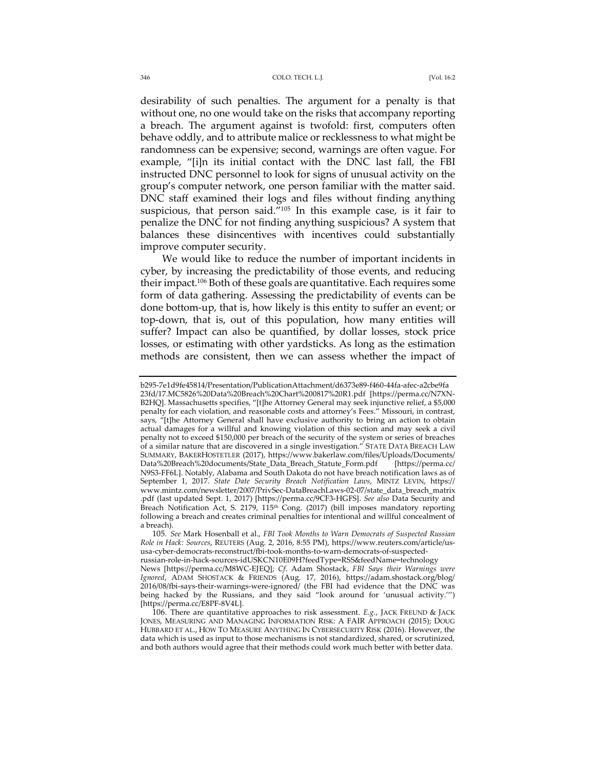desirability of such penalties. The argument for a penalty is that without one, no one would take on the risks that accompany reporting a breach. The argument against is twofold: first, computers often behave oddly, and to attribute malice or recklessness to what might be randomness can be expensive; second, warnings are often vague. For example, "[i]n its initial contact with the DNC last fall, the FBI instructed DNC personnel to look for signs of unusual activity on the group's computer network, one person familiar with the matter said. DNC staff examined their logs and files without finding anything suspicious, that person said."[105] In this example case, is it fair to penalize the DNC for not finding anything suspicious? A system that balances these disincentives with incentives could substantially improve computer security.

We would like to reduce the number of important incidents in cyber, by increasing the predictability of those events, and reducing their impact.[106] Both of these goals are quantitative. Each requires some form of data gathering. Assessing the predictability of events can be done bottom-up, that is, how likely is this entity to suffer an event; or top-down, that is, out of this population, how many entities will suffer? Impact can also be quantified, by dollar losses, stock price losses, or estimating with other yardsticks. As long as the estimation methods are consistent, then we can assess whether the impact of

---

b295-7e1d9fe45814/Presentation/PublicationAttachment/d6373e89-f460-44fa-afec-a2cbe9fa23fd/17.MC5826%20Data%20Breach%20Chart%200817%20R1.pdf [https://perma.cc/N7XN-B2HQ]. Massachusetts specifies, "[t]he Attorney General may seek injunctive relief, a $5,000 penalty for each violation, and reasonable costs and attorney's Fees." Missouri, in contrast, says, "[t]he Attorney General shall have exclusive authority to bring an action to obtain actual damages for a willful and knowing violation of this section and may seek a civil penalty not to exceed $150,000 per breach of the security of the system or series of breaches of a similar nature that are discovered in a single investigation." STATE DATA BREACH LAW SUMMARY, BAKERHOSTETLER (2017), https://www.bakerlaw.com/files/Uploads/Documents/Data%20Breach%20documents/State_Data_Breach_Statute_Form.pdf [https://perma.cc/N9S3-FF6L]. Notably, Alabama and South Dakota do not have breach notification laws as of September 1, 2017. *State Date Security Breach Notification Laws*, MINTZ LEVIN, https://www.mintz.com/newsletter/2007/PrivSec-DataBreachLaws-02-07/state_data_breach_matrix.pdf (last updated Sept. 1, 2017) [https://perma.cc/9CF3-HGFS]. *See also* Data Security and Breach Notification Act, S. 2179, 115th Cong. (2017) (bill imposes mandatory reporting following a breach and creates criminal penalties for intentional and willful concealment of a breach).

105. *See* Mark Hosenball et al., *FBI Took Months to Warn Democrats of Suspected Russian Role in Hack: Sources*, REUTERS (Aug. 2, 2016, 8:55 PM), https://www.reuters.com/article/us-usa-cyber-democrats-reconstruct/fbi-took-months-to-warn-democrats-of-suspected-russian-role-in-hack-sources-idUSKCN10E09H?feedType=RSS&feedName=technologyNews [https://perma.cc/M8WC-EJEQ]; *Cf.* Adam Shostack, *FBI Says their Warnings were Ignored*, ADAM SHOSTACK & FRIENDS (Aug. 17, 2016), https://adam.shostack.org/blog/2016/08/fbi-says-their-warnings-were-ignored/ (the FBI had evidence that the DNC was being hacked by the Russians, and they said "look around for 'unusual activity.'") [https://perma.cc/E8PF-8V4L].

106. There are quantitative approaches to risk assessment. *E.g.*, JACK FREUND & JACK JONES, MEASURING AND MANAGING INFORMATION RISK: A FAIR APPROACH (2015); DOUG HUBBARD ET AL., HOW TO MEASURE ANYTHING IN CYBERSECURITY RISK (2016). However, the data which is used as input to those mechanisms is not standardized, shared, or scrutinized, and both authors would agree that their methods could work much better with better data.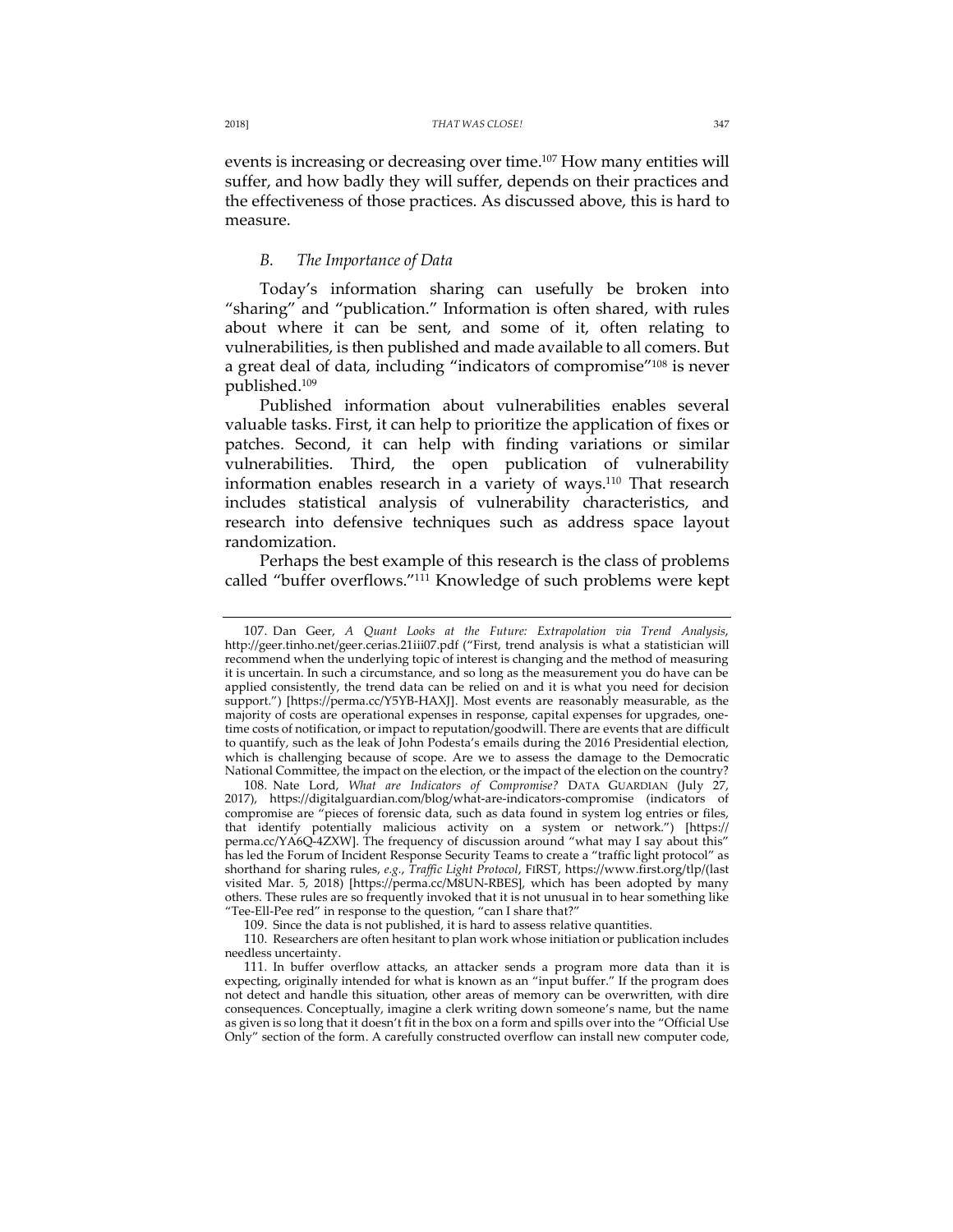events is increasing or decreasing over time.[107] How many entities will suffer, and how badly they will suffer, depends on their practices and the effectiveness of those practices. As discussed above, this is hard to measure.

### *B. The Importance of Data*

Today's information sharing can usefully be broken into "sharing" and "publication." Information is often shared, with rules about where it can be sent, and some of it, often relating to vulnerabilities, is then published and made available to all comers. But a great deal of data, including "indicators of compromise"[108] is never published.[109]

Published information about vulnerabilities enables several valuable tasks. First, it can help to prioritize the application of fixes or patches. Second, it can help with finding variations or similar vulnerabilities. Third, the open publication of vulnerability information enables research in a variety of ways.[110] That research includes statistical analysis of vulnerability characteristics, and research into defensive techniques such as address space layout randomization.

Perhaps the best example of this research is the class of problems called "buffer overflows."[111] Knowledge of such problems were kept

---

107. Dan Geer, *A Quant Looks at the Future: Extrapolation via Trend Analysis*, http://geer.tinho.net/geer.cerias.21iii07.pdf ("First, trend analysis is what a statistician will recommend when the underlying topic of interest is changing and the method of measuring it is uncertain. In such a circumstance, and so long as the measurement you do have can be applied consistently, the trend data can be relied on and it is what you need for decision support.") [https://perma.cc/Y5YB-HAXJ]. Most events are reasonably measurable, as the majority of costs are operational expenses in response, capital expenses for upgrades, one-time costs of notification, or impact to reputation/goodwill. There are events that are difficult to quantify, such as the leak of John Podesta's emails during the 2016 Presidential election, which is challenging because of scope. Are we to assess the damage to the Democratic National Committee, the impact on the election, or the impact of the election on the country?

108. Nate Lord, *What are Indicators of Compromise?* DATA GUARDIAN (July 27, 2017), https://digitalguardian.com/blog/what-are-indicators-compromise (indicators of compromise are "pieces of forensic data, such as data found in system log entries or files, that identify potentially malicious activity on a system or network.") [https://perma.cc/YA6Q-4ZXW]. The frequency of discussion around "what may I say about this" has led the Forum of Incident Response Security Teams to create a "traffic light protocol" as shorthand for sharing rules, *e.g.*, *Traffic Light Protocol*, FIRST, https://www.first.org/tlp/(last visited Mar. 5, 2018) [https://perma.cc/M8UN-RBES], which has been adopted by many others. These rules are so frequently invoked that it is not unusual in to hear something like "Tee-Ell-Pee red" in response to the question, "can I share that?"

109. Since the data is not published, it is hard to assess relative quantities.

110. Researchers are often hesitant to plan work whose initiation or publication includes needless uncertainty.

111. In buffer overflow attacks, an attacker sends a program more data than it is expecting, originally intended for what is known as an "input buffer." If the program does not detect and handle this situation, other areas of memory can be overwritten, with dire consequences. Conceptually, imagine a clerk writing down someone's name, but the name as given is so long that it doesn't fit in the box on a form and spills over into the "Official Use Only" section of the form. A carefully constructed overflow can install new computer code,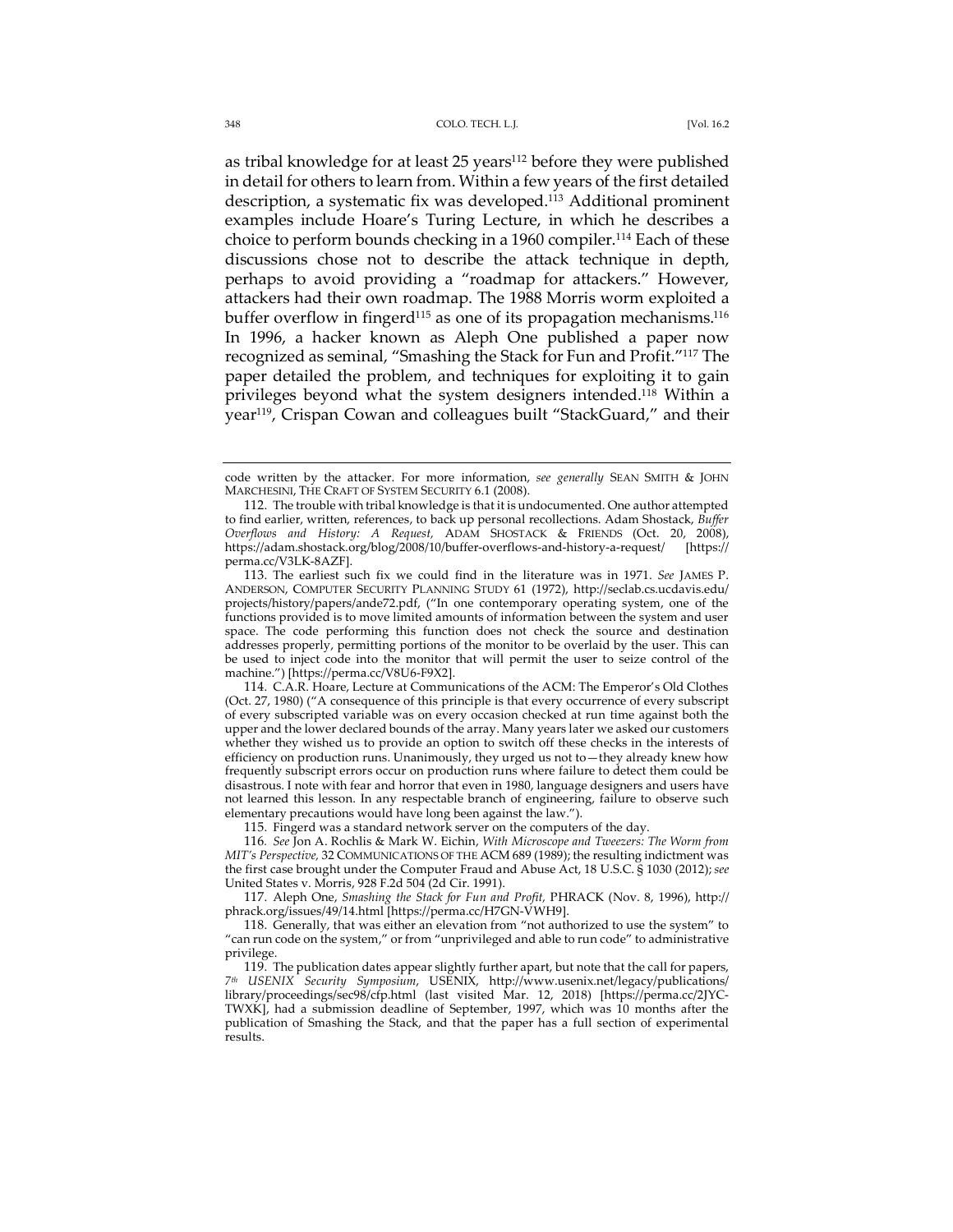as tribal knowledge for at least 25 years[112] before they were published in detail for others to learn from. Within a few years of the first detailed description, a systematic fix was developed.[113] Additional prominent examples include Hoare's Turing Lecture, in which he describes a choice to perform bounds checking in a 1960 compiler.[114] Each of these discussions chose not to describe the attack technique in depth, perhaps to avoid providing a "roadmap for attackers." However, attackers had their own roadmap. The 1988 Morris worm exploited a buffer overflow in fingerd[115] as one of its propagation mechanisms.[116] In 1996, a hacker known as Aleph One published a paper now recognized as seminal, "Smashing the Stack for Fun and Profit."[117] The paper detailed the problem, and techniques for exploiting it to gain privileges beyond what the system designers intended.[118] Within a year[119], Crispan Cowan and colleagues built "StackGuard," and their

---

code written by the attacker. For more information, *see generally* SEAN SMITH & JOHN MARCHESINI, THE CRAFT OF SYSTEM SECURITY 6.1 (2008).

112. The trouble with tribal knowledge is that it is undocumented. One author attempted to find earlier, written, references, to back up personal recollections. Adam Shostack, *Buffer Overflows and History: A Request*, ADAM SHOSTACK & FRIENDS (Oct. 20, 2008), https://adam.shostack.org/blog/2008/10/buffer-overflows-and-history-a-request/ [https://perma.cc/V3LK-8AZF].

113. The earliest such fix we could find in the literature was in 1971. *See* JAMES P. ANDERSON, COMPUTER SECURITY PLANNING STUDY 61 (1972), http://seclab.cs.ucdavis.edu/projects/history/papers/ande72.pdf, ("In one contemporary operating system, one of the functions provided is to move limited amounts of information between the system and user space. The code performing this function does not check the source and destination addresses properly, permitting portions of the monitor to be overlaid by the user. This can be used to inject code into the monitor that will permit the user to seize control of the machine.") [https://perma.cc/V8U6-F9X2].

114. C.A.R. Hoare, Lecture at Communications of the ACM: The Emperor's Old Clothes (Oct. 27, 1980) ("A consequence of this principle is that every occurrence of every subscript of every subscripted variable was on every occasion checked at run time against both the upper and the lower declared bounds of the array. Many years later we asked our customers whether they wished us to provide an option to switch off these checks in the interests of efficiency on production runs. Unanimously, they urged us not to—they already knew how frequently subscript errors occur on production runs where failure to detect them could be disastrous. I note with fear and horror that even in 1980, language designers and users have not learned this lesson. In any respectable branch of engineering, failure to observe such elementary precautions would have long been against the law.").

115. Fingerd was a standard network server on the computers of the day.

116. *See* Jon A. Rochlis & Mark W. Eichin, *With Microscope and Tweezers: The Worm from MIT's Perspective,* 32 COMMUNICATIONS OF THE ACM 689 (1989); the resulting indictment was the first case brought under the Computer Fraud and Abuse Act, 18 U.S.C. § 1030 (2012); *see* United States v. Morris, 928 F.2d 504 (2d Cir. 1991).

117. Aleph One, *Smashing the Stack for Fun and Profit*, PHRACK (Nov. 8, 1996), http://phrack.org/issues/49/14.html [https://perma.cc/H7GN-VWH9].

118. Generally, that was either an elevation from "not authorized to use the system" to "can run code on the system," or from "unprivileged and able to run code" to administrative privilege.

119. The publication dates appear slightly further apart, but note that the call for papers, *7th USENIX Security Symposium*, USENIX, http://www.usenix.net/legacy/publications/library/proceedings/sec98/cfp.html (last visited Mar. 12, 2018) [https://perma.cc/2JYC-TWXK], had a submission deadline of September, 1997, which was 10 months after the publication of Smashing the Stack, and that the paper has a full section of experimental results.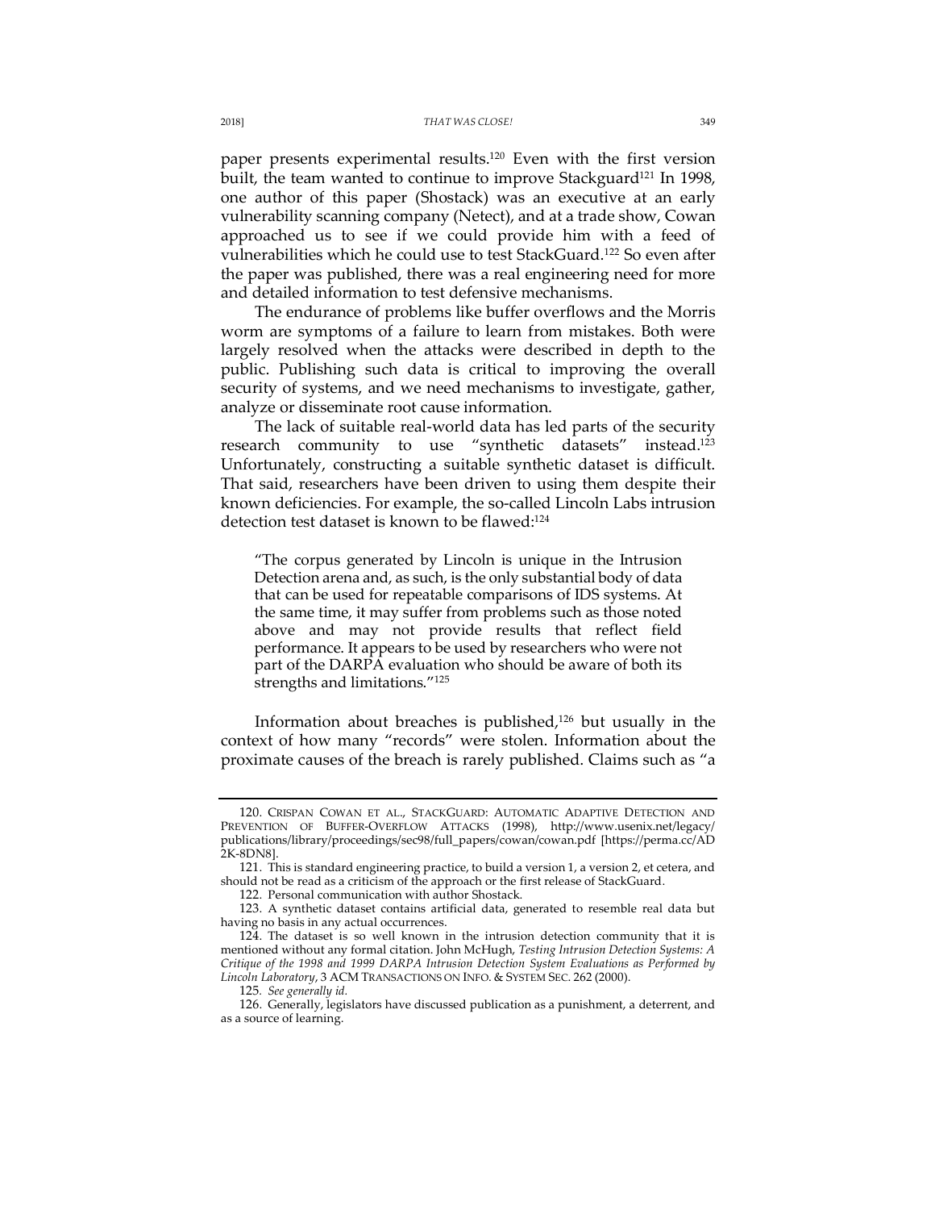paper presents experimental results.[120] Even with the first version built, the team wanted to continue to improve Stackguard[121] In 1998, one author of this paper (Shostack) was an executive at an early vulnerability scanning company (Netect), and at a trade show, Cowan approached us to see if we could provide him with a feed of vulnerabilities which he could use to test StackGuard.[122] So even after the paper was published, there was a real engineering need for more and detailed information to test defensive mechanisms.

The endurance of problems like buffer overflows and the Morris worm are symptoms of a failure to learn from mistakes. Both were largely resolved when the attacks were described in depth to the public. Publishing such data is critical to improving the overall security of systems, and we need mechanisms to investigate, gather, analyze or disseminate root cause information.

The lack of suitable real-world data has led parts of the security research community to use "synthetic datasets" instead.[123] Unfortunately, constructing a suitable synthetic dataset is difficult. That said, researchers have been driven to using them despite their known deficiencies. For example, the so-called Lincoln Labs intrusion detection test dataset is known to be flawed:[124]

> "The corpus generated by Lincoln is unique in the Intrusion Detection arena and, as such, is the only substantial body of data that can be used for repeatable comparisons of IDS systems. At the same time, it may suffer from problems such as those noted above and may not provide results that reflect field performance. It appears to be used by researchers who were not part of the DARPA evaluation who should be aware of both its strengths and limitations."[125]

Information about breaches is published,[126] but usually in the context of how many "records" were stolen. Information about the proximate causes of the breach is rarely published. Claims such as "a

---

120. CRISPAN COWAN ET AL., STACKGUARD: AUTOMATIC ADAPTIVE DETECTION AND PREVENTION OF BUFFER-OVERFLOW ATTACKS (1998), http://www.usenix.net/legacy/publications/library/proceedings/sec98/full_papers/cowan/cowan.pdf [https://perma.cc/AD2K-8DN8].

121. This is standard engineering practice, to build a version 1, a version 2, et cetera, and should not be read as a criticism of the approach or the first release of StackGuard.

122. Personal communication with author Shostack.

123. A synthetic dataset contains artificial data, generated to resemble real data but having no basis in any actual occurrences.

124. The dataset is so well known in the intrusion detection community that it is mentioned without any formal citation. John McHugh, *Testing Intrusion Detection Systems: A Critique of the 1998 and 1999 DARPA Intrusion Detection System Evaluations as Performed by Lincoln Laboratory*, 3 ACM TRANSACTIONS ON INFO. & SYSTEM SEC. 262 (2000).

125. *See generally id.*

126. Generally, legislators have discussed publication as a punishment, a deterrent, and as a source of learning.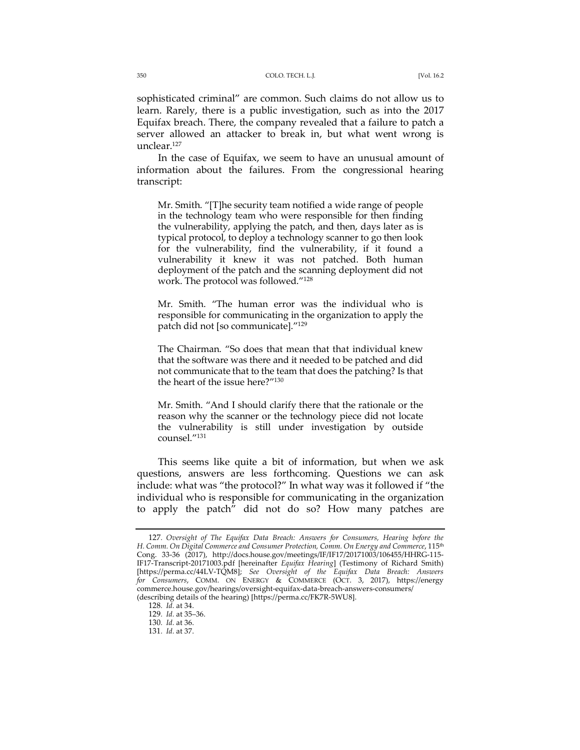sophisticated criminal" are common. Such claims do not allow us to learn. Rarely, there is a public investigation, such as into the 2017 Equifax breach. There, the company revealed that a failure to patch a server allowed an attacker to break in, but what went wrong is unclear.[127]

In the case of Equifax, we seem to have an unusual amount of information about the failures. From the congressional hearing transcript:

> Mr. Smith. "[T]he security team notified a wide range of people in the technology team who were responsible for then finding the vulnerability, applying the patch, and then, days later as is typical protocol, to deploy a technology scanner to go then look for the vulnerability, find the vulnerability, if it found a vulnerability it knew it was not patched. Both human deployment of the patch and the scanning deployment did not work. The protocol was followed."[128]
>
> Mr. Smith. "The human error was the individual who is responsible for communicating in the organization to apply the patch did not [so communicate]."[129]
>
> The Chairman. "So does that mean that that individual knew that the software was there and it needed to be patched and did not communicate that to the team that does the patching? Is that the heart of the issue here?"[130]
>
> Mr. Smith. "And I should clarify there that the rationale or the reason why the scanner or the technology piece did not locate the vulnerability is still under investigation by outside counsel."[131]

This seems like quite a bit of information, but when we ask questions, answers are less forthcoming. Questions we can ask include: what was "the protocol?" In what way was it followed if "the individual who is responsible for communicating in the organization to apply the patch" did not do so? How many patches are

---

127. *Oversight of The Equifax Data Breach: Answers for Consumers, Hearing before the H. Comm. On Digital Commerce and Consumer Protection, Comm. On Energy and Commerce*, 115th Cong. 33-36 (2017), http://docs.house.gov/meetings/IF/IF17/20171003/106455/HHRG-115-IF17-Transcript-20171003.pdf [hereinafter *Equifax Hearing*] (Testimony of Richard Smith) [https://perma.cc/44LV-TQM8]; *See Oversight of the Equifax Data Breach: Answers for Consumers*, COMM. ON ENERGY & COMMERCE (OCT. 3, 2017), https://energycommerce.house.gov/hearings/oversight-equifax-data-breach-answers-consumers/ (describing details of the hearing) [https://perma.cc/FK7R-5WU8].

128. *Id.* at 34.

129. *Id.* at 35–36.

130. *Id.* at 36.

131. *Id.* at 37.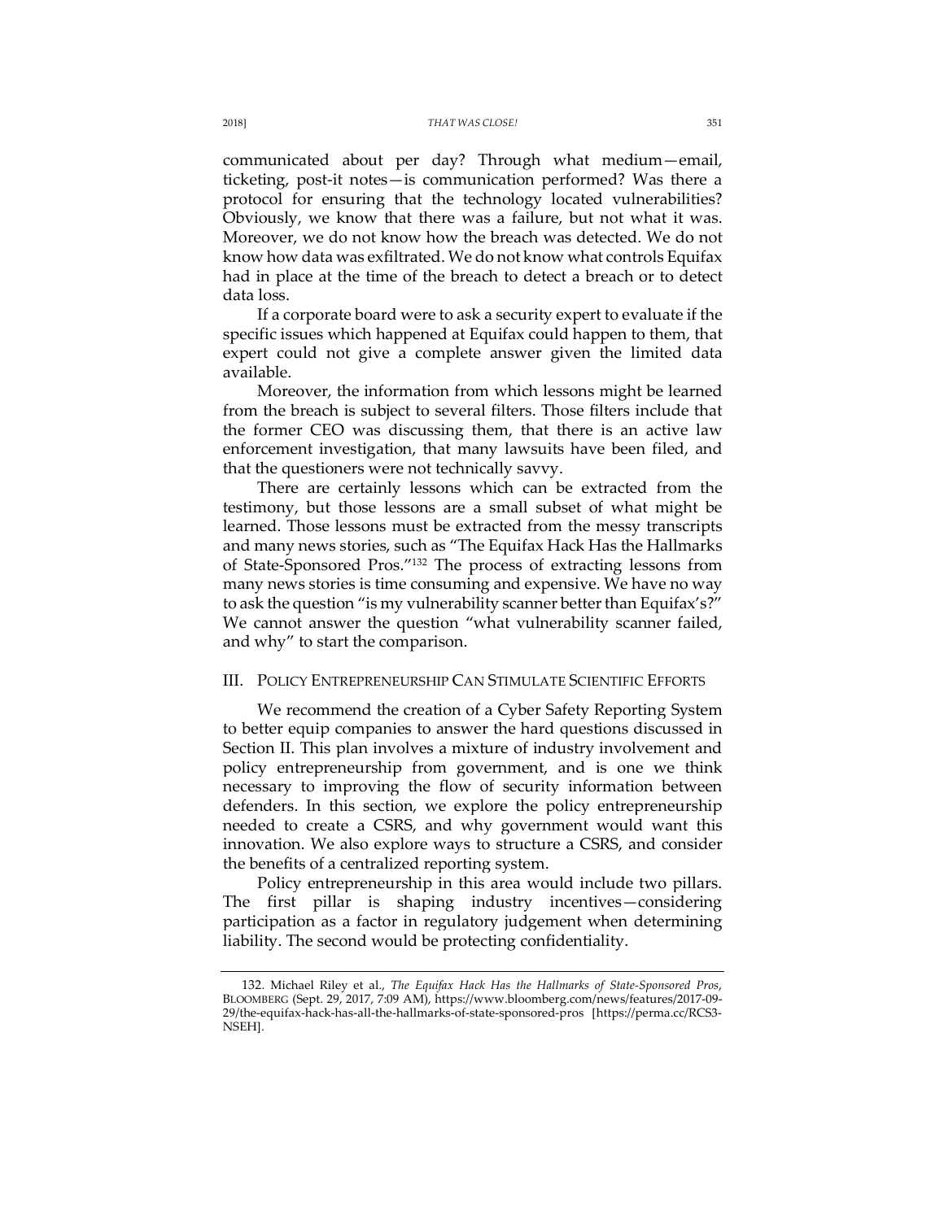communicated about per day? Through what medium—email, ticketing, post-it notes—is communication performed? Was there a protocol for ensuring that the technology located vulnerabilities? Obviously, we know that there was a failure, but not what it was. Moreover, we do not know how the breach was detected. We do not know how data was exfiltrated. We do not know what controls Equifax had in place at the time of the breach to detect a breach or to detect data loss.

If a corporate board were to ask a security expert to evaluate if the specific issues which happened at Equifax could happen to them, that expert could not give a complete answer given the limited data available.

Moreover, the information from which lessons might be learned from the breach is subject to several filters. Those filters include that the former CEO was discussing them, that there is an active law enforcement investigation, that many lawsuits have been filed, and that the questioners were not technically savvy.

There are certainly lessons which can be extracted from the testimony, but those lessons are a small subset of what might be learned. Those lessons must be extracted from the messy transcripts and many news stories, such as "The Equifax Hack Has the Hallmarks of State-Sponsored Pros."[132] The process of extracting lessons from many news stories is time consuming and expensive. We have no way to ask the question "is my vulnerability scanner better than Equifax's?" We cannot answer the question "what vulnerability scanner failed, and why" to start the comparison.

## III. Policy Entrepreneurship Can Stimulate Scientific Efforts

We recommend the creation of a Cyber Safety Reporting System to better equip companies to answer the hard questions discussed in Section II. This plan involves a mixture of industry involvement and policy entrepreneurship from government, and is one we think necessary to improving the flow of security information between defenders. In this section, we explore the policy entrepreneurship needed to create a CSRS, and why government would want this innovation. We also explore ways to structure a CSRS, and consider the benefits of a centralized reporting system.

Policy entrepreneurship in this area would include two pillars. The first pillar is shaping industry incentives—considering participation as a factor in regulatory judgement when determining liability. The second would be protecting confidentiality.

---

132. Michael Riley et al., *The Equifax Hack Has the Hallmarks of State-Sponsored Pros*, BLOOMBERG (Sept. 29, 2017, 7:09 AM), https://www.bloomberg.com/news/features/2017-09-29/the-equifax-hack-has-all-the-hallmarks-of-state-sponsored-pros [https://perma.cc/RCS3-NSEH].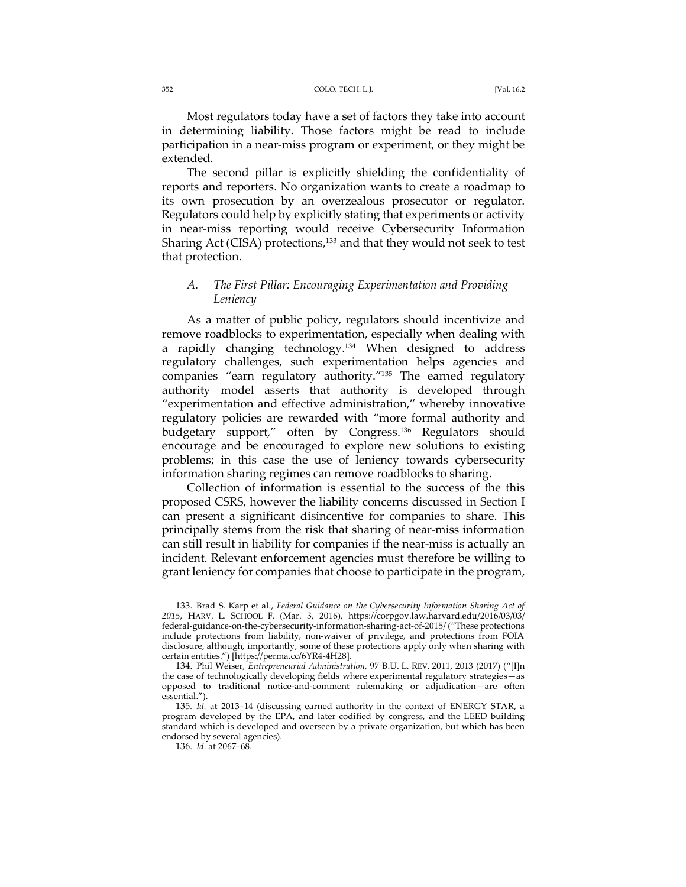Most regulators today have a set of factors they take into account in determining liability. Those factors might be read to include participation in a near-miss program or experiment, or they might be extended.

The second pillar is explicitly shielding the confidentiality of reports and reporters. No organization wants to create a roadmap to its own prosecution by an overzealous prosecutor or regulator. Regulators could help by explicitly stating that experiments or activity in near-miss reporting would receive Cybersecurity Information Sharing Act (CISA) protections,[133] and that they would not seek to test that protection.

### A. *The First Pillar: Encouraging Experimentation and Providing Leniency*

As a matter of public policy, regulators should incentivize and remove roadblocks to experimentation, especially when dealing with a rapidly changing technology.[134] When designed to address regulatory challenges, such experimentation helps agencies and companies "earn regulatory authority."[135] The earned regulatory authority model asserts that authority is developed through "experimentation and effective administration," whereby innovative regulatory policies are rewarded with "more formal authority and budgetary support," often by Congress.[136] Regulators should encourage and be encouraged to explore new solutions to existing problems; in this case the use of leniency towards cybersecurity information sharing regimes can remove roadblocks to sharing.

Collection of information is essential to the success of the this proposed CSRS, however the liability concerns discussed in Section I can present a significant disincentive for companies to share. This principally stems from the risk that sharing of near-miss information can still result in liability for companies if the near-miss is actually an incident. Relevant enforcement agencies must therefore be willing to grant leniency for companies that choose to participate in the program,

---

133. Brad S. Karp et al., *Federal Guidance on the Cybersecurity Information Sharing Act of 2015*, HARV. L. SCHOOL F. (Mar. 3, 2016), https://corpgov.law.harvard.edu/2016/03/03/federal-guidance-on-the-cybersecurity-information-sharing-act-of-2015/ ("These protections include protections from liability, non-waiver of privilege, and protections from FOIA disclosure, although, importantly, some of these protections apply only when sharing with certain entities.") [https://perma.cc/6YR4-4H28].

134. Phil Weiser, *Entrepreneurial Administration*, 97 B.U. L. REV. 2011, 2013 (2017) ("[I]n the case of technologically developing fields where experimental regulatory strategies—as opposed to traditional notice-and-comment rulemaking or adjudication—are often essential.").

135. *Id.* at 2013–14 (discussing earned authority in the context of ENERGY STAR, a program developed by the EPA, and later codified by congress, and the LEED building standard which is developed and overseen by a private organization, but which has been endorsed by several agencies).

136. *Id.* at 2067–68.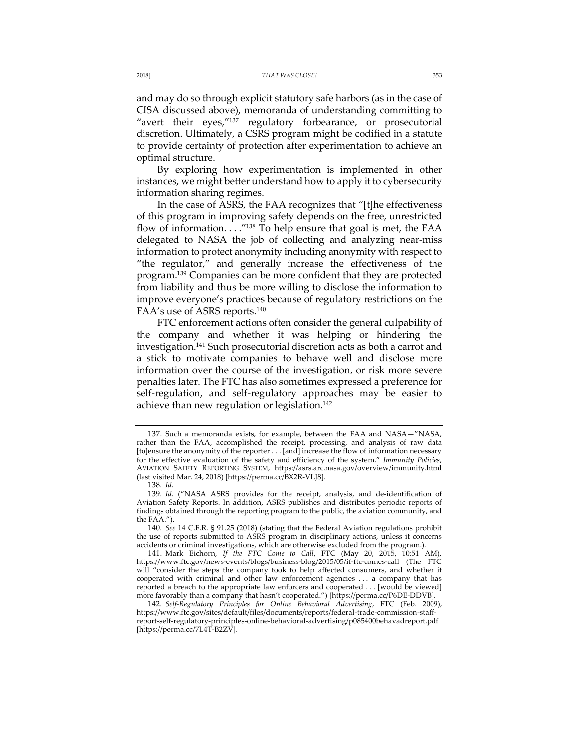and may do so through explicit statutory safe harbors (as in the case of CISA discussed above), memoranda of understanding committing to "avert their eyes,"[137] regulatory forbearance, or prosecutorial discretion. Ultimately, a CSRS program might be codified in a statute to provide certainty of protection after experimentation to achieve an optimal structure.

By exploring how experimentation is implemented in other instances, we might better understand how to apply it to cybersecurity information sharing regimes.

In the case of ASRS, the FAA recognizes that "[t]he effectiveness of this program in improving safety depends on the free, unrestricted flow of information. . . ."[138] To help ensure that goal is met, the FAA delegated to NASA the job of collecting and analyzing near-miss information to protect anonymity including anonymity with respect to "the regulator," and generally increase the effectiveness of the program.[139] Companies can be more confident that they are protected from liability and thus be more willing to disclose the information to improve everyone's practices because of regulatory restrictions on the FAA's use of ASRS reports.[140]

FTC enforcement actions often consider the general culpability of the company and whether it was helping or hindering the investigation.[141] Such prosecutorial discretion acts as both a carrot and a stick to motivate companies to behave well and disclose more information over the course of the investigation, or risk more severe penalties later. The FTC has also sometimes expressed a preference for self-regulation, and self-regulatory approaches may be easier to achieve than new regulation or legislation.[142]

---

137. Such a memoranda exists, for example, between the FAA and NASA—"NASA, rather than the FAA, accomplished the receipt, processing, and analysis of raw data [to]ensure the anonymity of the reporter . . . [and] increase the flow of information necessary for the effective evaluation of the safety and efficiency of the system." *Immunity Policies*, AVIATION SAFETY REPORTING SYSTEM, https://asrs.arc.nasa.gov/overview/immunity.html (last visited Mar. 24, 2018) [https://perma.cc/BX2R-VLJ8].

138. *Id.*

139. *Id.* ("NASA ASRS provides for the receipt, analysis, and de-identification of Aviation Safety Reports. In addition, ASRS publishes and distributes periodic reports of findings obtained through the reporting program to the public, the aviation community, and the FAA.").

140. *See* 14 C.F.R. § 91.25 (2018) (stating that the Federal Aviation regulations prohibit the use of reports submitted to ASRS program in disciplinary actions, unless it concerns accidents or criminal investigations, which are otherwise excluded from the program.).

141. Mark Eichorn, *If the FTC Come to Call*, FTC (May 20, 2015, 10:51 AM), https://www.ftc.gov/news-events/blogs/business-blog/2015/05/if-ftc-comes-call (The FTC will "consider the steps the company took to help affected consumers, and whether it cooperated with criminal and other law enforcement agencies . . . a company that has reported a breach to the appropriate law enforcers and cooperated . . . [would be viewed] more favorably than a company that hasn't cooperated.") [https://perma.cc/P6DE-DDVB].

142. *Self-Regulatory Principles for Online Behavioral Advertising*, FTC (Feb. 2009), https://www.ftc.gov/sites/default/files/documents/reports/federal-trade-commission-staff-report-self-regulatory-principles-online-behavioral-advertising/p085400behavadreport.pdf [https://perma.cc/7L4T-B2ZV].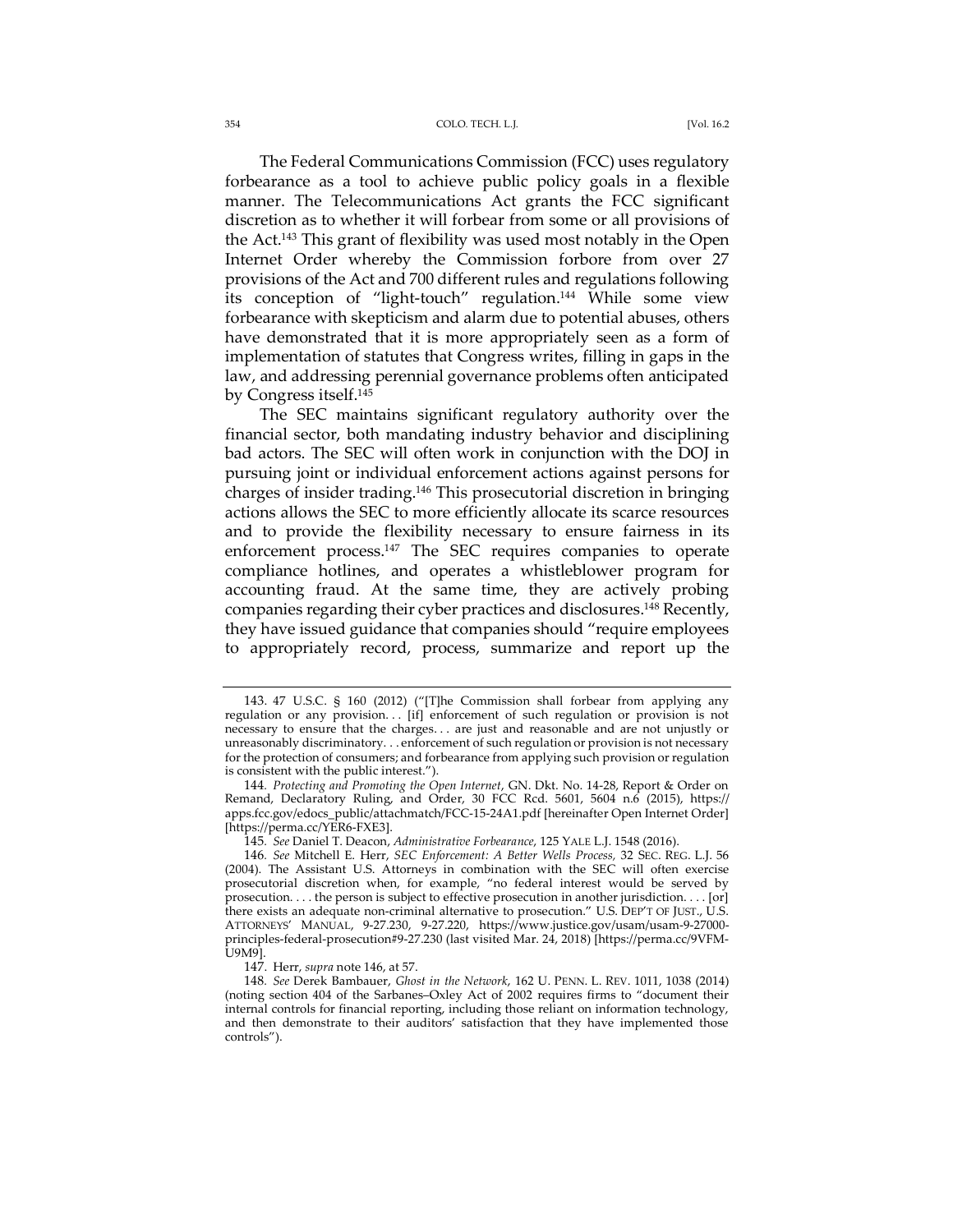The Federal Communications Commission (FCC) uses regulatory forbearance as a tool to achieve public policy goals in a flexible manner. The Telecommunications Act grants the FCC significant discretion as to whether it will forbear from some or all provisions of the Act.[143] This grant of flexibility was used most notably in the Open Internet Order whereby the Commission forbore from over 27 provisions of the Act and 700 different rules and regulations following its conception of "light-touch" regulation.[144] While some view forbearance with skepticism and alarm due to potential abuses, others have demonstrated that it is more appropriately seen as a form of implementation of statutes that Congress writes, filling in gaps in the law, and addressing perennial governance problems often anticipated by Congress itself.[145]

The SEC maintains significant regulatory authority over the financial sector, both mandating industry behavior and disciplining bad actors. The SEC will often work in conjunction with the DOJ in pursuing joint or individual enforcement actions against persons for charges of insider trading.[146] This prosecutorial discretion in bringing actions allows the SEC to more efficiently allocate its scarce resources and to provide the flexibility necessary to ensure fairness in its enforcement process.[147] The SEC requires companies to operate compliance hotlines, and operates a whistleblower program for accounting fraud. At the same time, they are actively probing companies regarding their cyber practices and disclosures.[148] Recently, they have issued guidance that companies should "require employees to appropriately record, process, summarize and report up the

---

143. 47 U.S.C. § 160 (2012) ("[T]he Commission shall forbear from applying any regulation or any provision. . . [if] enforcement of such regulation or provision is not necessary to ensure that the charges. . . are just and reasonable and are not unjustly or unreasonably discriminatory. . . enforcement of such regulation or provision is not necessary for the protection of consumers; and forbearance from applying such provision or regulation is consistent with the public interest.").

144. *Protecting and Promoting the Open Internet*, GN. Dkt. No. 14-28, Report & Order on Remand, Declaratory Ruling, and Order, 30 FCC Rcd. 5601, 5604 n.6 (2015), https://apps.fcc.gov/edocs_public/attachmatch/FCC-15-24A1.pdf [hereinafter Open Internet Order] [https://perma.cc/YER6-FXE3].

145. *See* Daniel T. Deacon, *Administrative Forbearance*, 125 YALE L.J. 1548 (2016).

146. *See* Mitchell E. Herr, *SEC Enforcement: A Better Wells Process*, 32 SEC. REG. L.J. 56 (2004). The Assistant U.S. Attorneys in combination with the SEC will often exercise prosecutorial discretion when, for example, "no federal interest would be served by prosecution. . . . the person is subject to effective prosecution in another jurisdiction. . . . [or] there exists an adequate non-criminal alternative to prosecution." U.S. DEP'T OF JUST., U.S. ATTORNEYS' MANUAL, 9-27.230, 9-27.220, https://www.justice.gov/usam/usam-9-27000-principles-federal-prosecution#9-27.230 (last visited Mar. 24, 2018) [https://perma.cc/9VFM-U9M9].

147. Herr, *supra* note 146, at 57.

148. *See* Derek Bambauer, *Ghost in the Network*, 162 U. PENN. L. REV. 1011, 1038 (2014) (noting section 404 of the Sarbanes–Oxley Act of 2002 requires firms to "document their internal controls for financial reporting, including those reliant on information technology, and then demonstrate to their auditors' satisfaction that they have implemented those controls").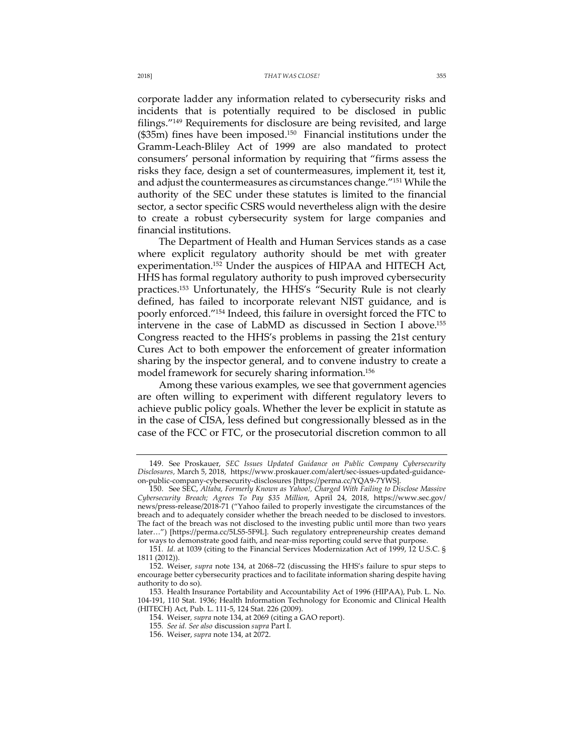corporate ladder any information related to cybersecurity risks and incidents that is potentially required to be disclosed in public filings."[149] Requirements for disclosure are being revisited, and large ($35m) fines have been imposed.[150] Financial institutions under the Gramm-Leach-Bliley Act of 1999 are also mandated to protect consumers' personal information by requiring that "firms assess the risks they face, design a set of countermeasures, implement it, test it, and adjust the countermeasures as circumstances change."[151] While the authority of the SEC under these statutes is limited to the financial sector, a sector specific CSRS would nevertheless align with the desire to create a robust cybersecurity system for large companies and financial institutions.

The Department of Health and Human Services stands as a case where explicit regulatory authority should be met with greater experimentation.[152] Under the auspices of HIPAA and HITECH Act, HHS has formal regulatory authority to push improved cybersecurity practices.[153] Unfortunately, the HHS's "Security Rule is not clearly defined, has failed to incorporate relevant NIST guidance, and is poorly enforced."[154] Indeed, this failure in oversight forced the FTC to intervene in the case of LabMD as discussed in Section I above.[155] Congress reacted to the HHS's problems in passing the 21st century Cures Act to both empower the enforcement of greater information sharing by the inspector general, and to convene industry to create a model framework for securely sharing information.[156]

Among these various examples, we see that government agencies are often willing to experiment with different regulatory levers to achieve public policy goals. Whether the lever be explicit in statute as in the case of CISA, less defined but congressionally blessed as in the case of the FCC or FTC, or the prosecutorial discretion common to all

---

149. See Proskauer, *SEC Issues Updated Guidance on Public Company Cybersecurity Disclosures*, March 5, 2018, https://www.proskauer.com/alert/sec-issues-updated-guidance-on-public-company-cybersecurity-disclosures [https://perma.cc/YQA9-7YWS].

150. See SEC, *Altaba, Formerly Known as Yahoo!, Charged With Failing to Disclose Massive Cybersecurity Breach; Agrees To Pay $35 Million*, April 24, 2018, https://www.sec.gov/news/press-release/2018-71 ("Yahoo failed to properly investigate the circumstances of the breach and to adequately consider whether the breach needed to be disclosed to investors. The fact of the breach was not disclosed to the investing public until more than two years later…") [https://perma.cc/5LS5-5F9L]. Such regulatory entrepreneurship creates demand for ways to demonstrate good faith, and near-miss reporting could serve that purpose.

151. *Id.* at 1039 (citing to the Financial Services Modernization Act of 1999, 12 U.S.C. § 1811 (2012)).

152. Weiser, *supra* note 134, at 2068–72 (discussing the HHS's failure to spur steps to encourage better cybersecurity practices and to facilitate information sharing despite having authority to do so).

153. Health Insurance Portability and Accountability Act of 1996 (HIPAA), Pub. L. No. 104-191, 110 Stat. 1936; Health Information Technology for Economic and Clinical Health (HITECH) Act, Pub. L. 111-5, 124 Stat. 226 (2009).

154. Weiser, *supra* note 134, at 2069 (citing a GAO report).

155. *See id. See also* discussion *supra* Part I.

156. Weiser, *supra* note 134, at 2072.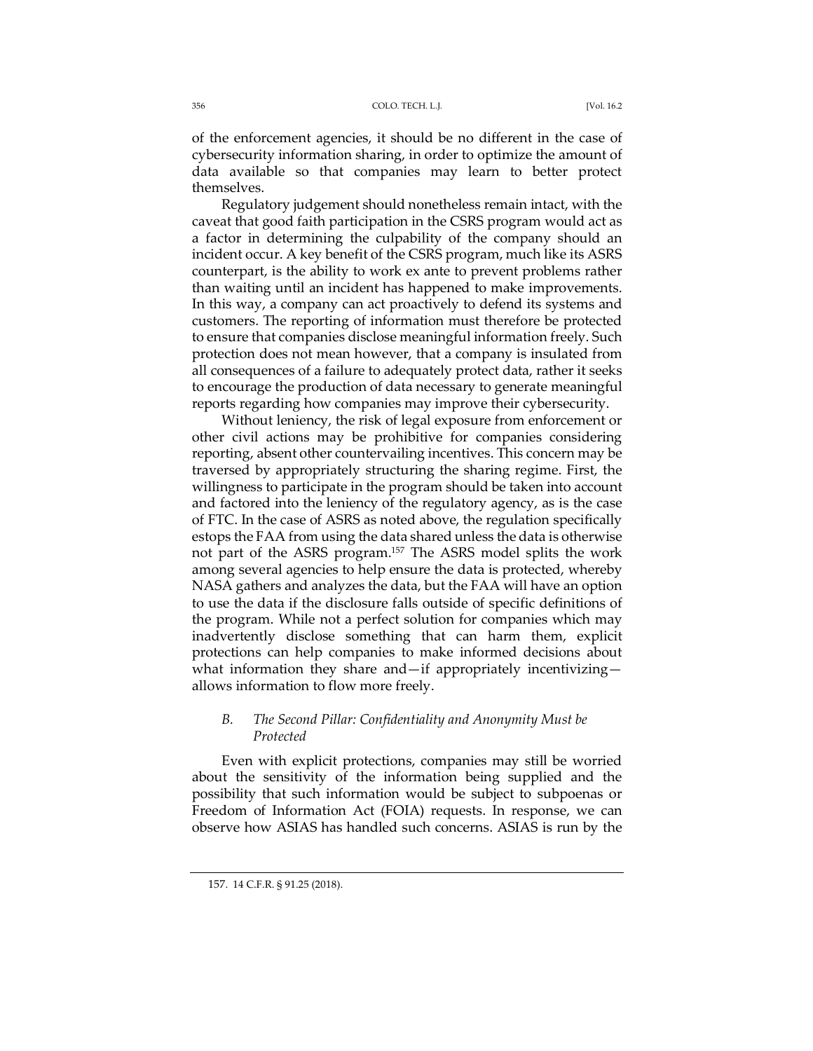of the enforcement agencies, it should be no different in the case of cybersecurity information sharing, in order to optimize the amount of data available so that companies may learn to better protect themselves.

Regulatory judgement should nonetheless remain intact, with the caveat that good faith participation in the CSRS program would act as a factor in determining the culpability of the company should an incident occur. A key benefit of the CSRS program, much like its ASRS counterpart, is the ability to work ex ante to prevent problems rather than waiting until an incident has happened to make improvements. In this way, a company can act proactively to defend its systems and customers. The reporting of information must therefore be protected to ensure that companies disclose meaningful information freely. Such protection does not mean however, that a company is insulated from all consequences of a failure to adequately protect data, rather it seeks to encourage the production of data necessary to generate meaningful reports regarding how companies may improve their cybersecurity.

Without leniency, the risk of legal exposure from enforcement or other civil actions may be prohibitive for companies considering reporting, absent other countervailing incentives. This concern may be traversed by appropriately structuring the sharing regime. First, the willingness to participate in the program should be taken into account and factored into the leniency of the regulatory agency, as is the case of FTC. In the case of ASRS as noted above, the regulation specifically estops the FAA from using the data shared unless the data is otherwise not part of the ASRS program.[157] The ASRS model splits the work among several agencies to help ensure the data is protected, whereby NASA gathers and analyzes the data, but the FAA will have an option to use the data if the disclosure falls outside of specific definitions of the program. While not a perfect solution for companies which may inadvertently disclose something that can harm them, explicit protections can help companies to make informed decisions about what information they share and—if appropriately incentivizing—allows information to flow more freely.

### *B. The Second Pillar: Confidentiality and Anonymity Must be Protected*

Even with explicit protections, companies may still be worried about the sensitivity of the information being supplied and the possibility that such information would be subject to subpoenas or Freedom of Information Act (FOIA) requests. In response, we can observe how ASIAS has handled such concerns. ASIAS is run by the

157. 14 C.F.R. § 91.25 (2018).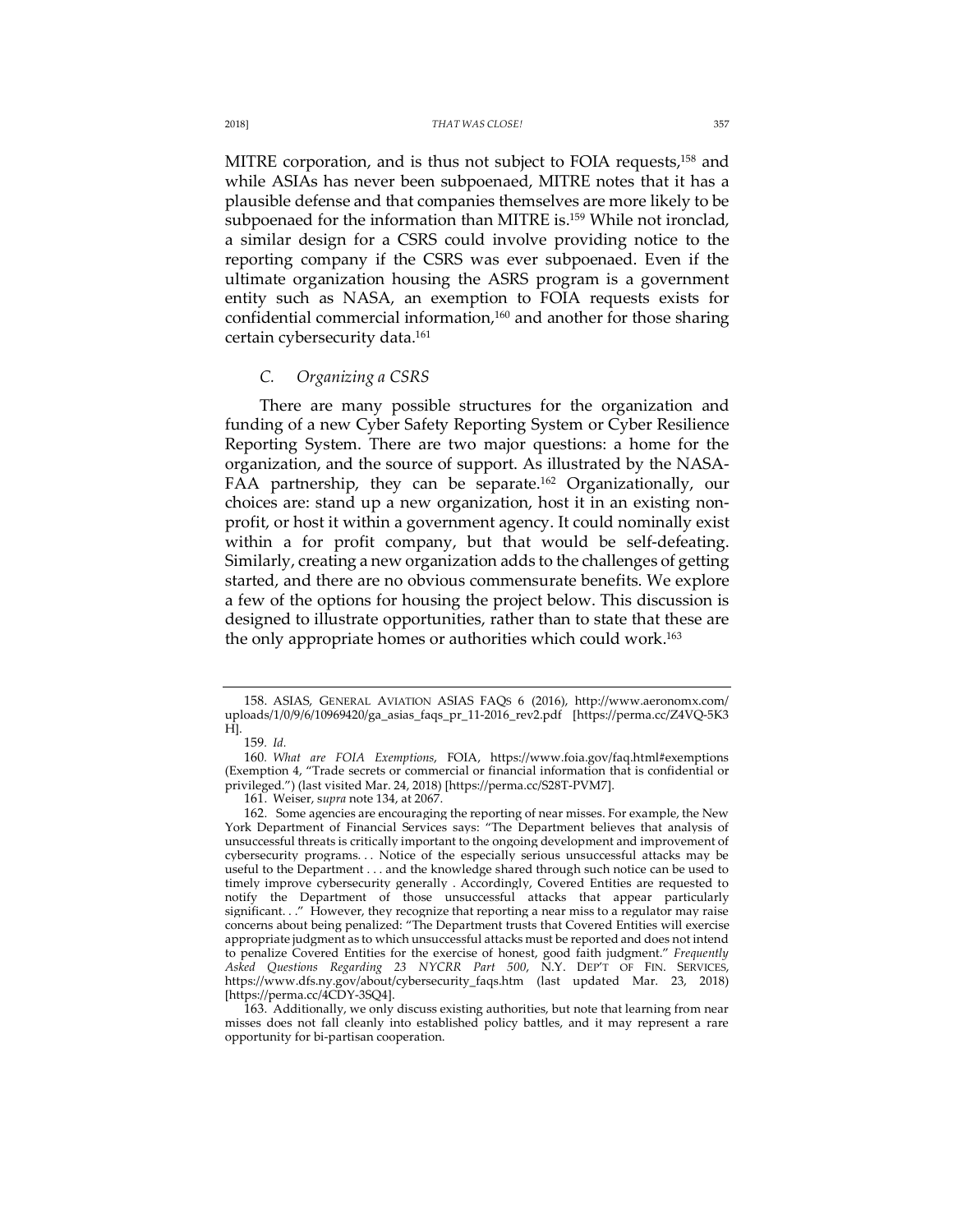MITRE corporation, and is thus not subject to FOIA requests,[158] and while ASIAs has never been subpoenaed, MITRE notes that it has a plausible defense and that companies themselves are more likely to be subpoenaed for the information than MITRE is.[159] While not ironclad, a similar design for a CSRS could involve providing notice to the reporting company if the CSRS was ever subpoenaed. Even if the ultimate organization housing the ASRS program is a government entity such as NASA, an exemption to FOIA requests exists for confidential commercial information,[160] and another for those sharing certain cybersecurity data.[161]

### C. *Organizing a CSRS*

There are many possible structures for the organization and funding of a new Cyber Safety Reporting System or Cyber Resilience Reporting System. There are two major questions: a home for the organization, and the source of support. As illustrated by the NASA-FAA partnership, they can be separate.[162] Organizationally, our choices are: stand up a new organization, host it in an existing non-profit, or host it within a government agency. It could nominally exist within a for profit company, but that would be self-defeating. Similarly, creating a new organization adds to the challenges of getting started, and there are no obvious commensurate benefits. We explore a few of the options for housing the project below. This discussion is designed to illustrate opportunities, rather than to state that these are the only appropriate homes or authorities which could work.[163]

---

158. ASIAS, GENERAL AVIATION ASIAS FAQS 6 (2016), http://www.aeronomx.com/uploads/1/0/9/6/10969420/ga_asias_faqs_pr_11-2016_rev2.pdf [https://perma.cc/Z4VQ-5K3H].

159. *Id.*

160. *What are FOIA Exemptions*, FOIA, https://www.foia.gov/faq.html#exemptions (Exemption 4, "Trade secrets or commercial or financial information that is confidential or privileged.") (last visited Mar. 24, 2018) [https://perma.cc/S28T-PVM7].

161. Weiser, s*upra* note 134, at 2067.

162. Some agencies are encouraging the reporting of near misses. For example, the New York Department of Financial Services says: "The Department believes that analysis of unsuccessful threats is critically important to the ongoing development and improvement of cybersecurity programs. . . Notice of the especially serious unsuccessful attacks may be useful to the Department . . . and the knowledge shared through such notice can be used to timely improve cybersecurity generally . Accordingly, Covered Entities are requested to notify the Department of those unsuccessful attacks that appear particularly significant. . ." However, they recognize that reporting a near miss to a regulator may raise concerns about being penalized: "The Department trusts that Covered Entities will exercise appropriate judgment as to which unsuccessful attacks must be reported and does not intend to penalize Covered Entities for the exercise of honest, good faith judgment." *Frequently Asked Questions Regarding 23 NYCRR Part 500*, N.Y. DEP'T OF FIN. SERVICES, https://www.dfs.ny.gov/about/cybersecurity_faqs.htm (last updated Mar. 23, 2018) [https://perma.cc/4CDY-3SQ4].

163. Additionally, we only discuss existing authorities, but note that learning from near misses does not fall cleanly into established policy battles, and it may represent a rare opportunity for bi-partisan cooperation.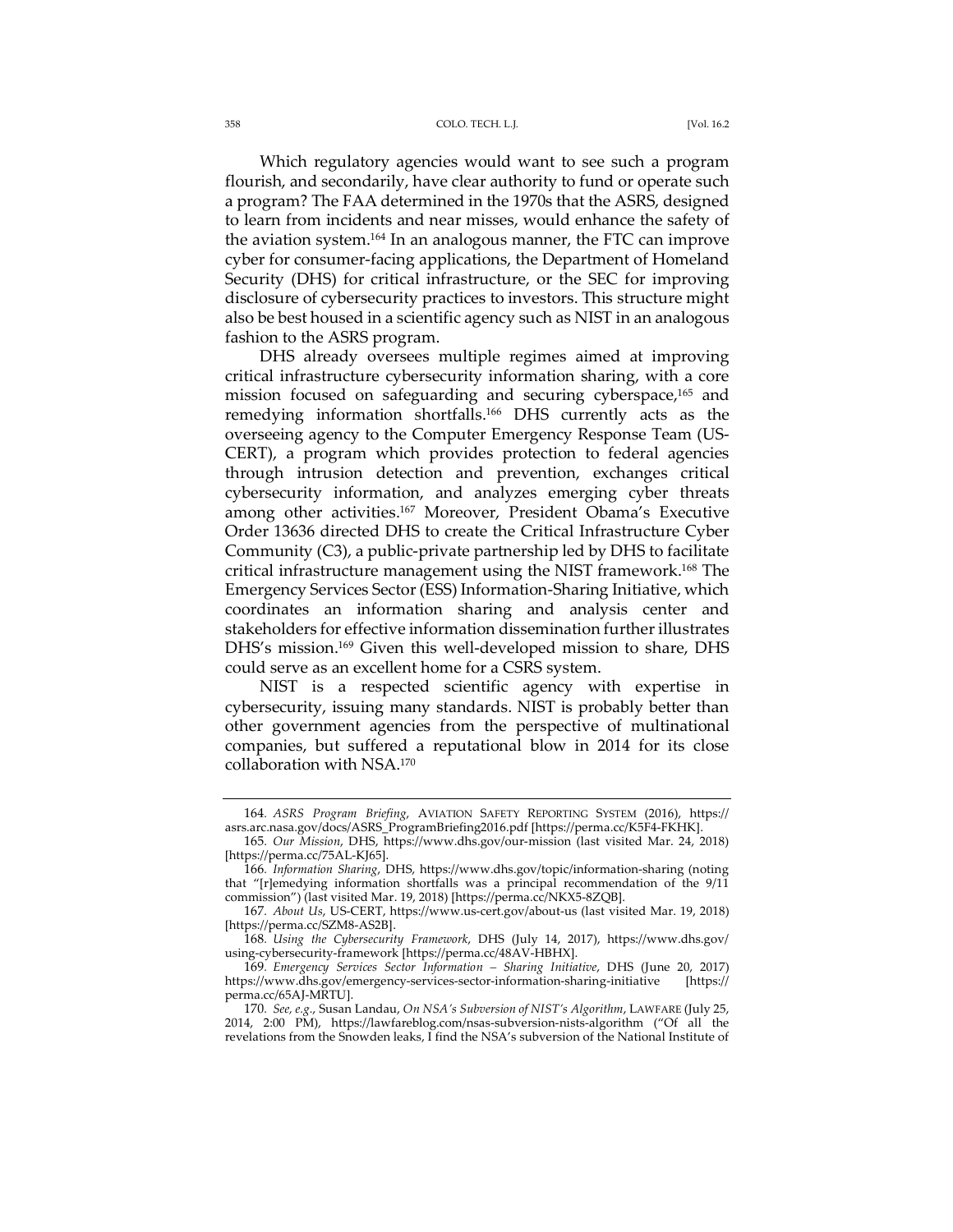Which regulatory agencies would want to see such a program flourish, and secondarily, have clear authority to fund or operate such a program? The FAA determined in the 1970s that the ASRS, designed to learn from incidents and near misses, would enhance the safety of the aviation system.[164] In an analogous manner, the FTC can improve cyber for consumer-facing applications, the Department of Homeland Security (DHS) for critical infrastructure, or the SEC for improving disclosure of cybersecurity practices to investors. This structure might also be best housed in a scientific agency such as NIST in an analogous fashion to the ASRS program.

DHS already oversees multiple regimes aimed at improving critical infrastructure cybersecurity information sharing, with a core mission focused on safeguarding and securing cyberspace,[165] and remedying information shortfalls.[166] DHS currently acts as the overseeing agency to the Computer Emergency Response Team (US-CERT), a program which provides protection to federal agencies through intrusion detection and prevention, exchanges critical cybersecurity information, and analyzes emerging cyber threats among other activities.[167] Moreover, President Obama's Executive Order 13636 directed DHS to create the Critical Infrastructure Cyber Community (C3), a public-private partnership led by DHS to facilitate critical infrastructure management using the NIST framework.[168] The Emergency Services Sector (ESS) Information-Sharing Initiative, which coordinates an information sharing and analysis center and stakeholders for effective information dissemination further illustrates DHS's mission.[169] Given this well-developed mission to share, DHS could serve as an excellent home for a CSRS system.

NIST is a respected scientific agency with expertise in cybersecurity, issuing many standards. NIST is probably better than other government agencies from the perspective of multinational companies, but suffered a reputational blow in 2014 for its close collaboration with NSA.[170]

---

164. *ASRS Program Briefing*, AVIATION SAFETY REPORTING SYSTEM (2016), https://asrs.arc.nasa.gov/docs/ASRS_ProgramBriefing2016.pdf [https://perma.cc/K5F4-FKHK].

165. *Our Mission*, DHS, https://www.dhs.gov/our-mission (last visited Mar. 24, 2018) [https://perma.cc/75AL-KJ65].

166. *Information Sharing*, DHS, https://www.dhs.gov/topic/information-sharing (noting that "[r]emedying information shortfalls was a principal recommendation of the 9/11 commission") (last visited Mar. 19, 2018) [https://perma.cc/NKX5-8ZQB].

167. *About Us*, US-CERT, https://www.us-cert.gov/about-us (last visited Mar. 19, 2018) [https://perma.cc/SZM8-AS2B].

168. *Using the Cybersecurity Framework*, DHS (July 14, 2017), https://www.dhs.gov/using-cybersecurity-framework [https://perma.cc/48AV-HBHX].

169. *Emergency Services Sector Information – Sharing Initiative*, DHS (June 20, 2017) https://www.dhs.gov/emergency-services-sector-information-sharing-initiative [https://perma.cc/65AJ-MRTU].

170. *See, e.g.*, Susan Landau, *On NSA's Subversion of NIST's Algorithm*, LAWFARE (July 25, 2014, 2:00 PM), https://lawfareblog.com/nsas-subversion-nists-algorithm ("Of all the revelations from the Snowden leaks, I find the NSA's subversion of the National Institute of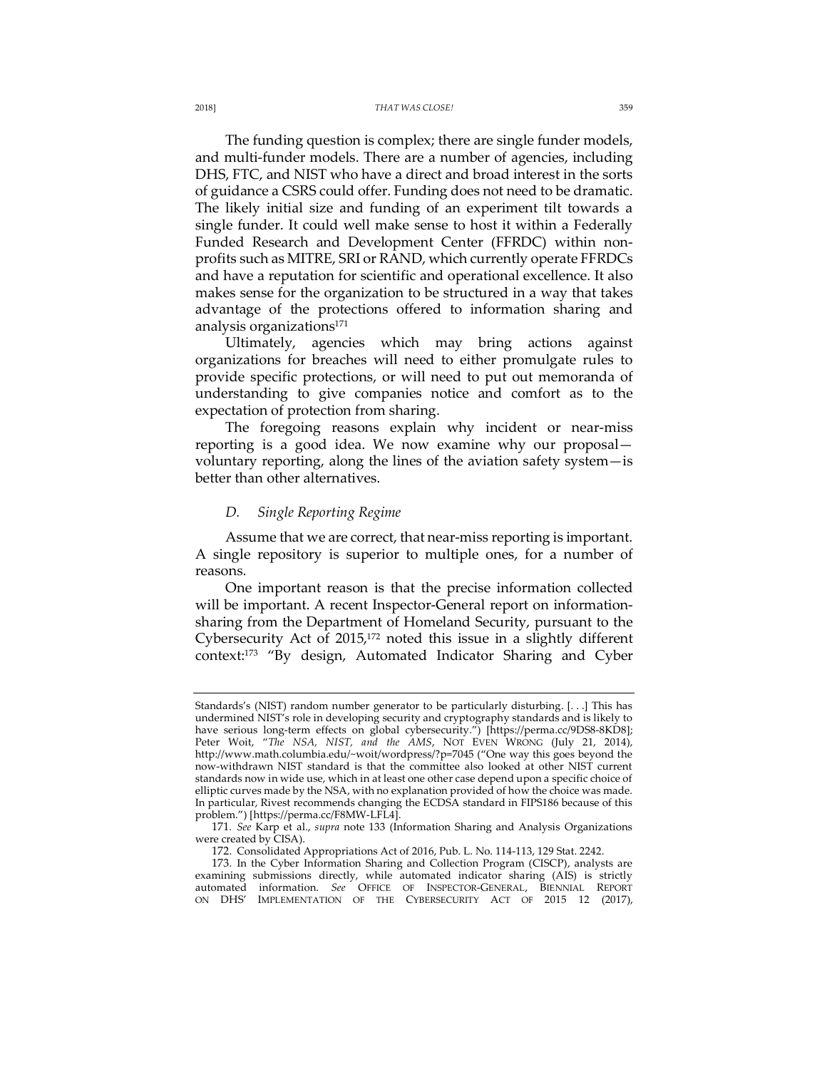The funding question is complex; there are single funder models, and multi-funder models. There are a number of agencies, including DHS, FTC, and NIST who have a direct and broad interest in the sorts of guidance a CSRS could offer. Funding does not need to be dramatic. The likely initial size and funding of an experiment tilt towards a single funder. It could well make sense to host it within a Federally Funded Research and Development Center (FFRDC) within non-profits such as MITRE, SRI or RAND, which currently operate FFRDCs and have a reputation for scientific and operational excellence. It also makes sense for the organization to be structured in a way that takes advantage of the protections offered to information sharing and analysis organizations[171]

Ultimately, agencies which may bring actions against organizations for breaches will need to either promulgate rules to provide specific protections, or will need to put out memoranda of understanding to give companies notice and comfort as to the expectation of protection from sharing.

The foregoing reasons explain why incident or near-miss reporting is a good idea. We now examine why our proposal—voluntary reporting, along the lines of the aviation safety system—is better than other alternatives.

### *D. Single Reporting Regime*

Assume that we are correct, that near-miss reporting is important. A single repository is superior to multiple ones, for a number of reasons.

One important reason is that the precise information collected will be important. A recent Inspector-General report on information-sharing from the Department of Homeland Security, pursuant to the Cybersecurity Act of 2015,[172] noted this issue in a slightly different context:[173] "By design, Automated Indicator Sharing and Cyber

---

Standards's (NIST) random number generator to be particularly disturbing. [. . .] This has undermined NIST's role in developing security and cryptography standards and is likely to have serious long-term effects on global cybersecurity.") [https://perma.cc/9DS8-8KD8]; Peter Woit, "*The NSA, NIST, and the AMS*, NOT EVEN WRONG (July 21, 2014), http://www.math.columbia.edu/~woit/wordpress/?p=7045 ("One way this goes beyond the now-withdrawn NIST standard is that the committee also looked at other NIST current standards now in wide use, which in at least one other case depend upon a specific choice of elliptic curves made by the NSA, with no explanation provided of how the choice was made. In particular, Rivest recommends changing the ECDSA standard in FIPS186 because of this problem.") [https://perma.cc/F8MW-LFL4].

171. *See* Karp et al., *supra* note 133 (Information Sharing and Analysis Organizations were created by CISA).

172. Consolidated Appropriations Act of 2016, Pub. L. No. 114-113, 129 Stat. 2242.

173. In the Cyber Information Sharing and Collection Program (CISCP), analysts are examining submissions directly, while automated indicator sharing (AIS) is strictly automated information. *See* OFFICE OF INSPECTOR-GENERAL, BIENNIAL REPORT ON DHS' IMPLEMENTATION OF THE CYBERSECURITY ACT OF 2015 12 (2017),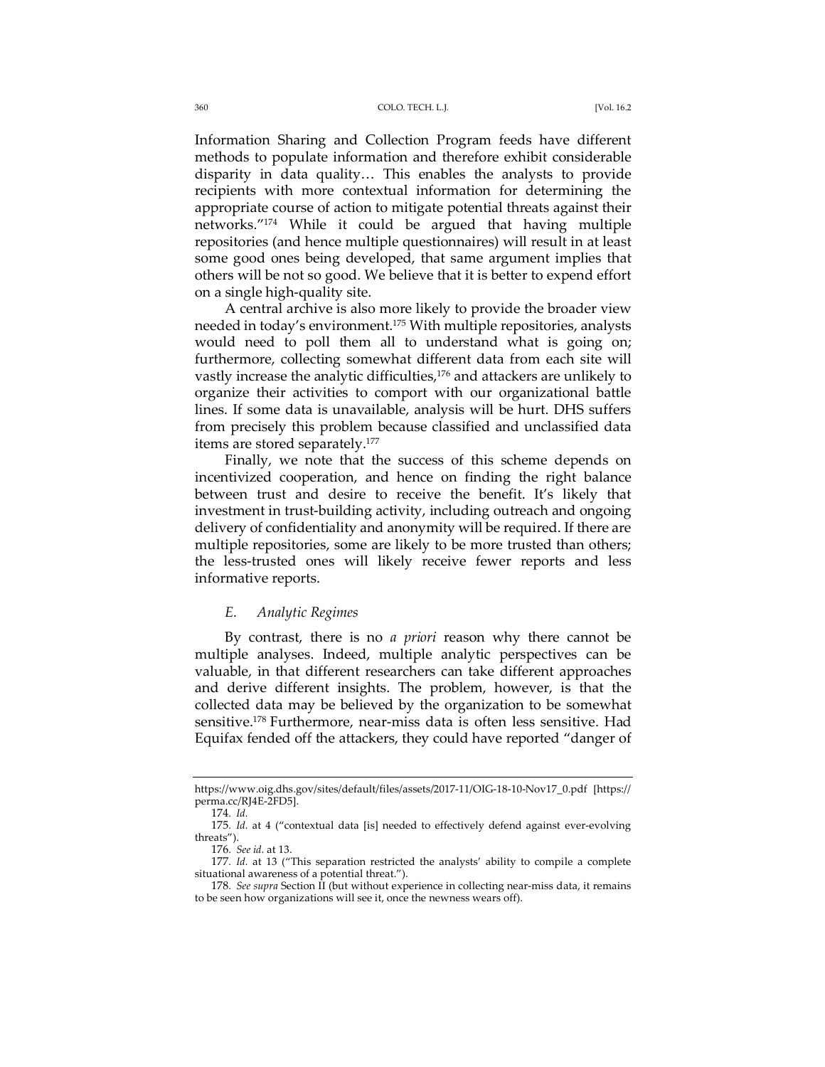Information Sharing and Collection Program feeds have different methods to populate information and therefore exhibit considerable disparity in data quality… This enables the analysts to provide recipients with more contextual information for determining the appropriate course of action to mitigate potential threats against their networks."[174] While it could be argued that having multiple repositories (and hence multiple questionnaires) will result in at least some good ones being developed, that same argument implies that others will be not so good. We believe that it is better to expend effort on a single high-quality site.

A central archive is also more likely to provide the broader view needed in today's environment.[175] With multiple repositories, analysts would need to poll them all to understand what is going on; furthermore, collecting somewhat different data from each site will vastly increase the analytic difficulties,[176] and attackers are unlikely to organize their activities to comport with our organizational battle lines. If some data is unavailable, analysis will be hurt. DHS suffers from precisely this problem because classified and unclassified data items are stored separately.[177]

Finally, we note that the success of this scheme depends on incentivized cooperation, and hence on finding the right balance between trust and desire to receive the benefit. It's likely that investment in trust-building activity, including outreach and ongoing delivery of confidentiality and anonymity will be required. If there are multiple repositories, some are likely to be more trusted than others; the less-trusted ones will likely receive fewer reports and less informative reports.

### *E. Analytic Regimes*

By contrast, there is no *a priori* reason why there cannot be multiple analyses. Indeed, multiple analytic perspectives can be valuable, in that different researchers can take different approaches and derive different insights. The problem, however, is that the collected data may be believed by the organization to be somewhat sensitive.[178] Furthermore, near-miss data is often less sensitive. Had Equifax fended off the attackers, they could have reported "danger of

---

https://www.oig.dhs.gov/sites/default/files/assets/2017-11/OIG-18-10-Nov17_0.pdf [https://perma.cc/RJ4E-2FD5].

174. *Id.*

175. *Id.* at 4 ("contextual data [is] needed to effectively defend against ever-evolving threats").

176. *See id.* at 13.

177. *Id.* at 13 ("This separation restricted the analysts' ability to compile a complete situational awareness of a potential threat.").

178. *See supra* Section II (but without experience in collecting near-miss data, it remains to be seen how organizations will see it, once the newness wears off).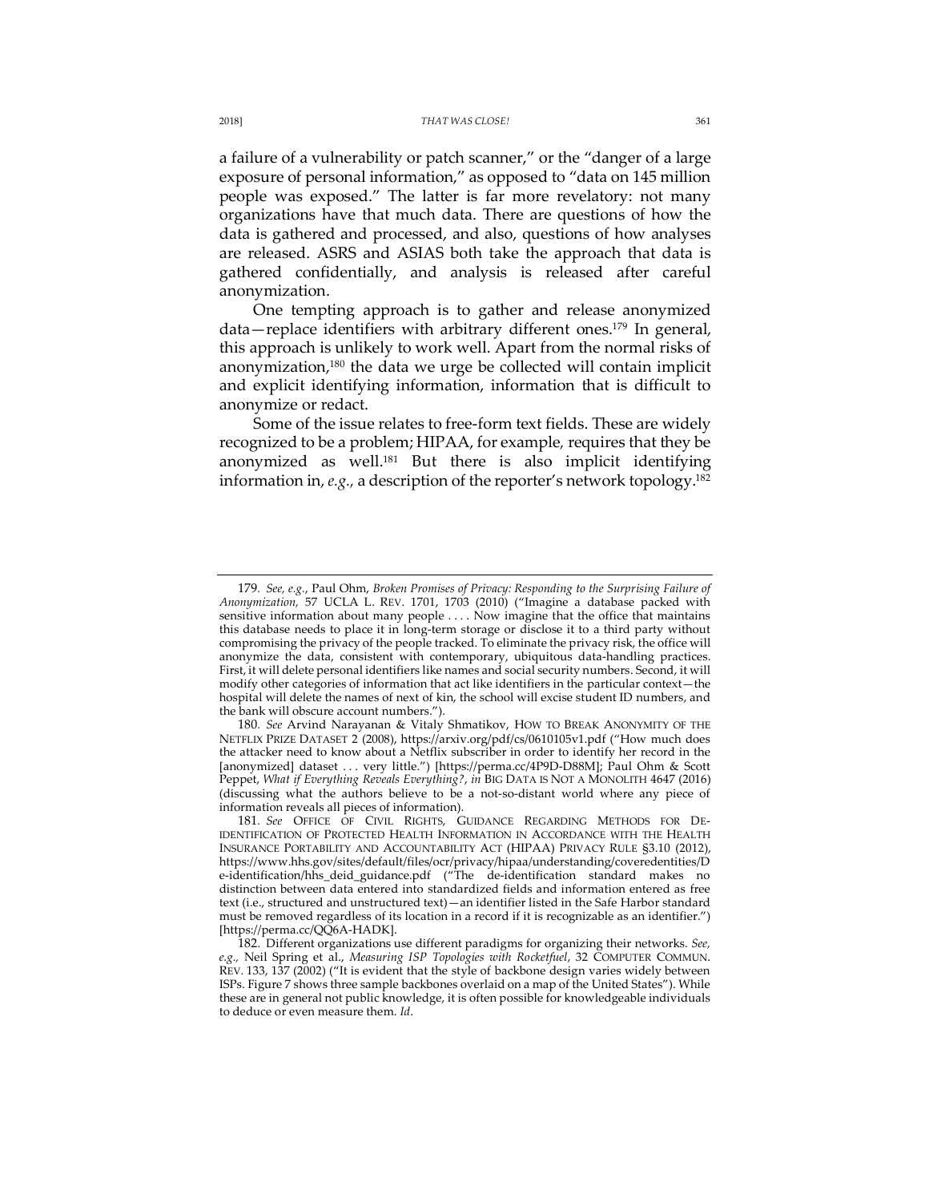a failure of a vulnerability or patch scanner," or the "danger of a large exposure of personal information," as opposed to "data on 145 million people was exposed." The latter is far more revelatory: not many organizations have that much data. There are questions of how the data is gathered and processed, and also, questions of how analyses are released. ASRS and ASIAS both take the approach that data is gathered confidentially, and analysis is released after careful anonymization.

One tempting approach is to gather and release anonymized data—replace identifiers with arbitrary different ones.[179] In general, this approach is unlikely to work well. Apart from the normal risks of anonymization,[180] the data we urge be collected will contain implicit and explicit identifying information, information that is difficult to anonymize or redact.

Some of the issue relates to free-form text fields. These are widely recognized to be a problem; HIPAA, for example, requires that they be anonymized as well.[181] But there is also implicit identifying information in, *e.g.*, a description of the reporter's network topology.[182]

---

179. *See, e.g.*, Paul Ohm, *Broken Promises of Privacy: Responding to the Surprising Failure of Anonymization*, 57 UCLA L. REV. 1701, 1703 (2010) ("Imagine a database packed with sensitive information about many people . . . . Now imagine that the office that maintains this database needs to place it in long-term storage or disclose it to a third party without compromising the privacy of the people tracked. To eliminate the privacy risk, the office will anonymize the data, consistent with contemporary, ubiquitous data-handling practices. First, it will delete personal identifiers like names and social security numbers. Second, it will modify other categories of information that act like identifiers in the particular context—the hospital will delete the names of next of kin, the school will excise student ID numbers, and the bank will obscure account numbers.").

180. *See* Arvind Narayanan & Vitaly Shmatikov, HOW TO BREAK ANONYMITY OF THE NETFLIX PRIZE DATASET 2 (2008), https://arxiv.org/pdf/cs/0610105v1.pdf ("How much does the attacker need to know about a Netflix subscriber in order to identify her record in the [anonymized] dataset . . . very little.") [https://perma.cc/4P9D-D88M]; Paul Ohm & Scott Peppet, *What if Everything Reveals Everything?*, *in* BIG DATA IS NOT A MONOLITH 4647 (2016) (discussing what the authors believe to be a not-so-distant world where any piece of information reveals all pieces of information).

181. *See* OFFICE OF CIVIL RIGHTS, GUIDANCE REGARDING METHODS FOR DE-IDENTIFICATION OF PROTECTED HEALTH INFORMATION IN ACCORDANCE WITH THE HEALTH INSURANCE PORTABILITY AND ACCOUNTABILITY ACT (HIPAA) PRIVACY RULE §3.10 (2012), https://www.hhs.gov/sites/default/files/ocr/privacy/hipaa/understanding/coveredentities/De-identification/hhs_deid_guidance.pdf ("The de-identification standard makes no distinction between data entered into standardized fields and information entered as free text (i.e., structured and unstructured text)—an identifier listed in the Safe Harbor standard must be removed regardless of its location in a record if it is recognizable as an identifier.") [https://perma.cc/QQ6A-HADK].

182. Different organizations use different paradigms for organizing their networks. *See, e.g.*, Neil Spring et al., *Measuring ISP Topologies with Rocketfuel*, 32 COMPUTER COMMUN. REV. 133, 137 (2002) ("It is evident that the style of backbone design varies widely between ISPs. Figure 7 shows three sample backbones overlaid on a map of the United States"). While these are in general not public knowledge, it is often possible for knowledgeable individuals to deduce or even measure them. *Id.*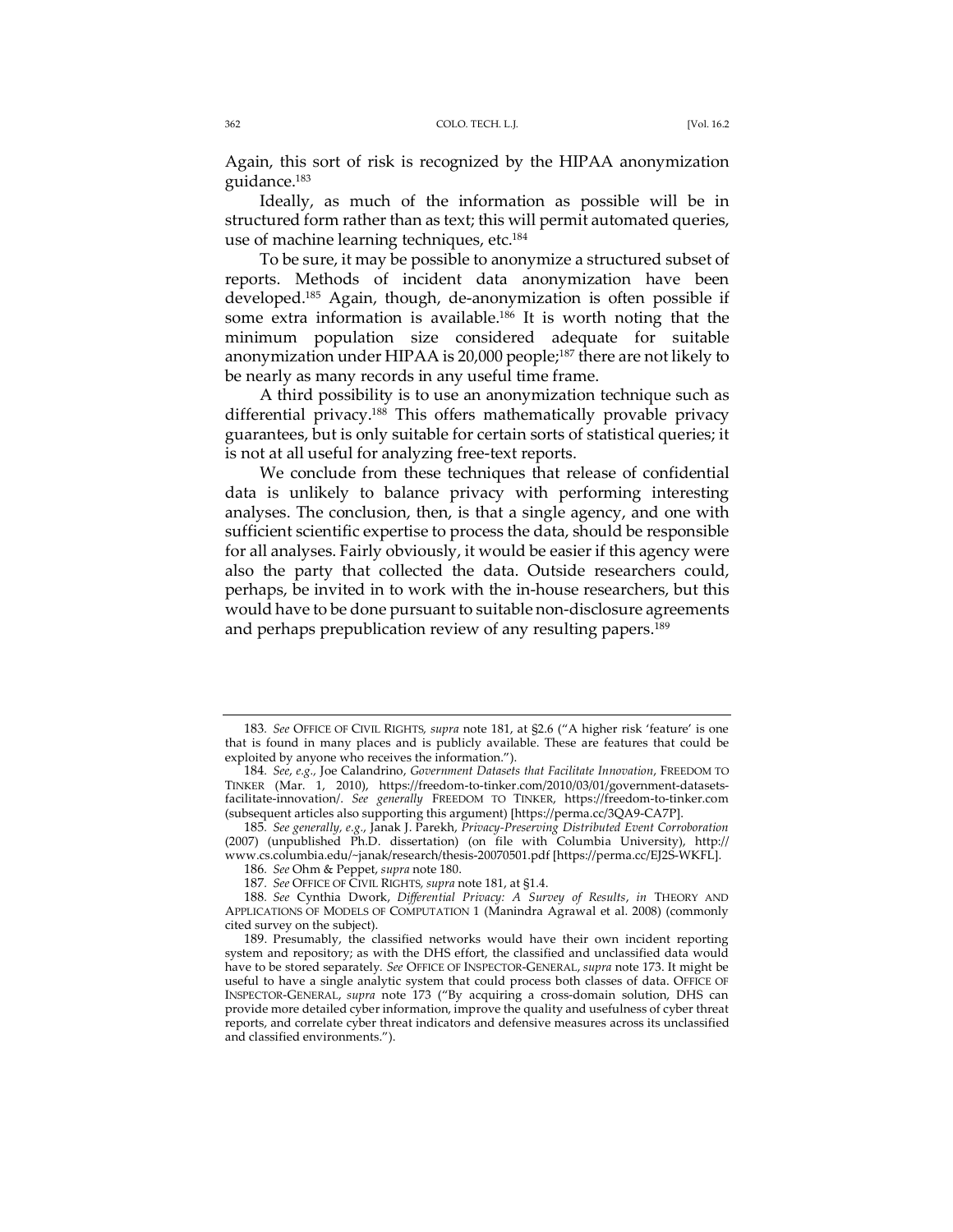Again, this sort of risk is recognized by the HIPAA anonymization guidance.[183]

Ideally, as much of the information as possible will be in structured form rather than as text; this will permit automated queries, use of machine learning techniques, etc.[184]

To be sure, it may be possible to anonymize a structured subset of reports. Methods of incident data anonymization have been developed.[185] Again, though, de-anonymization is often possible if some extra information is available.[186] It is worth noting that the minimum population size considered adequate for suitable anonymization under HIPAA is 20,000 people;[187] there are not likely to be nearly as many records in any useful time frame.

A third possibility is to use an anonymization technique such as differential privacy.[188] This offers mathematically provable privacy guarantees, but is only suitable for certain sorts of statistical queries; it is not at all useful for analyzing free-text reports.

We conclude from these techniques that release of confidential data is unlikely to balance privacy with performing interesting analyses. The conclusion, then, is that a single agency, and one with sufficient scientific expertise to process the data, should be responsible for all analyses. Fairly obviously, it would be easier if this agency were also the party that collected the data. Outside researchers could, perhaps, be invited in to work with the in-house researchers, but this would have to be done pursuant to suitable non-disclosure agreements and perhaps prepublication review of any resulting papers.[189]

---

183. *See* OFFICE OF CIVIL RIGHTS, *supra* note 181, at §2.6 ("A higher risk 'feature' is one that is found in many places and is publicly available. These are features that could be exploited by anyone who receives the information.").

184. *See, e.g.*, Joe Calandrino, *Government Datasets that Facilitate Innovation*, FREEDOM TO TINKER (Mar. 1, 2010), https://freedom-to-tinker.com/2010/03/01/government-datasets-facilitate-innovation/. *See generally* FREEDOM TO TINKER, https://freedom-to-tinker.com (subsequent articles also supporting this argument) [https://perma.cc/3QA9-CA7P].

185. *See generally, e.g.*, Janak J. Parekh, *Privacy-Preserving Distributed Event Corroboration* (2007) (unpublished Ph.D. dissertation) (on file with Columbia University), http://www.cs.columbia.edu/~janak/research/thesis-20070501.pdf [https://perma.cc/EJ2S-WKFL].

186. *See* Ohm & Peppet, *supra* note 180.

187. *See* OFFICE OF CIVIL RIGHTS, *supra* note 181, at §1.4.

188. *See* Cynthia Dwork, *Differential Privacy: A Survey of Results*, *in* THEORY AND APPLICATIONS OF MODELS OF COMPUTATION 1 (Manindra Agrawal et al. 2008) (commonly cited survey on the subject).

189. Presumably, the classified networks would have their own incident reporting system and repository; as with the DHS effort, the classified and unclassified data would have to be stored separately. *See* OFFICE OF INSPECTOR-GENERAL, *supra* note 173. It might be useful to have a single analytic system that could process both classes of data. OFFICE OF INSPECTOR-GENERAL, *supra* note 173 ("By acquiring a cross-domain solution, DHS can provide more detailed cyber information, improve the quality and usefulness of cyber threat reports, and correlate cyber threat indicators and defensive measures across its unclassified and classified environments.").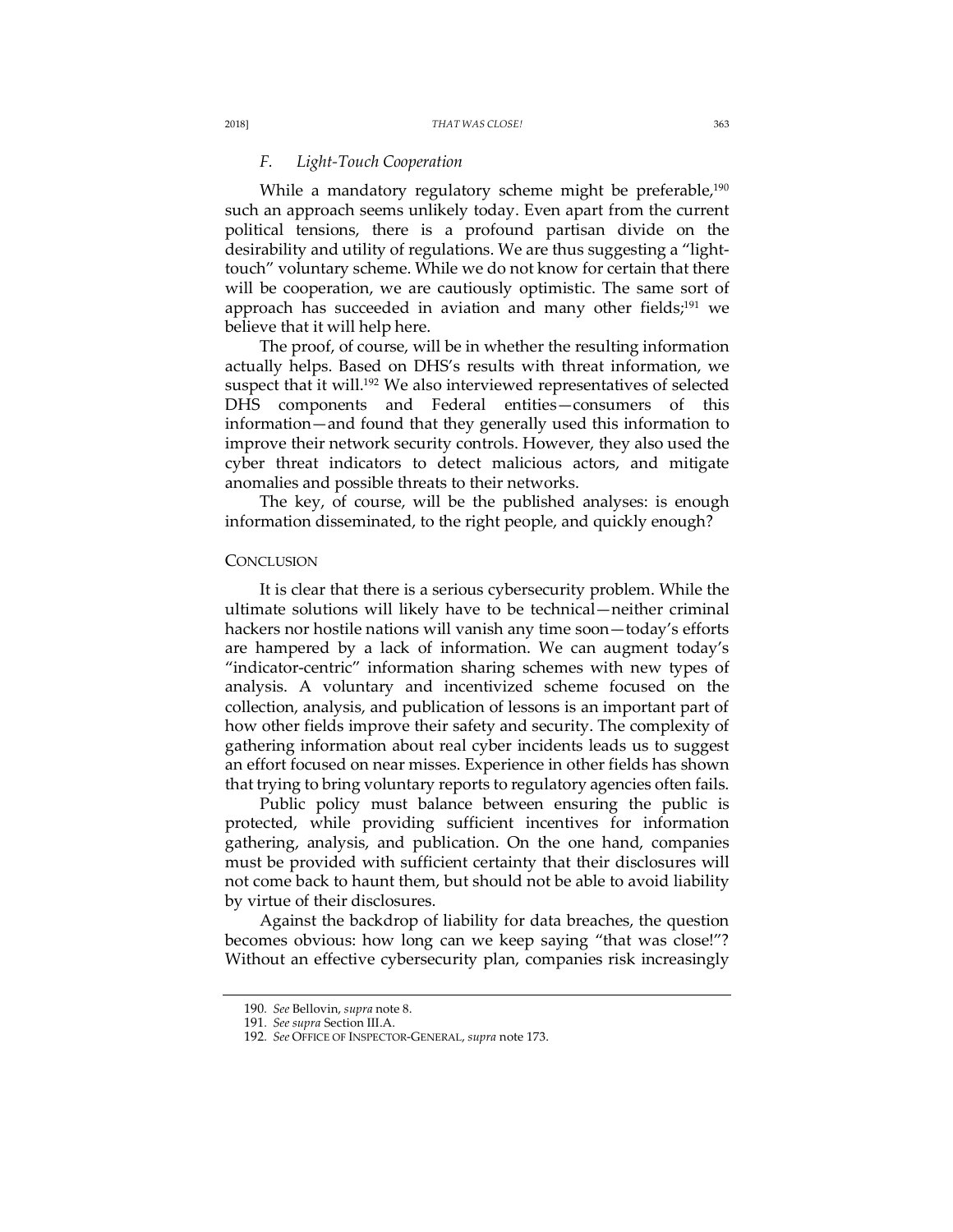### *F. Light-Touch Cooperation*

While a mandatory regulatory scheme might be preferable,[190] such an approach seems unlikely today. Even apart from the current political tensions, there is a profound partisan divide on the desirability and utility of regulations. We are thus suggesting a "light-touch" voluntary scheme. While we do not know for certain that there will be cooperation, we are cautiously optimistic. The same sort of approach has succeeded in aviation and many other fields;[191] we believe that it will help here.

The proof, of course, will be in whether the resulting information actually helps. Based on DHS's results with threat information, we suspect that it will.[192] We also interviewed representatives of selected DHS components and Federal entities—consumers of this information—and found that they generally used this information to improve their network security controls. However, they also used the cyber threat indicators to detect malicious actors, and mitigate anomalies and possible threats to their networks.

The key, of course, will be the published analyses: is enough information disseminated, to the right people, and quickly enough?

## CONCLUSION

It is clear that there is a serious cybersecurity problem. While the ultimate solutions will likely have to be technical—neither criminal hackers nor hostile nations will vanish any time soon—today's efforts are hampered by a lack of information. We can augment today's "indicator-centric" information sharing schemes with new types of analysis. A voluntary and incentivized scheme focused on the collection, analysis, and publication of lessons is an important part of how other fields improve their safety and security. The complexity of gathering information about real cyber incidents leads us to suggest an effort focused on near misses. Experience in other fields has shown that trying to bring voluntary reports to regulatory agencies often fails.

Public policy must balance between ensuring the public is protected, while providing sufficient incentives for information gathering, analysis, and publication. On the one hand, companies must be provided with sufficient certainty that their disclosures will not come back to haunt them, but should not be able to avoid liability by virtue of their disclosures.

Against the backdrop of liability for data breaches, the question becomes obvious: how long can we keep saying "that was close!"? Without an effective cybersecurity plan, companies risk increasingly

---

190. *See* Bellovin, *supra* note 8.

191. *See supra* Section III.A.

192. *See* OFFICE OF INSPECTOR-GENERAL, *supra* note 173.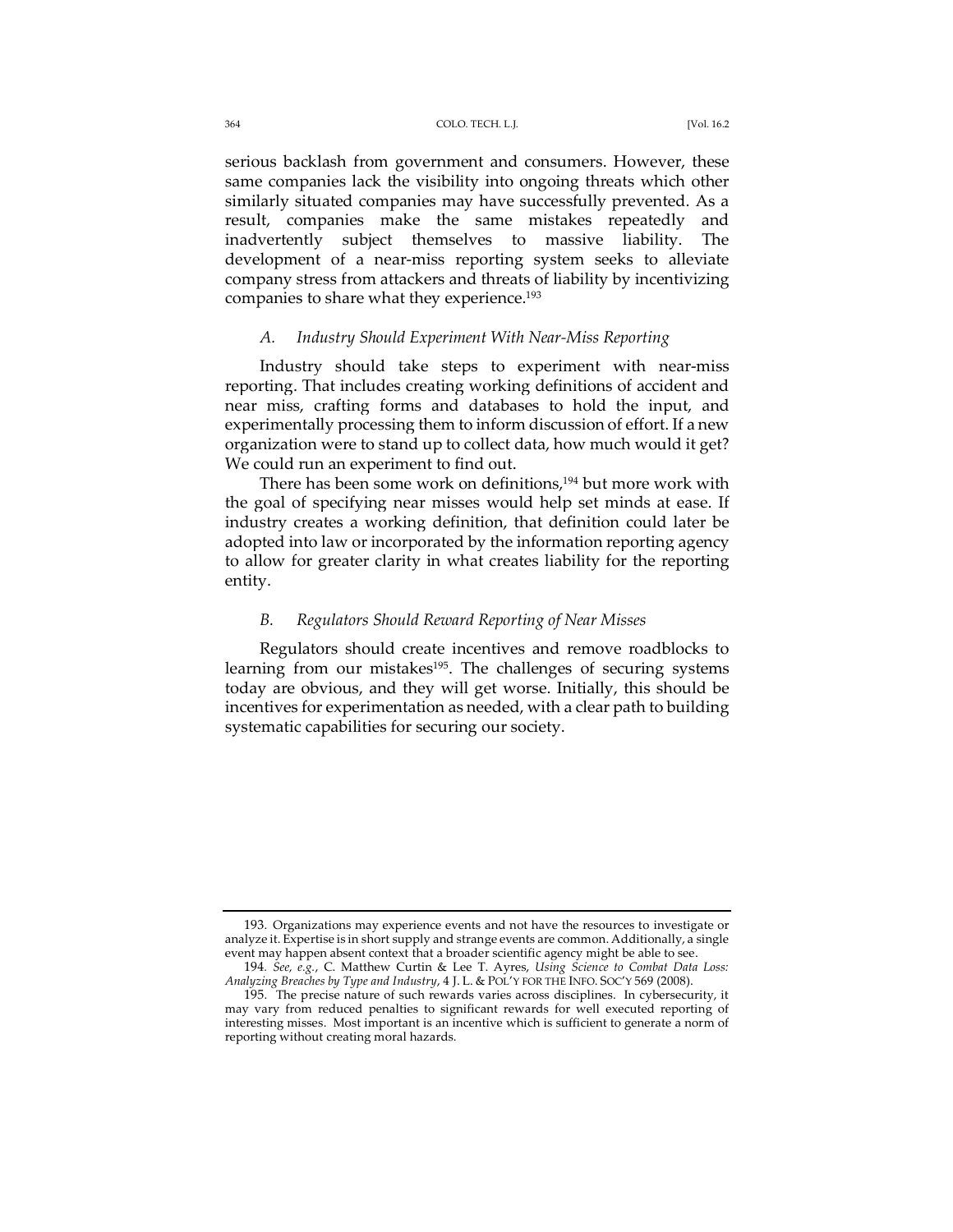serious backlash from government and consumers. However, these same companies lack the visibility into ongoing threats which other similarly situated companies may have successfully prevented. As a result, companies make the same mistakes repeatedly and inadvertently subject themselves to massive liability. The development of a near-miss reporting system seeks to alleviate company stress from attackers and threats of liability by incentivizing companies to share what they experience.[193]

### *A. Industry Should Experiment With Near-Miss Reporting*

Industry should take steps to experiment with near-miss reporting. That includes creating working definitions of accident and near miss, crafting forms and databases to hold the input, and experimentally processing them to inform discussion of effort. If a new organization were to stand up to collect data, how much would it get? We could run an experiment to find out.

There has been some work on definitions,[194] but more work with the goal of specifying near misses would help set minds at ease. If industry creates a working definition, that definition could later be adopted into law or incorporated by the information reporting agency to allow for greater clarity in what creates liability for the reporting entity.

### *B. Regulators Should Reward Reporting of Near Misses*

Regulators should create incentives and remove roadblocks to learning from our mistakes[195]. The challenges of securing systems today are obvious, and they will get worse. Initially, this should be incentives for experimentation as needed, with a clear path to building systematic capabilities for securing our society.

---

193. Organizations may experience events and not have the resources to investigate or analyze it. Expertise is in short supply and strange events are common. Additionally, a single event may happen absent context that a broader scientific agency might be able to see.

194. *See, e.g.*, C. Matthew Curtin & Lee T. Ayres, *Using Science to Combat Data Loss: Analyzing Breaches by Type and Industry*, 4 J. L. & POL'Y FOR THE INFO. SOC'Y 569 (2008).

195. The precise nature of such rewards varies across disciplines. In cybersecurity, it may vary from reduced penalties to significant rewards for well executed reporting of interesting misses. Most important is an incentive which is sufficient to generate a norm of reporting without creating moral hazards.